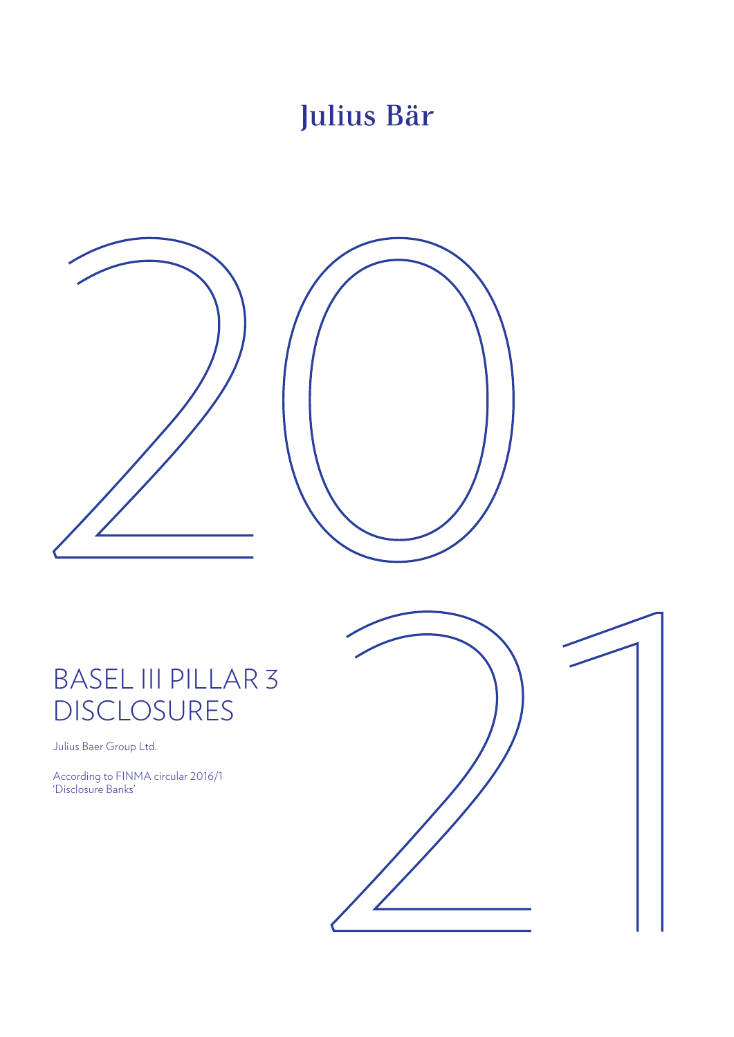Julius Bär

2021

# BASEL III PILLAR 3 DISCLOSURES

Julius Baer Group Ltd.

According to FINMA circular 2016/1
'Disclosure Banks'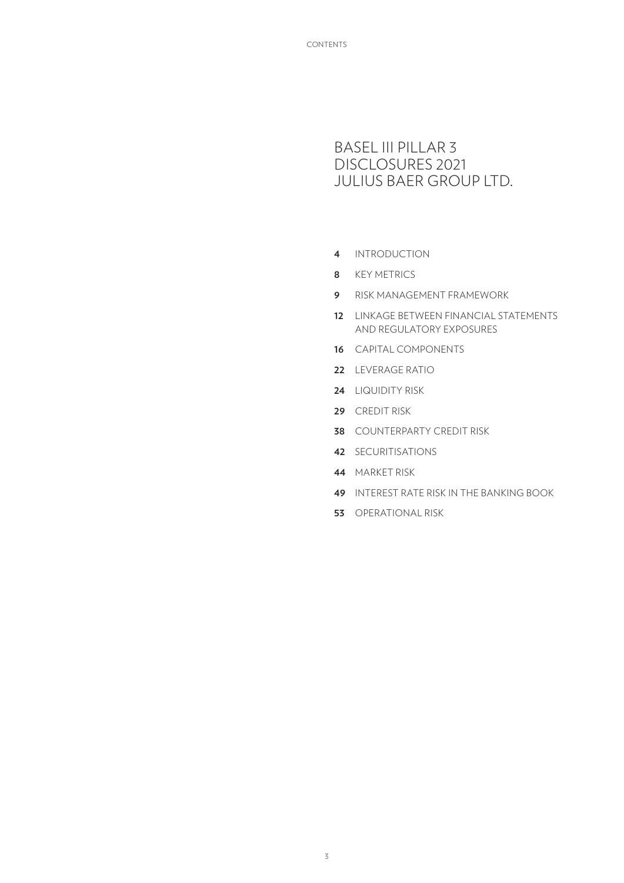# BASEL III PILLAR 3 DISCLOSURES 2021 JULIUS BAER GROUP LTD.

**4** INTRODUCTION

**8** KEY METRICS

**9** RISK MANAGEMENT FRAMEWORK

**12** LINKAGE BETWEEN FINANCIAL STATEMENTS AND REGULATORY EXPOSURES

**16** CAPITAL COMPONENTS

**22** LEVERAGE RATIO

**24** LIQUIDITY RISK

**29** CREDIT RISK

**38** COUNTERPARTY CREDIT RISK

**42** SECURITISATIONS

**44** MARKET RISK

**49** INTEREST RATE RISK IN THE BANKING BOOK

**53** OPERATIONAL RISK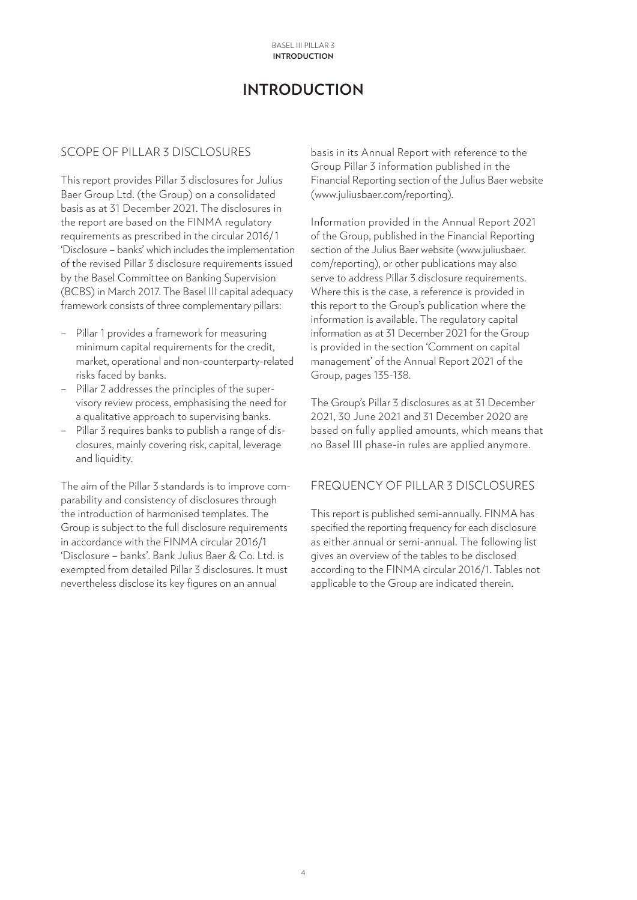# INTRODUCTION

## SCOPE OF PILLAR 3 DISCLOSURES

This report provides Pillar 3 disclosures for Julius Baer Group Ltd. (the Group) on a consolidated basis as at 31 December 2021. The disclosures in the report are based on the FINMA regulatory requirements as prescribed in the circular 2016/1 'Disclosure – banks' which includes the implementation of the revised Pillar 3 disclosure requirements issued by the Basel Committee on Banking Supervision (BCBS) in March 2017. The Basel III capital adequacy framework consists of three complementary pillars:

- Pillar 1 provides a framework for measuring minimum capital requirements for the credit, market, operational and non-counterparty-related risks faced by banks.
- Pillar 2 addresses the principles of the supervisory review process, emphasising the need for a qualitative approach to supervising banks.
- Pillar 3 requires banks to publish a range of disclosures, mainly covering risk, capital, leverage and liquidity.

The aim of the Pillar 3 standards is to improve comparability and consistency of disclosures through the introduction of harmonised templates. The Group is subject to the full disclosure requirements in accordance with the FINMA circular 2016/1 'Disclosure – banks'. Bank Julius Baer & Co. Ltd. is exempted from detailed Pillar 3 disclosures. It must nevertheless disclose its key figures on an annual basis in its Annual Report with reference to the Group Pillar 3 information published in the Financial Reporting section of the Julius Baer website (www.juliusbaer.com/reporting).

Information provided in the Annual Report 2021 of the Group, published in the Financial Reporting section of the Julius Baer website (www.juliusbaer.com/reporting), or other publications may also serve to address Pillar 3 disclosure requirements. Where this is the case, a reference is provided in this report to the Group's publication where the information is available. The regulatory capital information as at 31 December 2021 for the Group is provided in the section 'Comment on capital management' of the Annual Report 2021 of the Group, pages 135-138.

The Group's Pillar 3 disclosures as at 31 December 2021, 30 June 2021 and 31 December 2020 are based on fully applied amounts, which means that no Basel III phase-in rules are applied anymore.

## FREQUENCY OF PILLAR 3 DISCLOSURES

This report is published semi-annually. FINMA has specified the reporting frequency for each disclosure as either annual or semi-annual. The following list gives an overview of the tables to be disclosed according to the FINMA circular 2016/1. Tables not applicable to the Group are indicated therein.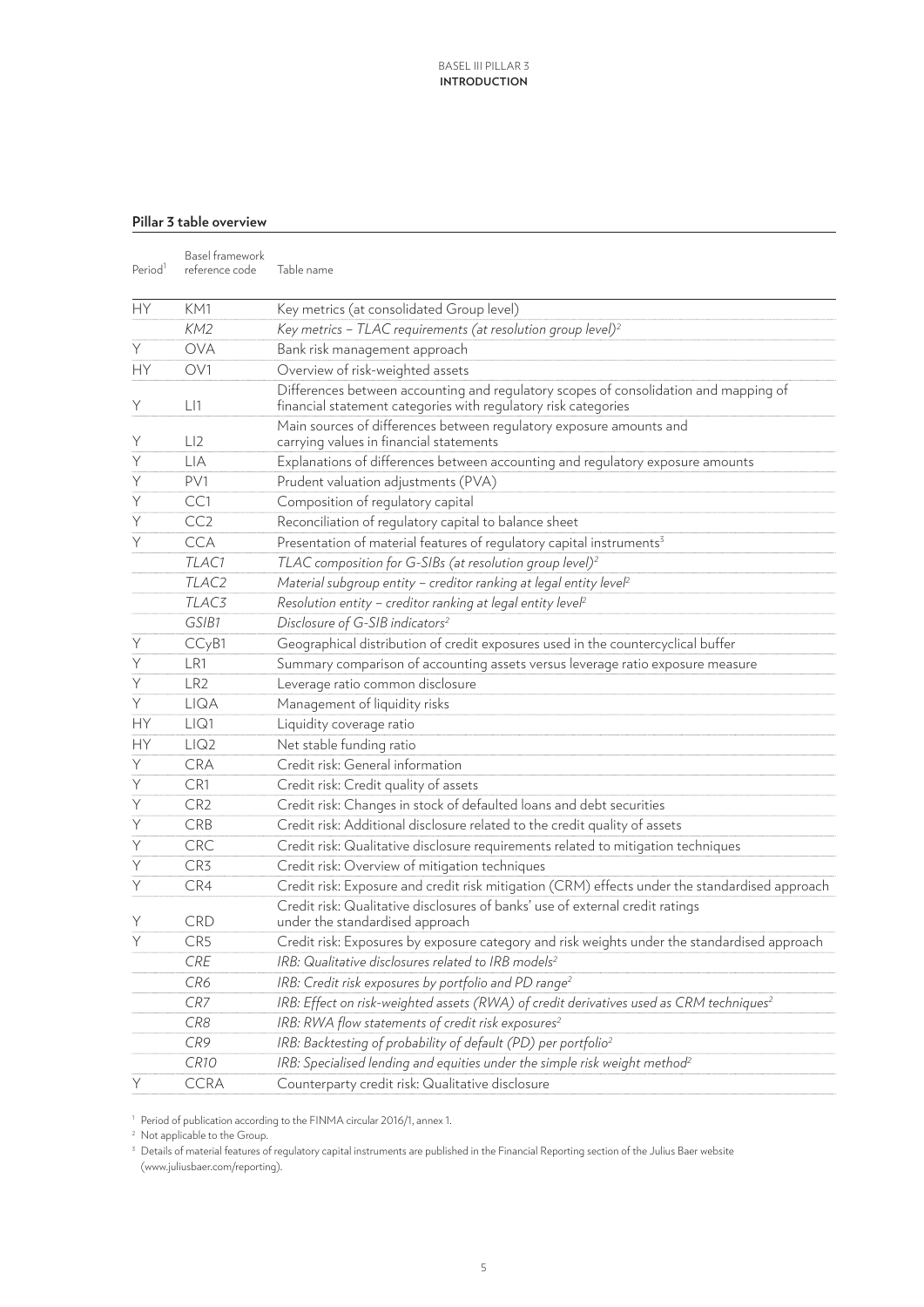## Pillar 3 table overview

| Period[1] | Basel framework reference code | Table name |
|---|---|---|
| HY | KM1 | Key metrics (at consolidated Group level) |
| | *KM2* | *Key metrics – TLAC requirements (at resolution group level)*[2] |
| Y | OVA | Bank risk management approach |
| HY | OV1 | Overview of risk-weighted assets |
| Y | LI1 | Differences between accounting and regulatory scopes of consolidation and mapping of financial statement categories with regulatory risk categories |
| Y | LI2 | Main sources of differences between regulatory exposure amounts and carrying values in financial statements |
| Y | LIA | Explanations of differences between accounting and regulatory exposure amounts |
| Y | PV1 | Prudent valuation adjustments (PVA) |
| Y | CC1 | Composition of regulatory capital |
| Y | CC2 | Reconciliation of regulatory capital to balance sheet |
| Y | CCA | Presentation of material features of regulatory capital instruments[3] |
| | *TLAC1* | *TLAC composition for G-SIBs (at resolution group level)*[2] |
| | *TLAC2* | *Material subgroup entity – creditor ranking at legal entity level*[2] |
| | *TLAC3* | *Resolution entity – creditor ranking at legal entity level*[2] |
| | *GSIB1* | *Disclosure of G-SIB indicators*[2] |
| Y | CCyB1 | Geographical distribution of credit exposures used in the countercyclical buffer |
| Y | LR1 | Summary comparison of accounting assets versus leverage ratio exposure measure |
| Y | LR2 | Leverage ratio common disclosure |
| Y | LIQA | Management of liquidity risks |
| HY | LIQ1 | Liquidity coverage ratio |
| HY | LIQ2 | Net stable funding ratio |
| Y | CRA | Credit risk: General information |
| Y | CR1 | Credit risk: Credit quality of assets |
| Y | CR2 | Credit risk: Changes in stock of defaulted loans and debt securities |
| Y | CRB | Credit risk: Additional disclosure related to the credit quality of assets |
| Y | CRC | Credit risk: Qualitative disclosure requirements related to mitigation techniques |
| Y | CR3 | Credit risk: Overview of mitigation techniques |
| Y | CR4 | Credit risk: Exposure and credit risk mitigation (CRM) effects under the standardised approach |
| Y | CRD | Credit risk: Qualitative disclosures of banks' use of external credit ratings under the standardised approach |
| Y | CR5 | Credit risk: Exposures by exposure category and risk weights under the standardised approach |
| | *CRE* | *IRB: Qualitative disclosures related to IRB models*[2] |
| | *CR6* | *IRB: Credit risk exposures by portfolio and PD range*[2] |
| | *CR7* | *IRB: Effect on risk-weighted assets (RWA) of credit derivatives used as CRM techniques*[2] |
| | *CR8* | *IRB: RWA flow statements of credit risk exposures*[2] |
| | *CR9* | *IRB: Backtesting of probability of default (PD) per portfolio*[2] |
| | *CR10* | *IRB: Specialised lending and equities under the simple risk weight method*[2] |
| Y | CCRA | Counterparty credit risk: Qualitative disclosure |

[1] Period of publication according to the FINMA circular 2016/1, annex 1.

[2] Not applicable to the Group.

[3] Details of material features of regulatory capital instruments are published in the Financial Reporting section of the Julius Baer website (www.juliusbaer.com/reporting).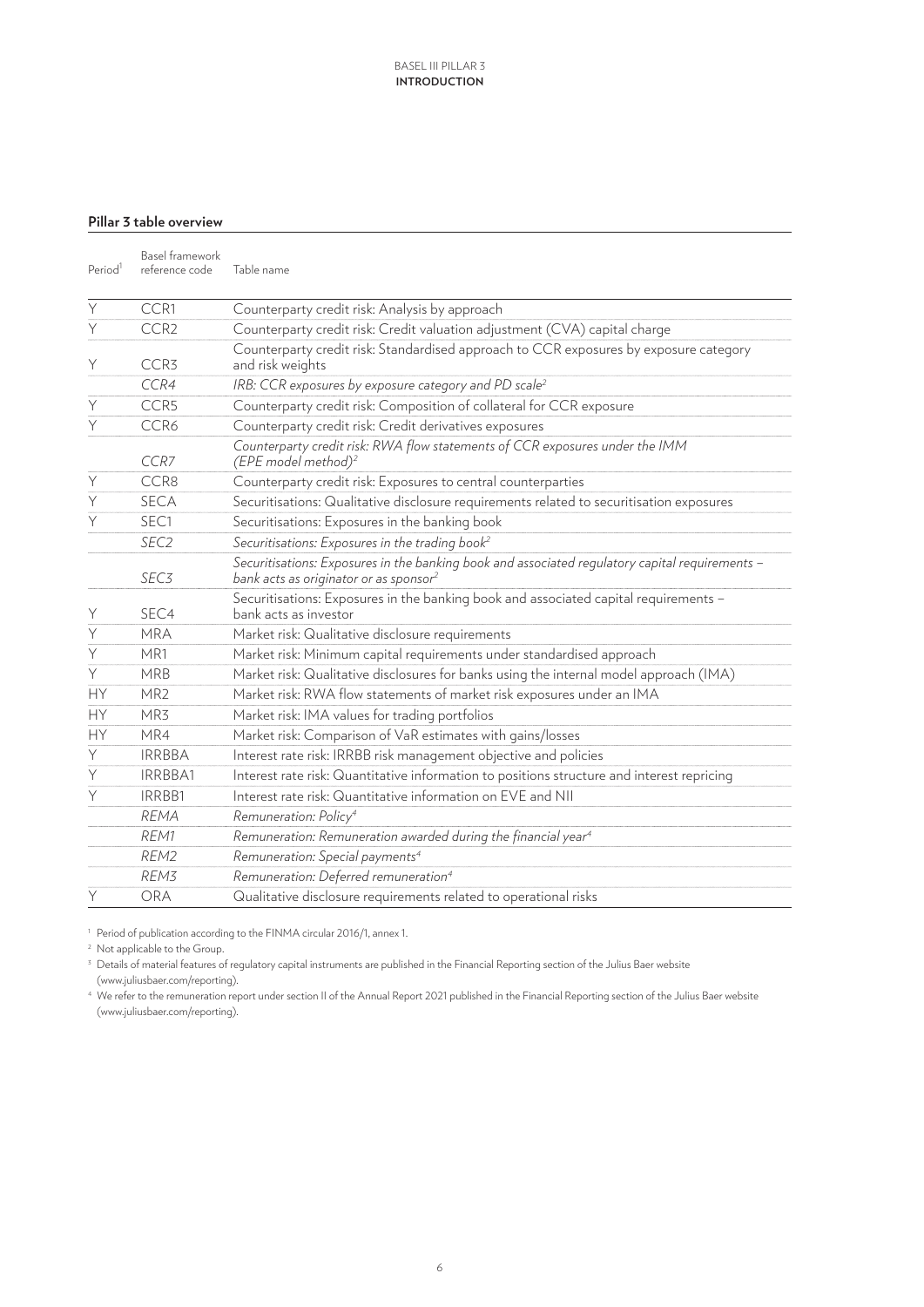**Pillar 3 table overview**

| Period[1] | Basel framework reference code | Table name |
|---|---|---|
| Y | CCR1 | Counterparty credit risk: Analysis by approach |
| Y | CCR2 | Counterparty credit risk: Credit valuation adjustment (CVA) capital charge |
| Y | CCR3 | Counterparty credit risk: Standardised approach to CCR exposures by exposure category and risk weights |
| | *CCR4* | *IRB: CCR exposures by exposure category and PD scale[2]* |
| Y | CCR5 | Counterparty credit risk: Composition of collateral for CCR exposure |
| Y | CCR6 | Counterparty credit risk: Credit derivatives exposures |
| | *CCR7* | *Counterparty credit risk: RWA flow statements of CCR exposures under the IMM (EPE model method)[2]* |
| Y | CCR8 | Counterparty credit risk: Exposures to central counterparties |
| Y | SECA | Securitisations: Qualitative disclosure requirements related to securitisation exposures |
| Y | SEC1 | Securitisations: Exposures in the banking book |
| | *SEC2* | *Securitisations: Exposures in the trading book[2]* |
| | *SEC3* | *Securitisations: Exposures in the banking book and associated regulatory capital requirements – bank acts as originator or as sponsor[2]* |
| Y | SEC4 | Securitisations: Exposures in the banking book and associated capital requirements – bank acts as investor |
| Y | MRA | Market risk: Qualitative disclosure requirements |
| Y | MR1 | Market risk: Minimum capital requirements under standardised approach |
| Y | MRB | Market risk: Qualitative disclosures for banks using the internal model approach (IMA) |
| HY | MR2 | Market risk: RWA flow statements of market risk exposures under an IMA |
| HY | MR3 | Market risk: IMA values for trading portfolios |
| HY | MR4 | Market risk: Comparison of VaR estimates with gains/losses |
| Y | IRRBBA | Interest rate risk: IRRBB risk management objective and policies |
| Y | IRRBBA1 | Interest rate risk: Quantitative information to positions structure and interest repricing |
| Y | IRRBB1 | Interest rate risk: Quantitative information on EVE and NII |
| | *REMA* | *Remuneration: Policy[4]* |
| | *REM1* | *Remuneration: Remuneration awarded during the financial year[4]* |
| | *REM2* | *Remuneration: Special payments[4]* |
| | *REM3* | *Remuneration: Deferred remuneration[4]* |
| Y | ORA | Qualitative disclosure requirements related to operational risks |

[1] Period of publication according to the FINMA circular 2016/1, annex 1.

[2] Not applicable to the Group.

[3] Details of material features of regulatory capital instruments are published in the Financial Reporting section of the Julius Baer website (www.juliusbaer.com/reporting).

[4] We refer to the remuneration report under section II of the Annual Report 2021 published in the Financial Reporting section of the Julius Baer website (www.juliusbaer.com/reporting).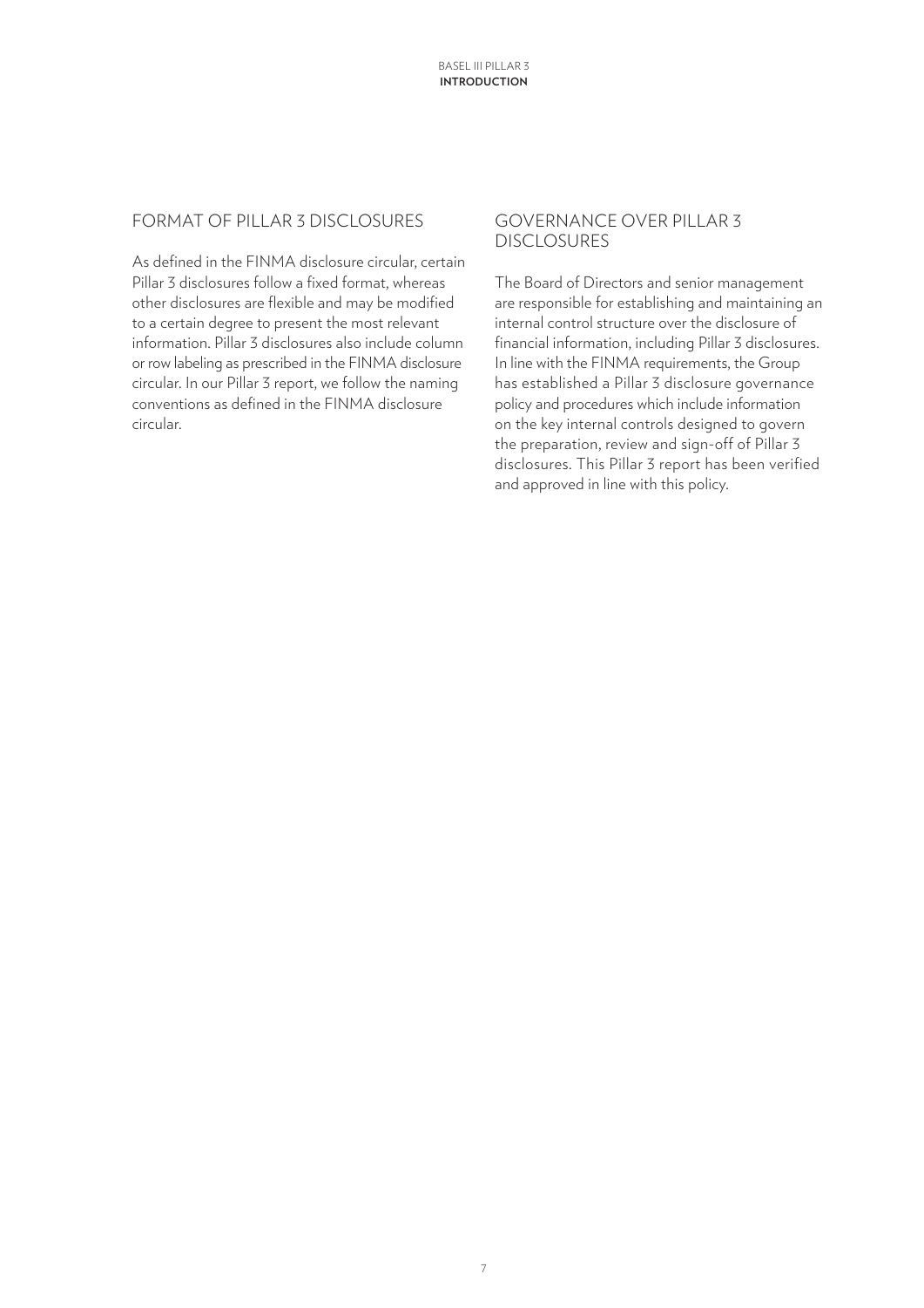## FORMAT OF PILLAR 3 DISCLOSURES

As defined in the FINMA disclosure circular, certain Pillar 3 disclosures follow a fixed format, whereas other disclosures are flexible and may be modified to a certain degree to present the most relevant information. Pillar 3 disclosures also include column or row labeling as prescribed in the FINMA disclosure circular. In our Pillar 3 report, we follow the naming conventions as defined in the FINMA disclosure circular.

## GOVERNANCE OVER PILLAR 3 DISCLOSURES

The Board of Directors and senior management are responsible for establishing and maintaining an internal control structure over the disclosure of financial information, including Pillar 3 disclosures. In line with the FINMA requirements, the Group has established a Pillar 3 disclosure governance policy and procedures which include information on the key internal controls designed to govern the preparation, review and sign-off of Pillar 3 disclosures. This Pillar 3 report has been verified and approved in line with this policy.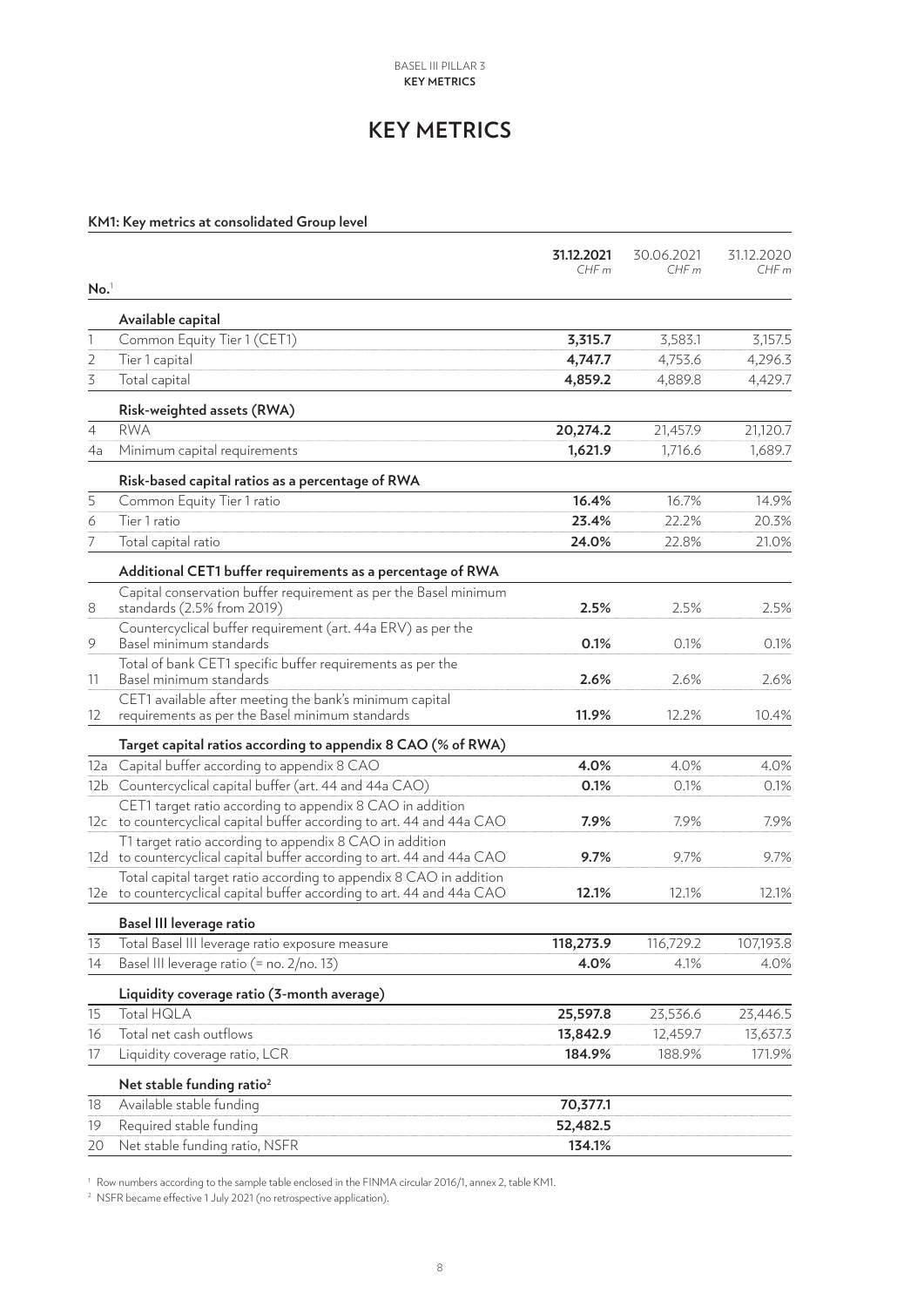# KEY METRICS

**KM1: Key metrics at consolidated Group level**

| No.[1] | | **31.12.2021** *CHF m* | 30.06.2021 *CHF m* | 31.12.2020 *CHF m* |
|---|---|---|---|---|
| | **Available capital** | | | |
| 1 | Common Equity Tier 1 (CET1) | **3,315.7** | 3,583.1 | 3,157.5 |
| 2 | Tier 1 capital | **4,747.7** | 4,753.6 | 4,296.3 |
| 3 | Total capital | **4,859.2** | 4,889.8 | 4,429.7 |
| | **Risk-weighted assets (RWA)** | | | |
| 4 | RWA | **20,274.2** | 21,457.9 | 21,120.7 |
| 4a | Minimum capital requirements | **1,621.9** | 1,716.6 | 1,689.7 |
| | **Risk-based capital ratios as a percentage of RWA** | | | |
| 5 | Common Equity Tier 1 ratio | **16.4%** | 16.7% | 14.9% |
| 6 | Tier 1 ratio | **23.4%** | 22.2% | 20.3% |
| 7 | Total capital ratio | **24.0%** | 22.8% | 21.0% |
| | **Additional CET1 buffer requirements as a percentage of RWA** | | | |
| 8 | Capital conservation buffer requirement as per the Basel minimum standards (2.5% from 2019) | **2.5%** | 2.5% | 2.5% |
| 9 | Countercyclical buffer requirement (art. 44a ERV) as per the Basel minimum standards | **0.1%** | 0.1% | 0.1% |
| 11 | Total of bank CET1 specific buffer requirements as per the Basel minimum standards | **2.6%** | 2.6% | 2.6% |
| 12 | CET1 available after meeting the bank's minimum capital requirements as per the Basel minimum standards | **11.9%** | 12.2% | 10.4% |
| | **Target capital ratios according to appendix 8 CAO (% of RWA)** | | | |
| 12a | Capital buffer according to appendix 8 CAO | **4.0%** | 4.0% | 4.0% |
| 12b | Countercyclical capital buffer (art. 44 and 44a CAO) | **0.1%** | 0.1% | 0.1% |
| 12c | CET1 target ratio according to appendix 8 CAO in addition to countercyclical capital buffer according to art. 44 and 44a CAO | **7.9%** | 7.9% | 7.9% |
| 12d | T1 target ratio according to appendix 8 CAO in addition to countercyclical capital buffer according to art. 44 and 44a CAO | **9.7%** | 9.7% | 9.7% |
| 12e | Total capital target ratio according to appendix 8 CAO in addition to countercyclical capital buffer according to art. 44 and 44a CAO | **12.1%** | 12.1% | 12.1% |
| | **Basel III leverage ratio** | | | |
| 13 | Total Basel III leverage ratio exposure measure | **118,273.9** | 116,729.2 | 107,193.8 |
| 14 | Basel III leverage ratio (= no. 2/no. 13) | **4.0%** | 4.1% | 4.0% |
| | **Liquidity coverage ratio (3-month average)** | | | |
| 15 | Total HQLA | **25,597.8** | 23,536.6 | 23,446.5 |
| 16 | Total net cash outflows | **13,842.9** | 12,459.7 | 13,637.3 |
| 17 | Liquidity coverage ratio, LCR | **184.9%** | 188.9% | 171.9% |
| | **Net stable funding ratio**[2] | | | |
| 18 | Available stable funding | **70,377.1** | | |
| 19 | Required stable funding | **52,482.5** | | |
| 20 | Net stable funding ratio, NSFR | **134.1%** | | |

[1] Row numbers according to the sample table enclosed in the FINMA circular 2016/1, annex 2, table KM1.

[2] NSFR became effective 1 July 2021 (no retrospective application).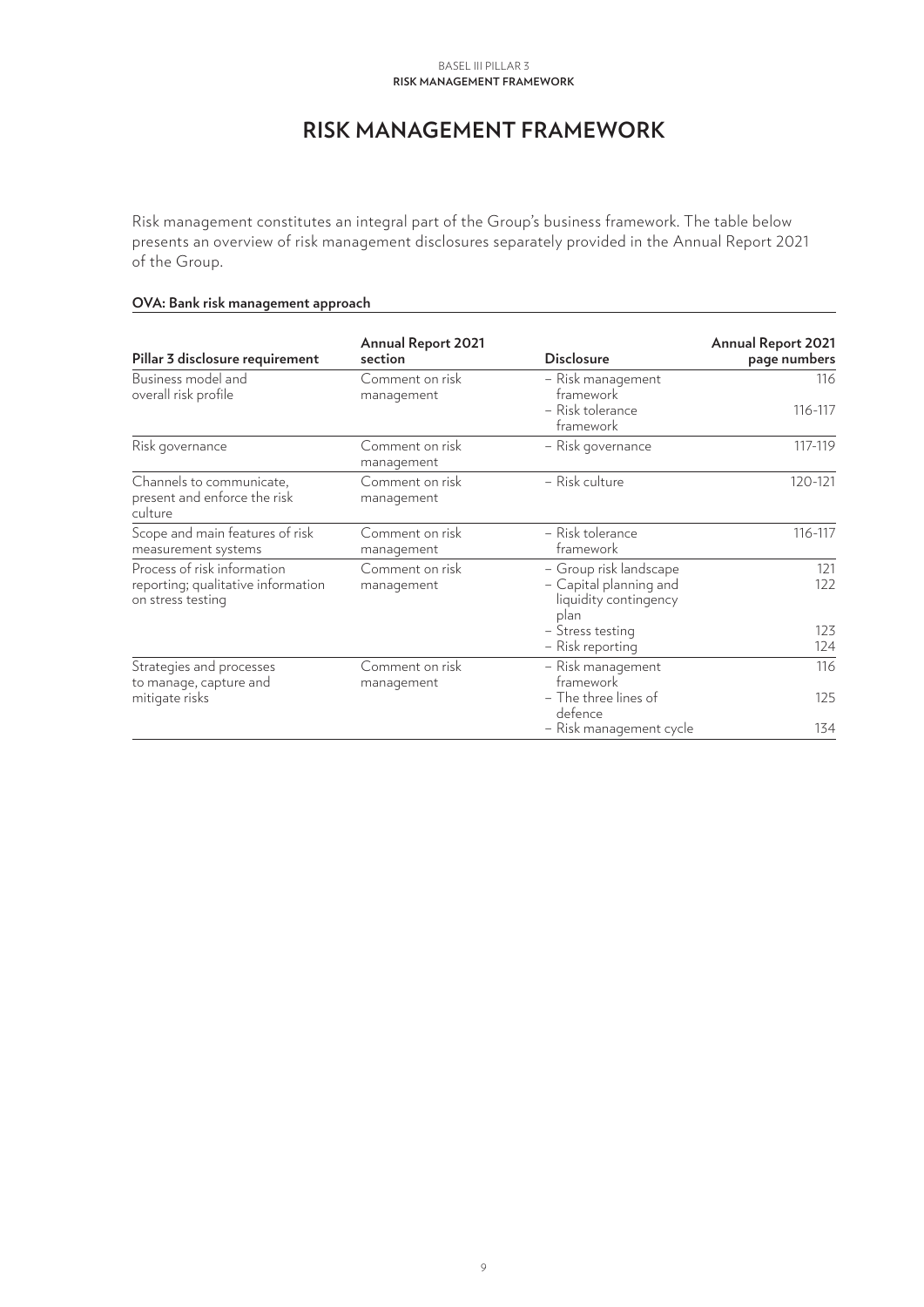# RISK MANAGEMENT FRAMEWORK

Risk management constitutes an integral part of the Group's business framework. The table below presents an overview of risk management disclosures separately provided in the Annual Report 2021 of the Group.

**OVA: Bank risk management approach**

| Pillar 3 disclosure requirement | Annual Report 2021 section | Disclosure | Annual Report 2021 page numbers |
|---|---|---|---|
| Business model and overall risk profile | Comment on risk management | – Risk management framework<br>– Risk tolerance framework | 116<br>116-117 |
| Risk governance | Comment on risk management | – Risk governance | 117-119 |
| Channels to communicate, present and enforce the risk culture | Comment on risk management | – Risk culture | 120-121 |
| Scope and main features of risk measurement systems | Comment on risk management | – Risk tolerance framework | 116-117 |
| Process of risk information reporting; qualitative information on stress testing | Comment on risk management | – Group risk landscape<br>– Capital planning and liquidity contingency plan<br>– Stress testing<br>– Risk reporting | 121<br>122<br>123<br>124 |
| Strategies and processes to manage, capture and mitigate risks | Comment on risk management | – Risk management framework<br>– The three lines of defence<br>– Risk management cycle | 116<br>125<br>134 |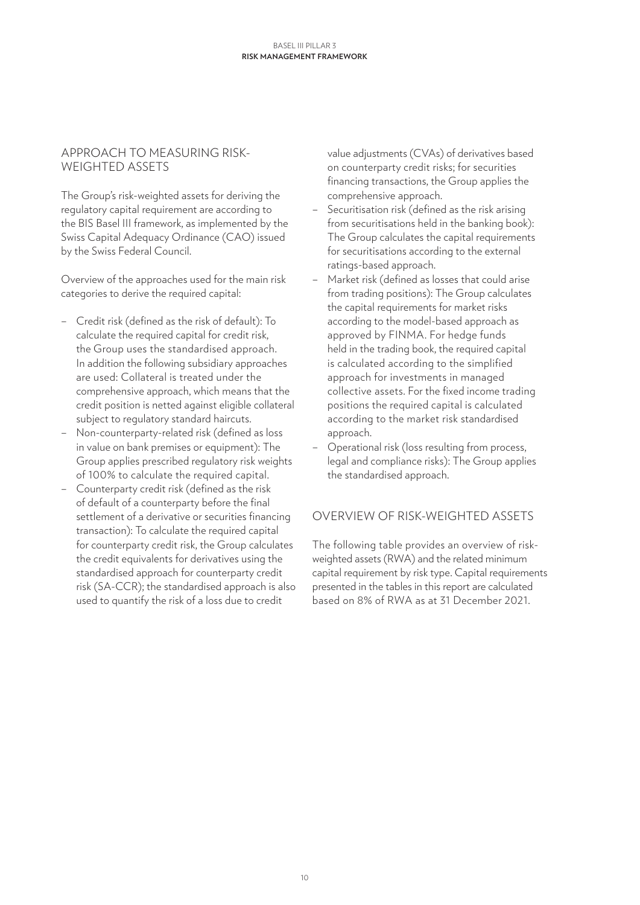## APPROACH TO MEASURING RISK-WEIGHTED ASSETS

The Group's risk-weighted assets for deriving the regulatory capital requirement are according to the BIS Basel III framework, as implemented by the Swiss Capital Adequacy Ordinance (CAO) issued by the Swiss Federal Council.

Overview of the approaches used for the main risk categories to derive the required capital:

- Credit risk (defined as the risk of default): To calculate the required capital for credit risk, the Group uses the standardised approach. In addition the following subsidiary approaches are used: Collateral is treated under the comprehensive approach, which means that the credit position is netted against eligible collateral subject to regulatory standard haircuts.
- Non-counterparty-related risk (defined as loss in value on bank premises or equipment): The Group applies prescribed regulatory risk weights of 100% to calculate the required capital.
- Counterparty credit risk (defined as the risk of default of a counterparty before the final settlement of a derivative or securities financing transaction): To calculate the required capital for counterparty credit risk, the Group calculates the credit equivalents for derivatives using the standardised approach for counterparty credit risk (SA-CCR); the standardised approach is also used to quantify the risk of a loss due to credit value adjustments (CVAs) of derivatives based on counterparty credit risks; for securities financing transactions, the Group applies the comprehensive approach.
- Securitisation risk (defined as the risk arising from securitisations held in the banking book): The Group calculates the capital requirements for securitisations according to the external ratings-based approach.
- Market risk (defined as losses that could arise from trading positions): The Group calculates the capital requirements for market risks according to the model-based approach as approved by FINMA. For hedge funds held in the trading book, the required capital is calculated according to the simplified approach for investments in managed collective assets. For the fixed income trading positions the required capital is calculated according to the market risk standardised approach.
- Operational risk (loss resulting from process, legal and compliance risks): The Group applies the standardised approach.

## OVERVIEW OF RISK-WEIGHTED ASSETS

The following table provides an overview of risk-weighted assets (RWA) and the related minimum capital requirement by risk type. Capital requirements presented in the tables in this report are calculated based on 8% of RWA as at 31 December 2021.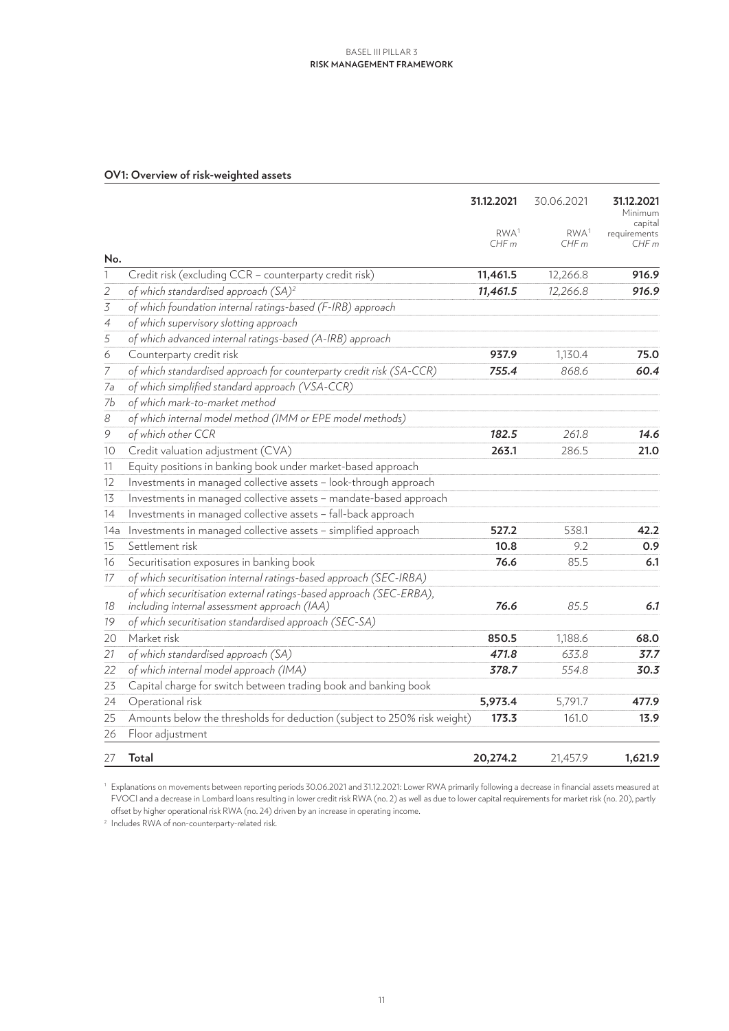## OV1: Overview of risk-weighted assets

| No. | | 31.12.2021 RWA[1] CHF m | 30.06.2021 RWA[1] CHF m | 31.12.2021 Minimum capital requirements CHF m |
|---|---|---|---|---|
| 1 | Credit risk (excluding CCR – counterparty credit risk) | **11,461.5** | 12,266.8 | **916.9** |
| 2 | *of which standardised approach (SA)*[2] | ***11,461.5*** | *12,266.8* | ***916.9*** |
| 3 | *of which foundation internal ratings-based (F-IRB) approach* | | | |
| 4 | *of which supervisory slotting approach* | | | |
| 5 | *of which advanced internal ratings-based (A-IRB) approach* | | | |
| 6 | Counterparty credit risk | **937.9** | 1,130.4 | **75.0** |
| 7 | *of which standardised approach for counterparty credit risk (SA-CCR)* | ***755.4*** | *868.6* | ***60.4*** |
| 7a | *of which simplified standard approach (VSA-CCR)* | | | |
| 7b | *of which mark-to-market method* | | | |
| 8 | *of which internal model method (IMM or EPE model methods)* | | | |
| 9 | *of which other CCR* | ***182.5*** | *261.8* | ***14.6*** |
| 10 | Credit valuation adjustment (CVA) | **263.1** | 286.5 | **21.0** |
| 11 | Equity positions in banking book under market-based approach | | | |
| 12 | Investments in managed collective assets – look-through approach | | | |
| 13 | Investments in managed collective assets – mandate-based approach | | | |
| 14 | Investments in managed collective assets – fall-back approach | | | |
| 14a | Investments in managed collective assets – simplified approach | **527.2** | 538.1 | **42.2** |
| 15 | Settlement risk | **10.8** | 9.2 | **0.9** |
| 16 | Securitisation exposures in banking book | **76.6** | 85.5 | **6.1** |
| 17 | *of which securitisation internal ratings-based approach (SEC-IRBA)* | | | |
| 18 | *of which securitisation external ratings-based approach (SEC-ERBA), including internal assessment approach (IAA)* | ***76.6*** | *85.5* | ***6.1*** |
| 19 | *of which securitisation standardised approach (SEC-SA)* | | | |
| 20 | Market risk | **850.5** | 1,188.6 | **68.0** |
| 21 | *of which standardised approach (SA)* | ***471.8*** | *633.8* | ***37.7*** |
| 22 | *of which internal model approach (IMA)* | ***378.7*** | *554.8* | ***30.3*** |
| 23 | Capital charge for switch between trading book and banking book | | | |
| 24 | Operational risk | **5,973.4** | 5,791.7 | **477.9** |
| 25 | Amounts below the thresholds for deduction (subject to 250% risk weight) | **173.3** | 161.0 | **13.9** |
| 26 | Floor adjustment | | | |
| 27 | **Total** | **20,274.2** | 21,457.9 | **1,621.9** |

[1] Explanations on movements between reporting periods 30.06.2021 and 31.12.2021: Lower RWA primarily following a decrease in financial assets measured at FVOCI and a decrease in Lombard loans resulting in lower credit risk RWA (no. 2) as well as due to lower capital requirements for market risk (no. 20), partly offset by higher operational risk RWA (no. 24) driven by an increase in operating income.

[2] Includes RWA of non-counterparty-related risk.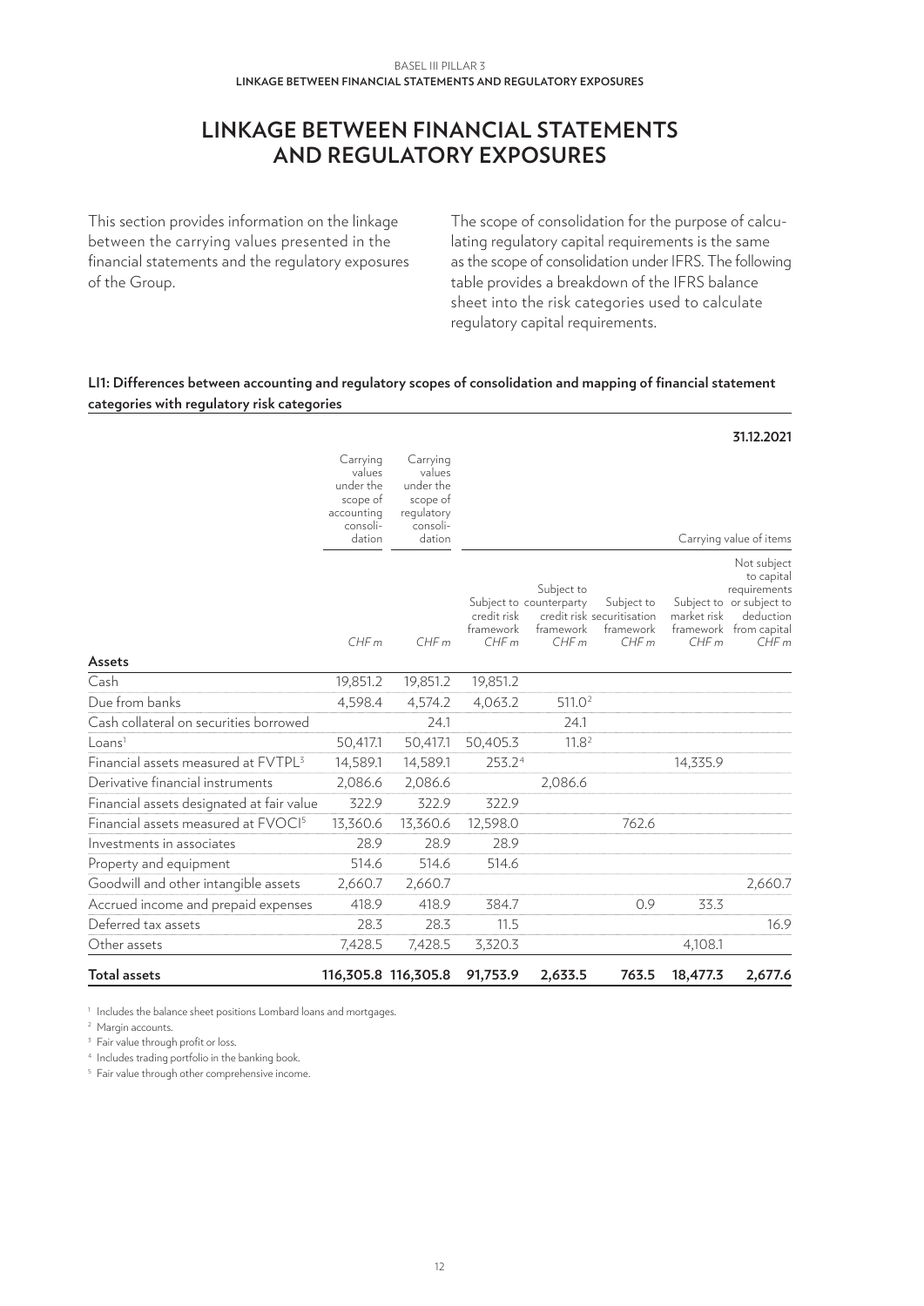# LINKAGE BETWEEN FINANCIAL STATEMENTS AND REGULATORY EXPOSURES

This section provides information on the linkage between the carrying values presented in the financial statements and the regulatory exposures of the Group.

The scope of consolidation for the purpose of calculating regulatory capital requirements is the same as the scope of consolidation under IFRS. The following table provides a breakdown of the IFRS balance sheet into the risk categories used to calculate regulatory capital requirements.

**LI1: Differences between accounting and regulatory scopes of consolidation and mapping of financial statement categories with regulatory risk categories**

| | | | | | | | 31.12.2021 |
|---|---|---|---|---|---|---|---|
| | Carrying values under the scope of accounting consolidation | Carrying values under the scope of regulatory consolidation | Carrying value of items | | | | |
| | | | Subject to credit risk framework | Subject to counterparty credit risk framework | Subject to securitisation framework | Subject to market risk framework | Not subject to capital requirements or subject to deduction from capital |
| | *CHF m* | *CHF m* | *CHF m* | *CHF m* | *CHF m* | *CHF m* | *CHF m* |
| **Assets** | | | | | | | |
| Cash | 19,851.2 | 19,851.2 | 19,851.2 | | | | |
| Due from banks | 4,598.4 | 4,574.2 | 4,063.2 | 511.0[2] | | | |
| Cash collateral on securities borrowed | | 24.1 | | 24.1 | | | |
| Loans[1] | 50,417.1 | 50,417.1 | 50,405.3 | 11.8[2] | | | |
| Financial assets measured at FVTPL[3] | 14,589.1 | 14,589.1 | 253.2[4] | | | 14,335.9 | |
| Derivative financial instruments | 2,086.6 | 2,086.6 | | 2,086.6 | | | |
| Financial assets designated at fair value | 322.9 | 322.9 | 322.9 | | | | |
| Financial assets measured at FVOCI[5] | 13,360.6 | 13,360.6 | 12,598.0 | | 762.6 | | |
| Investments in associates | 28.9 | 28.9 | 28.9 | | | | |
| Property and equipment | 514.6 | 514.6 | 514.6 | | | | |
| Goodwill and other intangible assets | 2,660.7 | 2,660.7 | | | | | 2,660.7 |
| Accrued income and prepaid expenses | 418.9 | 418.9 | 384.7 | | 0.9 | 33.3 | |
| Deferred tax assets | 28.3 | 28.3 | 11.5 | | | | 16.9 |
| Other assets | 7,428.5 | 7,428.5 | 3,320.3 | | | 4,108.1 | |
| **Total assets** | **116,305.8** | **116,305.8** | **91,753.9** | **2,633.5** | **763.5** | **18,477.3** | **2,677.6** |

[1] Includes the balance sheet positions Lombard loans and mortgages.
[2] Margin accounts.
[3] Fair value through profit or loss.
[4] Includes trading portfolio in the banking book.
[5] Fair value through other comprehensive income.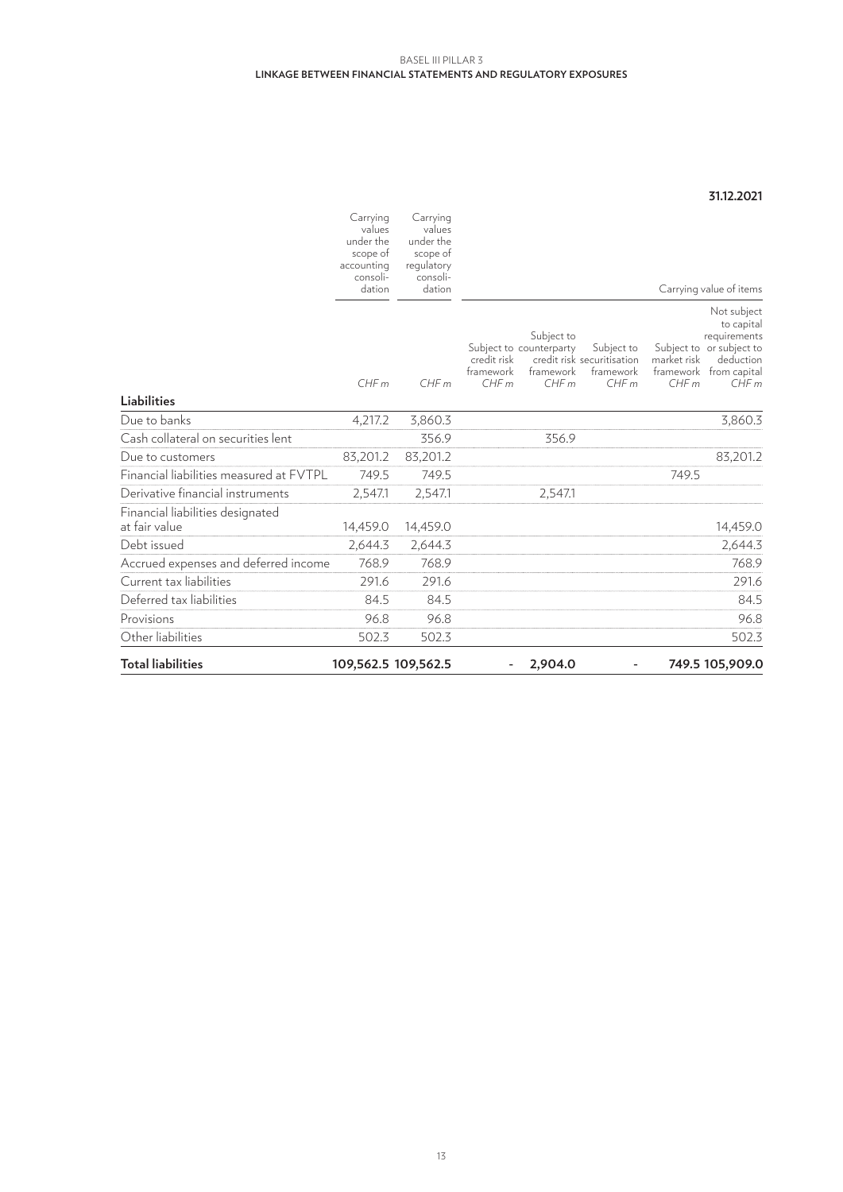**31.12.2021**

| | Carrying values under the scope of accounting consolidation | Carrying values under the scope of regulatory consolidation | Carrying value of items | | | | |
|---|---|---|---|---|---|---|---|
| | | | Subject to credit risk framework | Subject to counterparty credit risk framework | Subject to securitisation framework | Subject to market risk framework | Not subject to capital requirements or subject to deduction from capital |
| | CHF m | CHF m | CHF m | CHF m | CHF m | CHF m | CHF m |
| **Liabilities** | | | | | | | |
| Due to banks | 4,217.2 | 3,860.3 | | | | | 3,860.3 |
| Cash collateral on securities lent | | 356.9 | | 356.9 | | | |
| Due to customers | 83,201.2 | 83,201.2 | | | | | 83,201.2 |
| Financial liabilities measured at FVTPL | 749.5 | 749.5 | | | | 749.5 | |
| Derivative financial instruments | 2,547.1 | 2,547.1 | | 2,547.1 | | | |
| Financial liabilities designated at fair value | 14,459.0 | 14,459.0 | | | | | 14,459.0 |
| Debt issued | 2,644.3 | 2,644.3 | | | | | 2,644.3 |
| Accrued expenses and deferred income | 768.9 | 768.9 | | | | | 768.9 |
| Current tax liabilities | 291.6 | 291.6 | | | | | 291.6 |
| Deferred tax liabilities | 84.5 | 84.5 | | | | | 84.5 |
| Provisions | 96.8 | 96.8 | | | | | 96.8 |
| Other liabilities | 502.3 | 502.3 | | | | | 502.3 |
| **Total liabilities** | **109,562.5** | **109,562.5** | **-** | **2,904.0** | **-** | **749.5** | **105,909.0** |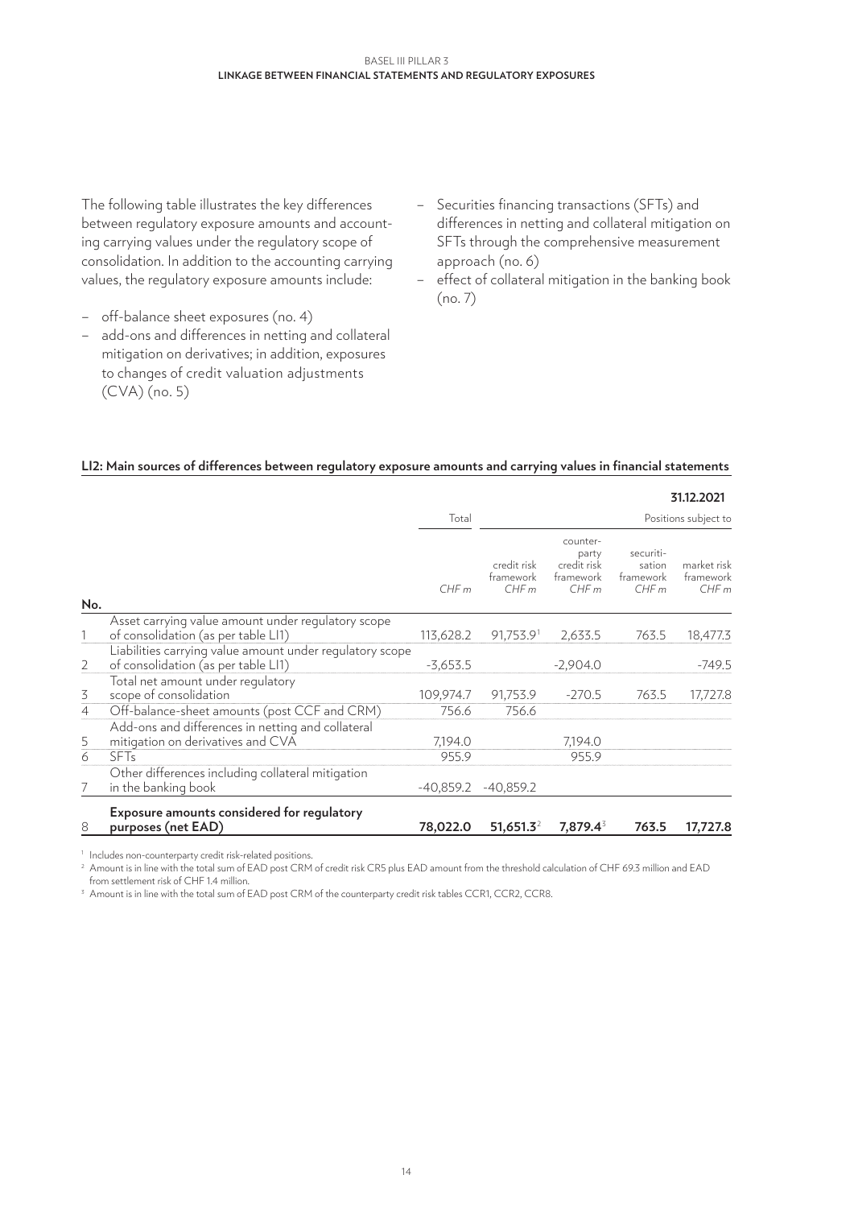The following table illustrates the key differences between regulatory exposure amounts and accounting carrying values under the regulatory scope of consolidation. In addition to the accounting carrying values, the regulatory exposure amounts include:

- off-balance sheet exposures (no. 4)
- add-ons and differences in netting and collateral mitigation on derivatives; in addition, exposures to changes of credit valuation adjustments (CVA) (no. 5)
- Securities financing transactions (SFTs) and differences in netting and collateral mitigation on SFTs through the comprehensive measurement approach (no. 6)
- effect of collateral mitigation in the banking book (no. 7)

**LI2: Main sources of differences between regulatory exposure amounts and carrying values in financial statements**

**31.12.2021**

| No. | | Total | Positions subject to | | | |
|---|---|---|---|---|---|---|
| | | CHF m | credit risk framework CHF m | counter-party credit risk framework CHF m | securiti-sation framework CHF m | market risk framework CHF m |
| 1 | Asset carrying value amount under regulatory scope of consolidation (as per table LI1) | 113,628.2 | 91,753.9[1] | 2,633.5 | 763.5 | 18,477.3 |
| 2 | Liabilities carrying value amount under regulatory scope of consolidation (as per table LI1) | -3,653.5 | | -2,904.0 | | -749.5 |
| 3 | Total net amount under regulatory scope of consolidation | 109,974.7 | 91,753.9 | -270.5 | 763.5 | 17,727.8 |
| 4 | Off-balance-sheet amounts (post CCF and CRM) | 756.6 | 756.6 | | | |
| 5 | Add-ons and differences in netting and collateral mitigation on derivatives and CVA | 7,194.0 | | 7,194.0 | | |
| 6 | SFTs | 955.9 | | 955.9 | | |
| 7 | Other differences including collateral mitigation in the banking book | -40,859.2 | -40,859.2 | | | |
| 8 | **Exposure amounts considered for regulatory purposes (net EAD)** | **78,022.0** | **51,651.3**[2] | **7,879.4**[3] | **763.5** | **17,727.8** |

[1] Includes non-counterparty credit risk-related positions.

[2] Amount is in line with the total sum of EAD post CRM of credit risk CR5 plus EAD amount from the threshold calculation of CHF 69.3 million and EAD from settlement risk of CHF 1.4 million.

[3] Amount is in line with the total sum of EAD post CRM of the counterparty credit risk tables CCR1, CCR2, CCR8.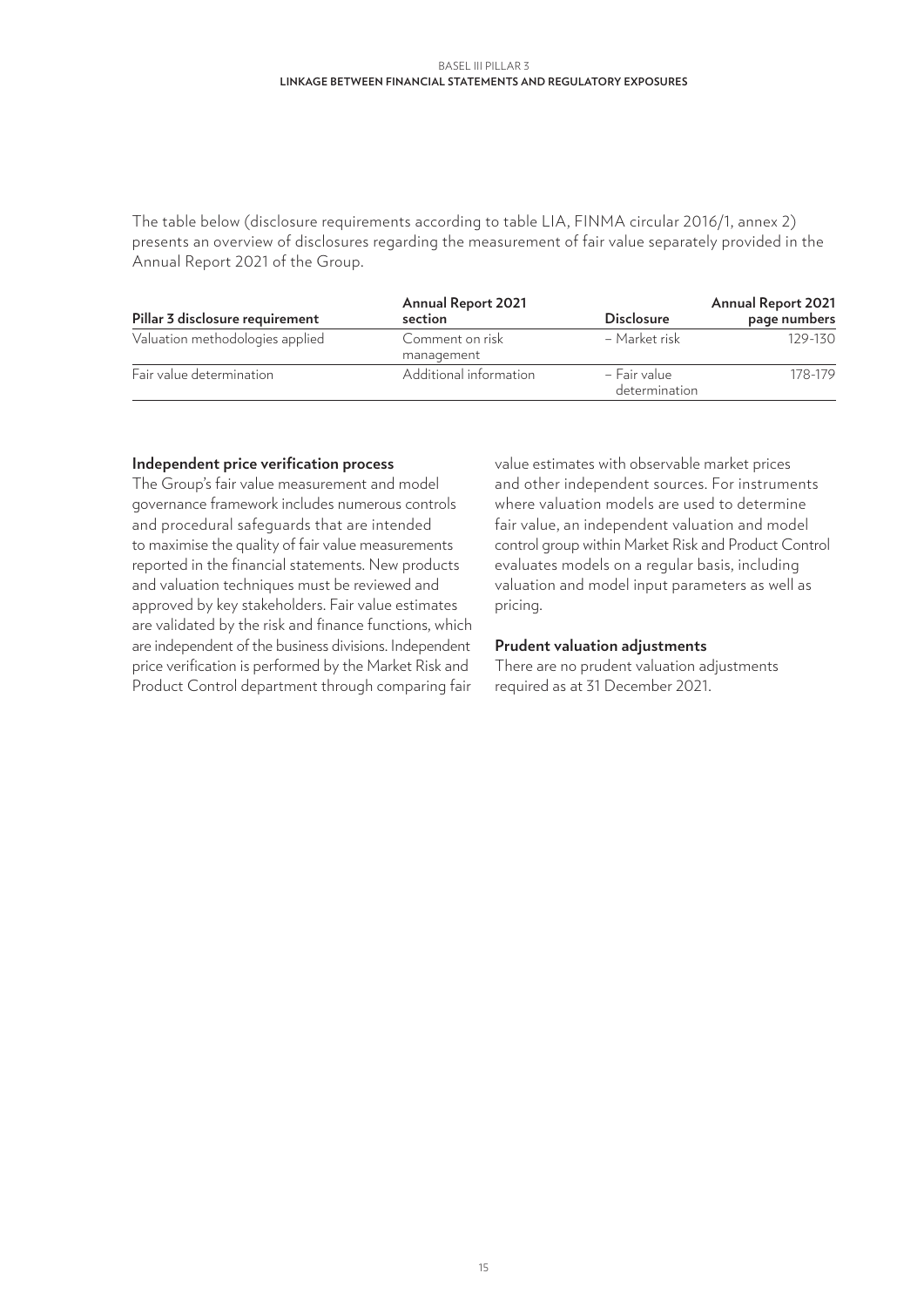The table below (disclosure requirements according to table LIA, FINMA circular 2016/1, annex 2) presents an overview of disclosures regarding the measurement of fair value separately provided in the Annual Report 2021 of the Group.

| Pillar 3 disclosure requirement | Annual Report 2021 section | Disclosure | Annual Report 2021 page numbers |
|---|---|---|---|
| Valuation methodologies applied | Comment on risk management | – Market risk | 129-130 |
| Fair value determination | Additional information | – Fair value determination | 178-179 |

### Independent price verification process

The Group's fair value measurement and model governance framework includes numerous controls and procedural safeguards that are intended to maximise the quality of fair value measurements reported in the financial statements. New products and valuation techniques must be reviewed and approved by key stakeholders. Fair value estimates are validated by the risk and finance functions, which are independent of the business divisions. Independent price verification is performed by the Market Risk and Product Control department through comparing fair value estimates with observable market prices and other independent sources. For instruments where valuation models are used to determine fair value, an independent valuation and model control group within Market Risk and Product Control evaluates models on a regular basis, including valuation and model input parameters as well as pricing.

### Prudent valuation adjustments

There are no prudent valuation adjustments required as at 31 December 2021.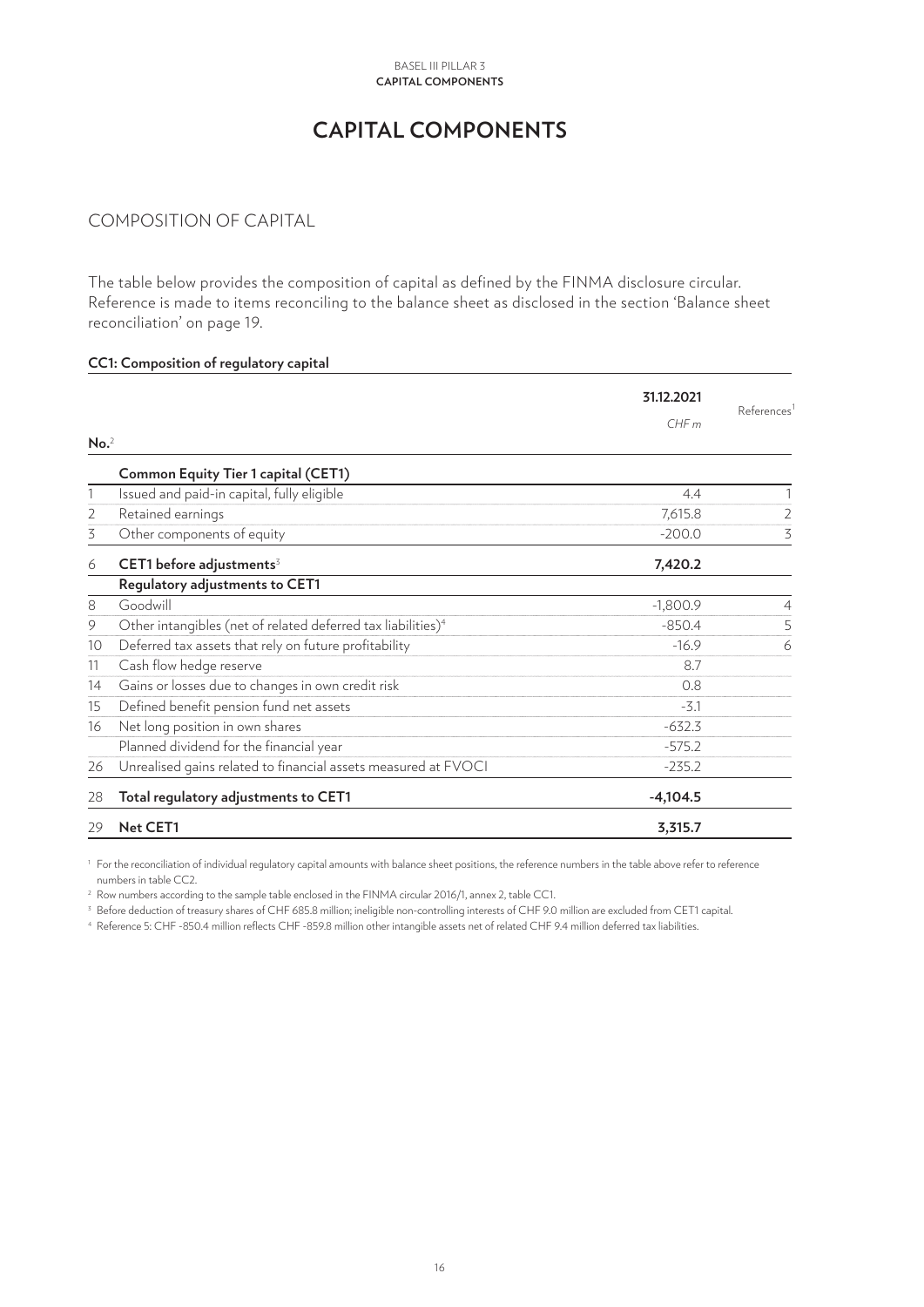# CAPITAL COMPONENTS

## COMPOSITION OF CAPITAL

The table below provides the composition of capital as defined by the FINMA disclosure circular. Reference is made to items reconciling to the balance sheet as disclosed in the section 'Balance sheet reconciliation' on page 19.

**CC1: Composition of regulatory capital**

| No.[2] | | 31.12.2021<br>*CHF m* | References[1] |
|---|---|---|---|
| | **Common Equity Tier 1 capital (CET1)** | | |
| 1 | Issued and paid-in capital, fully eligible | 4.4 | 1 |
| 2 | Retained earnings | 7,615.8 | 2 |
| 3 | Other components of equity | -200.0 | 3 |
| 6 | **CET1 before adjustments**[3] | **7,420.2** | |
| | **Regulatory adjustments to CET1** | | |
| 8 | Goodwill | -1,800.9 | 4 |
| 9 | Other intangibles (net of related deferred tax liabilities)[4] | -850.4 | 5 |
| 10 | Deferred tax assets that rely on future profitability | -16.9 | 6 |
| 11 | Cash flow hedge reserve | 8.7 | |
| 14 | Gains or losses due to changes in own credit risk | 0.8 | |
| 15 | Defined benefit pension fund net assets | -3.1 | |
| 16 | Net long position in own shares | -632.3 | |
| | Planned dividend for the financial year | -575.2 | |
| 26 | Unrealised gains related to financial assets measured at FVOCI | -235.2 | |
| 28 | **Total regulatory adjustments to CET1** | **-4,104.5** | |
| 29 | **Net CET1** | **3,315.7** | |

[1] For the reconciliation of individual regulatory capital amounts with balance sheet positions, the reference numbers in the table above refer to reference numbers in table CC2.

[2] Row numbers according to the sample table enclosed in the FINMA circular 2016/1, annex 2, table CC1.

[3] Before deduction of treasury shares of CHF 685.8 million; ineligible non-controlling interests of CHF 9.0 million are excluded from CET1 capital.

[4] Reference 5: CHF -850.4 million reflects CHF -859.8 million other intangible assets net of related CHF 9.4 million deferred tax liabilities.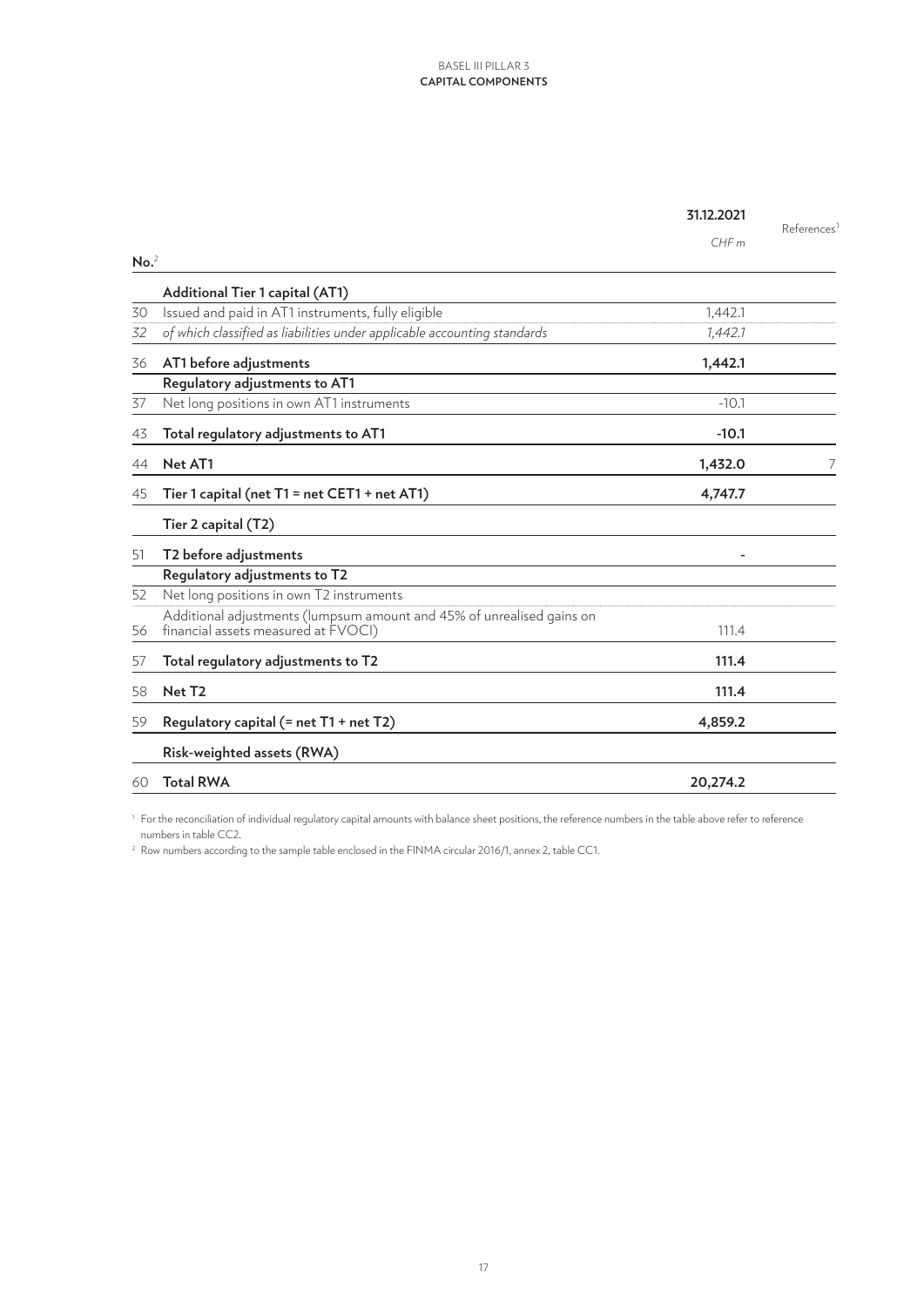| No.[2] | | 31.12.2021<br>CHF m | References[1] |
|---|---|---|---|
| | **Additional Tier 1 capital (AT1)** | | |
| 30 | Issued and paid in AT1 instruments, fully eligible | 1,442.1 | |
| 32 | *of which classified as liabilities under applicable accounting standards* | *1,442.1* | |
| 36 | **AT1 before adjustments** | **1,442.1** | |
| | **Regulatory adjustments to AT1** | | |
| 37 | Net long positions in own AT1 instruments | -10.1 | |
| 43 | **Total regulatory adjustments to AT1** | **-10.1** | |
| 44 | **Net AT1** | **1,432.0** | 7 |
| 45 | **Tier 1 capital (net T1 = net CET1 + net AT1)** | **4,747.7** | |
| | **Tier 2 capital (T2)** | | |
| 51 | **T2 before adjustments** | **-** | |
| | **Regulatory adjustments to T2** | | |
| 52 | Net long positions in own T2 instruments | | |
| 56 | Additional adjustments (lumpsum amount and 45% of unrealised gains on financial assets measured at FVOCI) | 111.4 | |
| 57 | **Total regulatory adjustments to T2** | **111.4** | |
| 58 | **Net T2** | **111.4** | |
| 59 | **Regulatory capital (= net T1 + net T2)** | **4,859.2** | |
| | **Risk-weighted assets (RWA)** | | |
| 60 | **Total RWA** | **20,274.2** | |

[1] For the reconciliation of individual regulatory capital amounts with balance sheet positions, the reference numbers in the table above refer to reference numbers in table CC2.

[2] Row numbers according to the sample table enclosed in the FINMA circular 2016/1, annex 2, table CC1.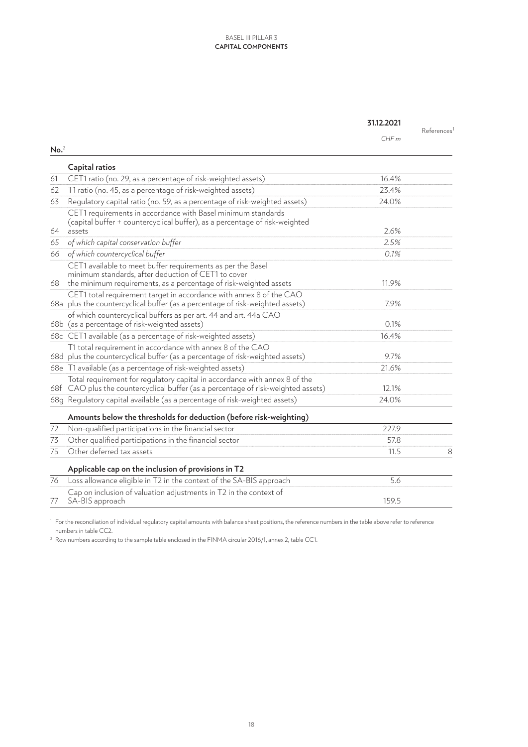| No.[2] | | 31.12.2021 CHF m | References[1] |
|---|---|---|---|
| | **Capital ratios** | | |
| 61 | CET1 ratio (no. 29, as a percentage of risk-weighted assets) | 16.4% | |
| 62 | T1 ratio (no. 45, as a percentage of risk-weighted assets) | 23.4% | |
| 63 | Regulatory capital ratio (no. 59, as a percentage of risk-weighted assets) | 24.0% | |
| 64 | CET1 requirements in accordance with Basel minimum standards (capital buffer + countercyclical buffer), as a percentage of risk-weighted assets | 2.6% | |
| 65 | *of which capital conservation buffer* | *2.5%* | |
| 66 | *of which countercyclical buffer* | *0.1%* | |
| 68 | CET1 available to meet buffer requirements as per the Basel minimum standards, after deduction of CET1 to cover the minimum requirements, as a percentage of risk-weighted assets | 11.9% | |
| 68a | CET1 total requirement target in accordance with annex 8 of the CAO plus the countercyclical buffer (as a percentage of risk-weighted assets) | 7.9% | |
| 68b | of which countercyclical buffers as per art. 44 and art. 44a CAO (as a percentage of risk-weighted assets) | 0.1% | |
| 68c | CET1 available (as a percentage of risk-weighted assets) | 16.4% | |
| 68d | T1 total requirement in accordance with annex 8 of the CAO plus the countercyclical buffer (as a percentage of risk-weighted assets) | 9.7% | |
| 68e | T1 available (as a percentage of risk-weighted assets) | 21.6% | |
| 68f | Total requirement for regulatory capital in accordance with annex 8 of the CAO plus the countercyclical buffer (as a percentage of risk-weighted assets) | 12.1% | |
| 68g | Regulatory capital available (as a percentage of risk-weighted assets) | 24.0% | |
| | **Amounts below the thresholds for deduction (before risk-weighting)** | | |
| 72 | Non-qualified participations in the financial sector | 227.9 | |
| 73 | Other qualified participations in the financial sector | 57.8 | |
| 75 | Other deferred tax assets | 11.5 | 8 |
| | **Applicable cap on the inclusion of provisions in T2** | | |
| 76 | Loss allowance eligible in T2 in the context of the SA-BIS approach | 5.6 | |
| 77 | Cap on inclusion of valuation adjustments in T2 in the context of SA-BIS approach | 159.5 | |

[1] For the reconciliation of individual regulatory capital amounts with balance sheet positions, the reference numbers in the table above refer to reference numbers in table CC2.

[2] Row numbers according to the sample table enclosed in the FINMA circular 2016/1, annex 2, table CC1.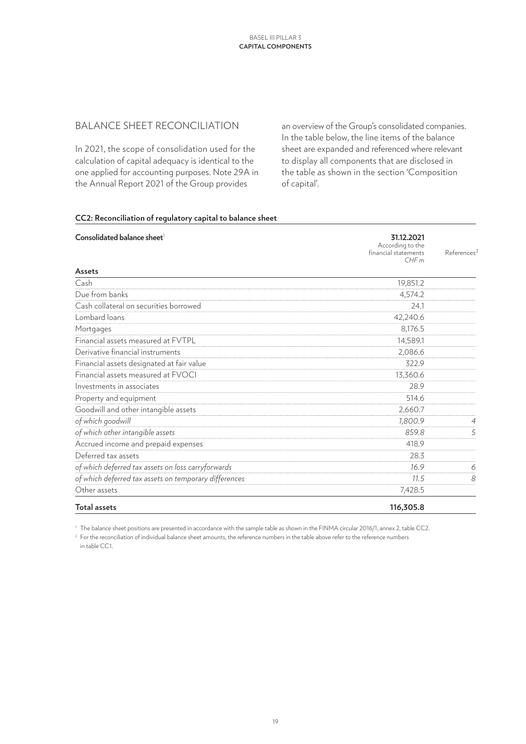## BALANCE SHEET RECONCILIATION

In 2021, the scope of consolidation used for the calculation of capital adequacy is identical to the one applied for accounting purposes. Note 29A in the Annual Report 2021 of the Group provides an overview of the Group's consolidated companies. In the table below, the line items of the balance sheet are expanded and referenced where relevant to display all components that are disclosed in the table as shown in the section 'Composition of capital'.

**CC2: Reconciliation of regulatory capital to balance sheet**

| Consolidated balance sheet[1] | 31.12.2021 According to the financial statements *CHF m* | References[2] |
|---|---|---|
| **Assets** | | |
| Cash | 19,851.2 | |
| Due from banks | 4,574.2 | |
| Cash collateral on securities borrowed | 24.1 | |
| Lombard loans | 42,240.6 | |
| Mortgages | 8,176.5 | |
| Financial assets measured at FVTPL | 14,589.1 | |
| Derivative financial instruments | 2,086.6 | |
| Financial assets designated at fair value | 322.9 | |
| Financial assets measured at FVOCI | 13,360.6 | |
| Investments in associates | 28.9 | |
| Property and equipment | 514.6 | |
| Goodwill and other intangible assets | 2,660.7 | |
| *of which goodwill* | *1,800.9* | *4* |
| *of which other intangible assets* | *859.8* | *5* |
| Accrued income and prepaid expenses | 418.9 | |
| Deferred tax assets | 28.3 | |
| *of which deferred tax assets on loss carryforwards* | *16.9* | *6* |
| *of which deferred tax assets on temporary differences* | *11.5* | *8* |
| Other assets | 7,428.5 | |
| **Total assets** | **116,305.8** | |

[1] The balance sheet positions are presented in accordance with the sample table as shown in the FINMA circular 2016/1, annex 2, table CC2.

[2] For the reconciliation of individual balance sheet amounts, the reference numbers in the table above refer to the reference numbers in table CC1.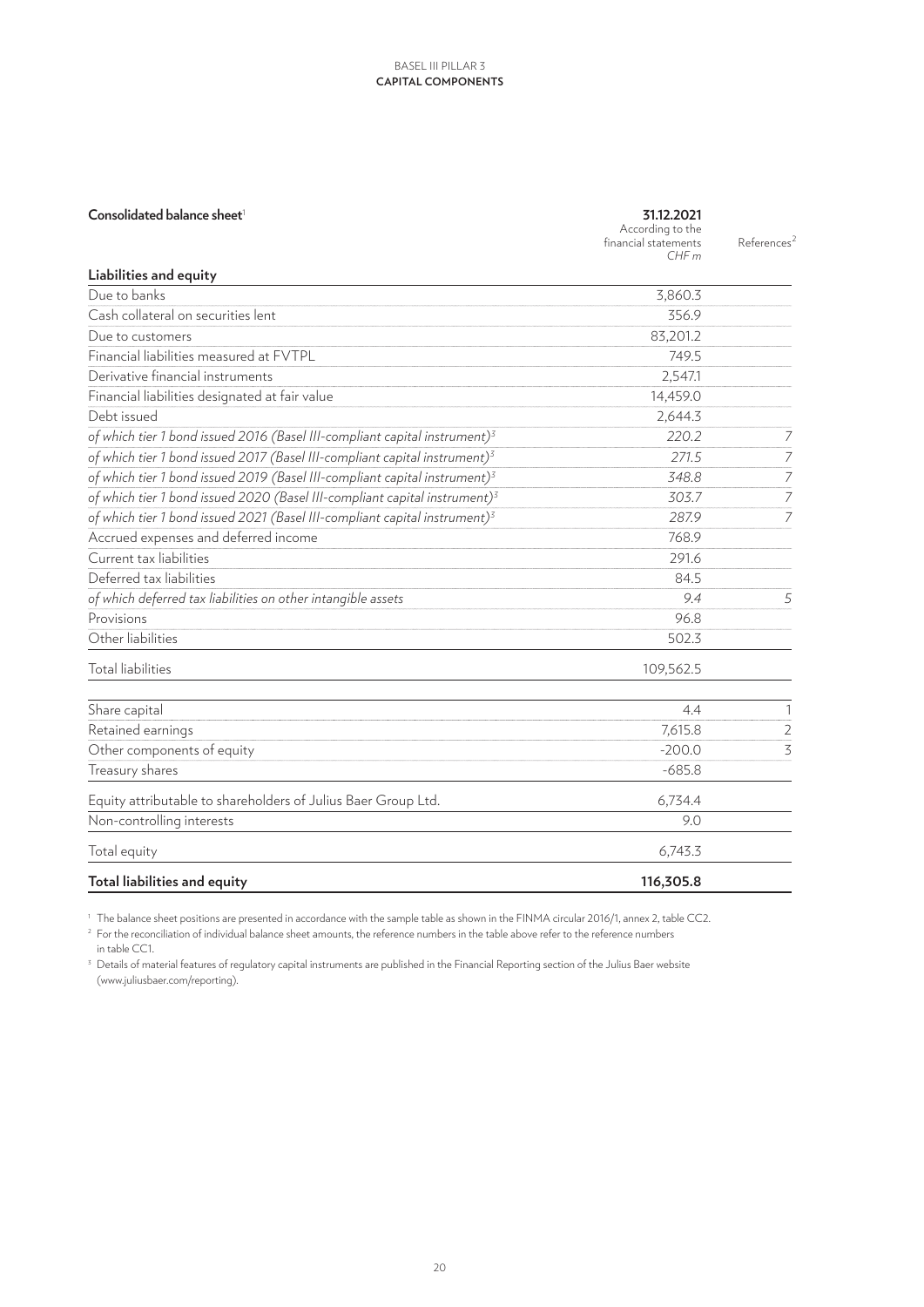| Consolidated balance sheet[1] | 31.12.2021 According to the financial statements CHF m | References[2] |
|---|---|---|
| **Liabilities and equity** | | |
| Due to banks | 3,860.3 | |
| Cash collateral on securities lent | 356.9 | |
| Due to customers | 83,201.2 | |
| Financial liabilities measured at FVTPL | 749.5 | |
| Derivative financial instruments | 2,547.1 | |
| Financial liabilities designated at fair value | 14,459.0 | |
| Debt issued | 2,644.3 | |
| *of which tier 1 bond issued 2016 (Basel III-compliant capital instrument)[3]* | *220.2* | *7* |
| *of which tier 1 bond issued 2017 (Basel III-compliant capital instrument)[3]* | *271.5* | *7* |
| *of which tier 1 bond issued 2019 (Basel III-compliant capital instrument)[3]* | *348.8* | *7* |
| *of which tier 1 bond issued 2020 (Basel III-compliant capital instrument)[3]* | *303.7* | *7* |
| *of which tier 1 bond issued 2021 (Basel III-compliant capital instrument)[3]* | *287.9* | *7* |
| Accrued expenses and deferred income | 768.9 | |
| Current tax liabilities | 291.6 | |
| Deferred tax liabilities | 84.5 | |
| *of which deferred tax liabilities on other intangible assets* | *9.4* | *5* |
| Provisions | 96.8 | |
| Other liabilities | 502.3 | |
| Total liabilities | 109,562.5 | |
| Share capital | 4.4 | 1 |
| Retained earnings | 7,615.8 | 2 |
| Other components of equity | -200.0 | 3 |
| Treasury shares | -685.8 | |
| Equity attributable to shareholders of Julius Baer Group Ltd. | 6,734.4 | |
| Non-controlling interests | 9.0 | |
| Total equity | 6,743.3 | |
| **Total liabilities and equity** | **116,305.8** | |

[1] The balance sheet positions are presented in accordance with the sample table as shown in the FINMA circular 2016/1, annex 2, table CC2.

[2] For the reconciliation of individual balance sheet amounts, the reference numbers in the table above refer to the reference numbers in table CC1.

[3] Details of material features of regulatory capital instruments are published in the Financial Reporting section of the Julius Baer website (www.juliusbaer.com/reporting).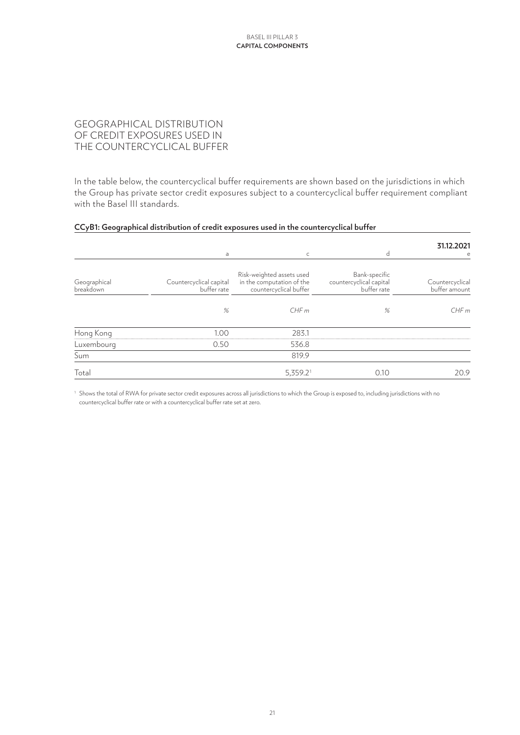# GEOGRAPHICAL DISTRIBUTION OF CREDIT EXPOSURES USED IN THE COUNTERCYCLICAL BUFFER

In the table below, the countercyclical buffer requirements are shown based on the jurisdictions in which the Group has private sector credit exposures subject to a countercyclical buffer requirement compliant with the Basel III standards.

**CCyB1: Geographical distribution of credit exposures used in the countercyclical buffer**

| | a | c | d | **31.12.2021** e |
|---|---|---|---|---|
| Geographical breakdown | Countercyclical capital buffer rate | Risk-weighted assets used in the computation of the countercyclical buffer | Bank-specific countercyclical capital buffer rate | Countercyclical buffer amount |
| | *%* | *CHF m* | *%* | *CHF m* |
| Hong Kong | 1.00 | 283.1 | | |
| Luxembourg | 0.50 | 536.8 | | |
| Sum | | 819.9 | | |
| Total | | 5,359.2[1] | 0.10 | 20.9 |

[1] Shows the total of RWA for private sector credit exposures across all jurisdictions to which the Group is exposed to, including jurisdictions with no countercyclical buffer rate or with a countercyclical buffer rate set at zero.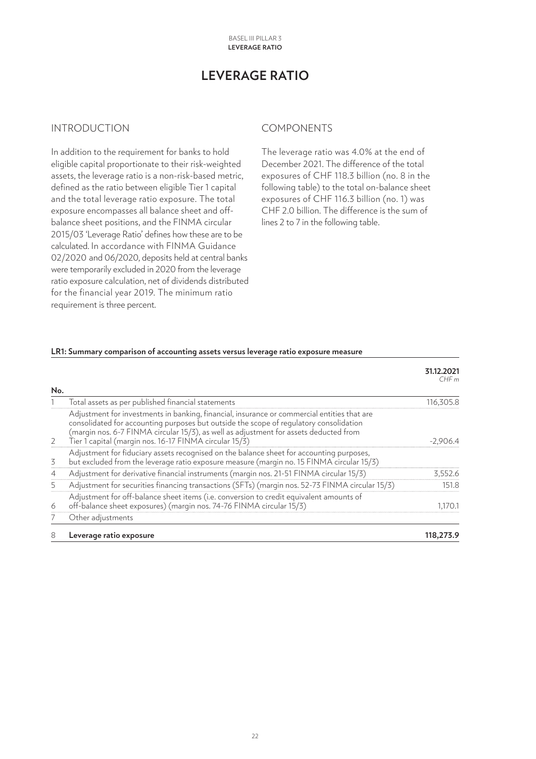# LEVERAGE RATIO

## INTRODUCTION

In addition to the requirement for banks to hold eligible capital proportionate to their risk-weighted assets, the leverage ratio is a non-risk-based metric, defined as the ratio between eligible Tier 1 capital and the total leverage ratio exposure. The total exposure encompasses all balance sheet and off-balance sheet positions, and the FINMA circular 2015/03 'Leverage Ratio' defines how these are to be calculated. In accordance with FINMA Guidance 02/2020 and 06/2020, deposits held at central banks were temporarily excluded in 2020 from the leverage ratio exposure calculation, net of dividends distributed for the financial year 2019. The minimum ratio requirement is three percent.

## COMPONENTS

The leverage ratio was 4.0% at the end of December 2021. The difference of the total exposures of CHF 118.3 billion (no. 8 in the following table) to the total on-balance sheet exposures of CHF 116.3 billion (no. 1) was CHF 2.0 billion. The difference is the sum of lines 2 to 7 in the following table.

**LR1: Summary comparison of accounting assets versus leverage ratio exposure measure**

| No. | | **31.12.2021** *CHF m* |
|---|---|---|
| 1 | Total assets as per published financial statements | 116,305.8 |
| 2 | Adjustment for investments in banking, financial, insurance or commercial entities that are consolidated for accounting purposes but outside the scope of regulatory consolidation (margin nos. 6-7 FINMA circular 15/3), as well as adjustment for assets deducted from Tier 1 capital (margin nos. 16-17 FINMA circular 15/3) | -2,906.4 |
| 3 | Adjustment for fiduciary assets recognised on the balance sheet for accounting purposes, but excluded from the leverage ratio exposure measure (margin no. 15 FINMA circular 15/3) | |
| 4 | Adjustment for derivative financial instruments (margin nos. 21-51 FINMA circular 15/3) | 3,552.6 |
| 5 | Adjustment for securities financing transactions (SFTs) (margin nos. 52-73 FINMA circular 15/3) | 151.8 |
| 6 | Adjustment for off-balance sheet items (i.e. conversion to credit equivalent amounts of off-balance sheet exposures) (margin nos. 74-76 FINMA circular 15/3) | 1,170.1 |
| 7 | Other adjustments | |
| 8 | **Leverage ratio exposure** | **118,273.9** |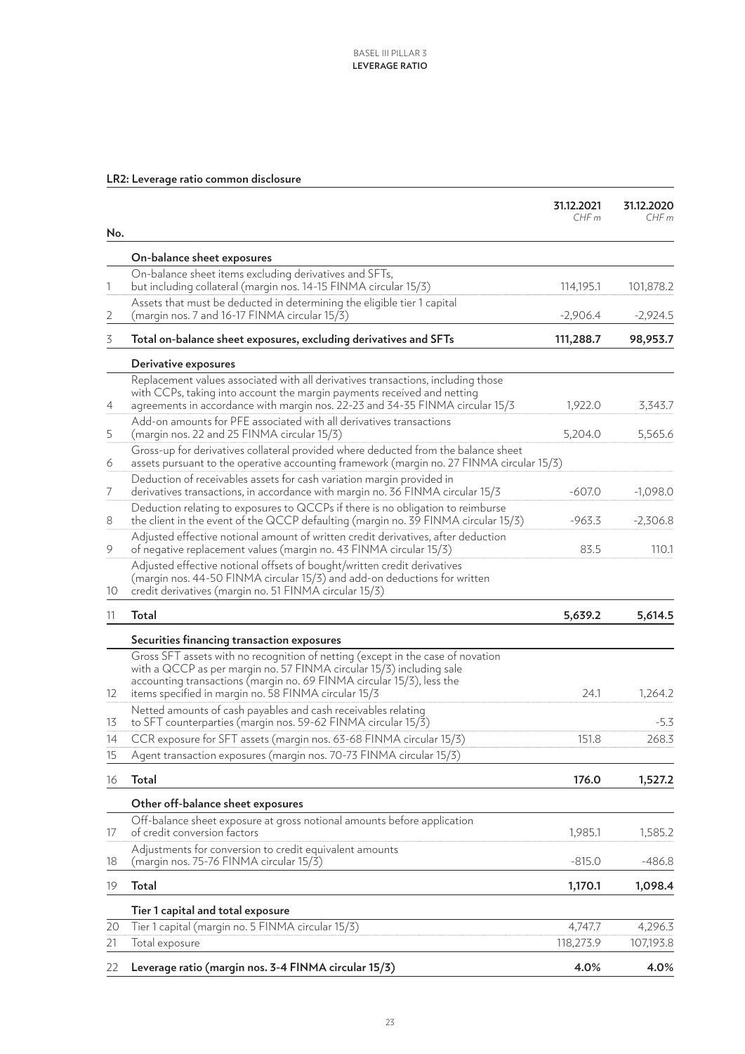### LR2: Leverage ratio common disclosure

| No. | | 31.12.2021 CHF m | 31.12.2020 CHF m |
|---|---|---|---|
| | **On-balance sheet exposures** | | |
| 1 | On-balance sheet items excluding derivatives and SFTs, but including collateral (margin nos. 14-15 FINMA circular 15/3) | 114,195.1 | 101,878.2 |
| 2 | Assets that must be deducted in determining the eligible tier 1 capital (margin nos. 7 and 16-17 FINMA circular 15/3) | -2,906.4 | -2,924.5 |
| 3 | **Total on-balance sheet exposures, excluding derivatives and SFTs** | **111,288.7** | **98,953.7** |
| | **Derivative exposures** | | |
| 4 | Replacement values associated with all derivatives transactions, including those with CCPs, taking into account the margin payments received and netting agreements in accordance with margin nos. 22-23 and 34-35 FINMA circular 15/3 | 1,922.0 | 3,343.7 |
| 5 | Add-on amounts for PFE associated with all derivatives transactions (margin nos. 22 and 25 FINMA circular 15/3) | 5,204.0 | 5,565.6 |
| 6 | Gross-up for derivatives collateral provided where deducted from the balance sheet assets pursuant to the operative accounting framework (margin no. 27 FINMA circular 15/3) | | |
| 7 | Deduction of receivables assets for cash variation margin provided in derivatives transactions, in accordance with margin no. 36 FINMA circular 15/3 | -607.0 | -1,098.0 |
| 8 | Deduction relating to exposures to QCCPs if there is no obligation to reimburse the client in the event of the QCCP defaulting (margin no. 39 FINMA circular 15/3) | -963.3 | -2,306.8 |
| 9 | Adjusted effective notional amount of written credit derivatives, after deduction of negative replacement values (margin no. 43 FINMA circular 15/3) | 83.5 | 110.1 |
| 10 | Adjusted effective notional offsets of bought/written credit derivatives (margin nos. 44-50 FINMA circular 15/3) and add-on deductions for written credit derivatives (margin no. 51 FINMA circular 15/3) | | |
| 11 | **Total** | **5,639.2** | **5,614.5** |
| | **Securities financing transaction exposures** | | |
| 12 | Gross SFT assets with no recognition of netting (except in the case of novation with a QCCP as per margin no. 57 FINMA circular 15/3) including sale accounting transactions (margin no. 69 FINMA circular 15/3), less the items specified in margin no. 58 FINMA circular 15/3 | 24.1 | 1,264.2 |
| 13 | Netted amounts of cash payables and cash receivables relating to SFT counterparties (margin nos. 59-62 FINMA circular 15/3) | | -5.3 |
| 14 | CCR exposure for SFT assets (margin nos. 63-68 FINMA circular 15/3) | 151.8 | 268.3 |
| 15 | Agent transaction exposures (margin nos. 70-73 FINMA circular 15/3) | | |
| 16 | **Total** | **176.0** | **1,527.2** |
| | **Other off-balance sheet exposures** | | |
| 17 | Off-balance sheet exposure at gross notional amounts before application of credit conversion factors | 1,985.1 | 1,585.2 |
| 18 | Adjustments for conversion to credit equivalent amounts (margin nos. 75-76 FINMA circular 15/3) | -815.0 | -486.8 |
| 19 | **Total** | **1,170.1** | **1,098.4** |
| | **Tier 1 capital and total exposure** | | |
| 20 | Tier 1 capital (margin no. 5 FINMA circular 15/3) | 4,747.7 | 4,296.3 |
| 21 | Total exposure | 118,273.9 | 107,193.8 |
| 22 | **Leverage ratio (margin nos. 3-4 FINMA circular 15/3)** | **4.0%** | **4.0%** |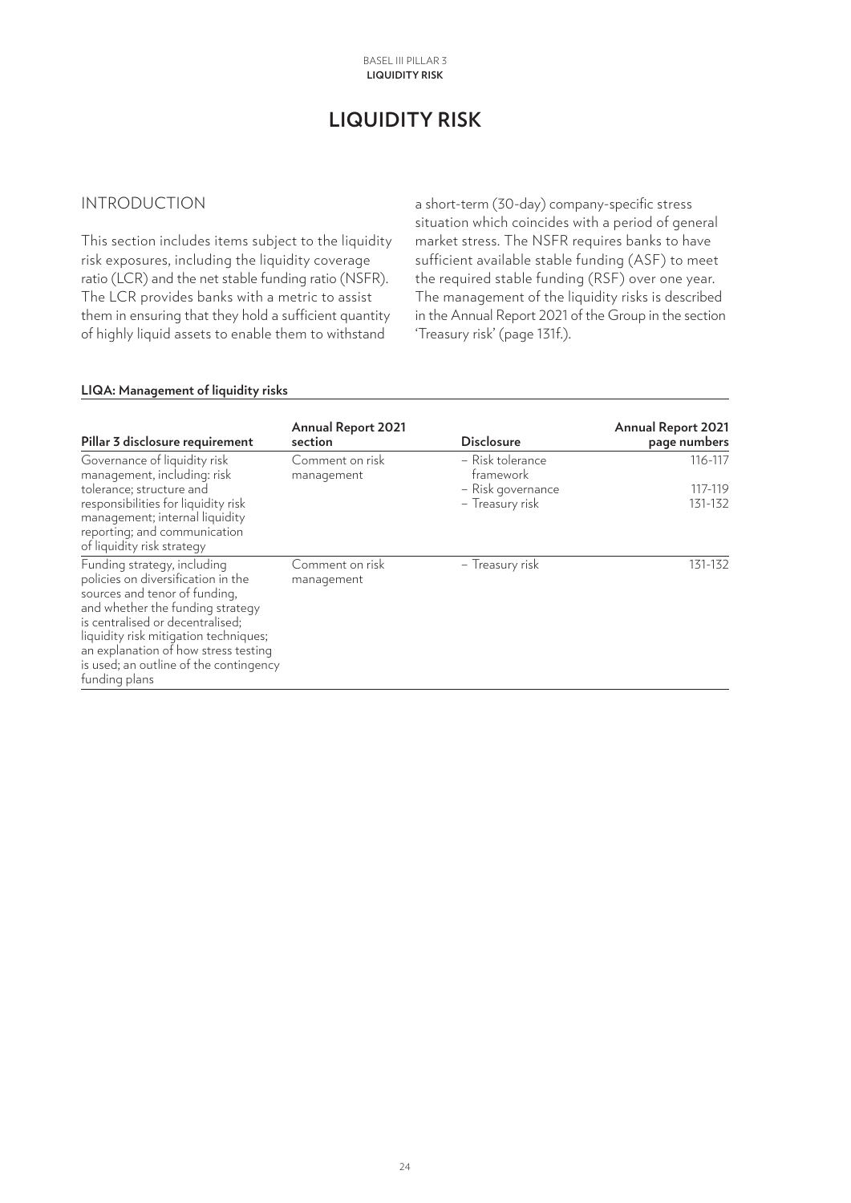# LIQUIDITY RISK

## INTRODUCTION

This section includes items subject to the liquidity risk exposures, including the liquidity coverage ratio (LCR) and the net stable funding ratio (NSFR). The LCR provides banks with a metric to assist them in ensuring that they hold a sufficient quantity of highly liquid assets to enable them to withstand a short-term (30-day) company-specific stress situation which coincides with a period of general market stress. The NSFR requires banks to have sufficient available stable funding (ASF) to meet the required stable funding (RSF) over one year. The management of the liquidity risks is described in the Annual Report 2021 of the Group in the section 'Treasury risk' (page 131f.).

**LIQA: Management of liquidity risks**

| Pillar 3 disclosure requirement | Annual Report 2021 section | Disclosure | Annual Report 2021 page numbers |
|---|---|---|---|
| Governance of liquidity risk management, including: risk tolerance; structure and responsibilities for liquidity risk management; internal liquidity reporting; and communication of liquidity risk strategy | Comment on risk management | – Risk tolerance framework<br>– Risk governance<br>– Treasury risk | 116-117<br>117-119<br>131-132 |
| Funding strategy, including policies on diversification in the sources and tenor of funding, and whether the funding strategy is centralised or decentralised; liquidity risk mitigation techniques; an explanation of how stress testing is used; an outline of the contingency funding plans | Comment on risk management | – Treasury risk | 131-132 |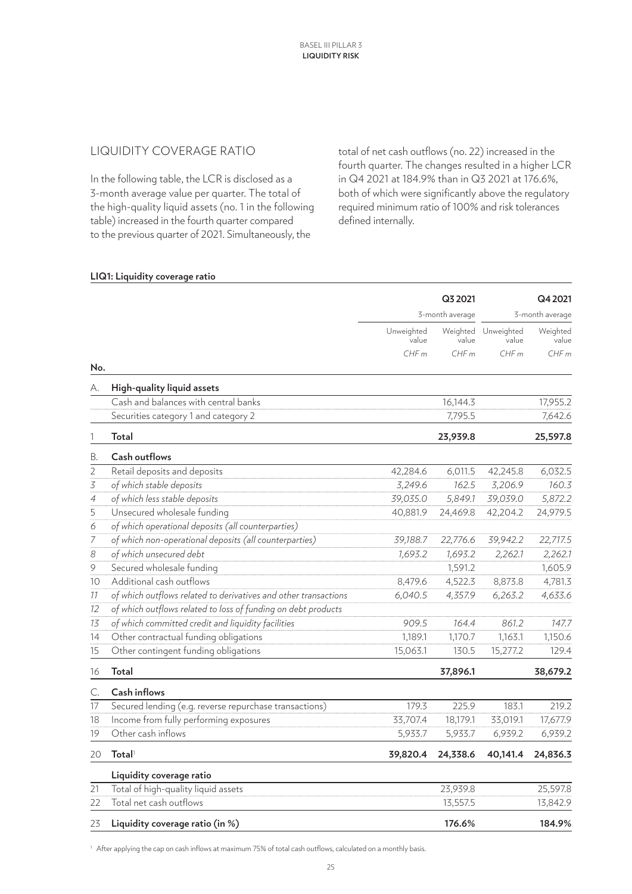## LIQUIDITY COVERAGE RATIO

In the following table, the LCR is disclosed as a 3-month average value per quarter. The total of the high-quality liquid assets (no. 1 in the following table) increased in the fourth quarter compared to the previous quarter of 2021. Simultaneously, the total of net cash outflows (no. 22) increased in the fourth quarter. The changes resulted in a higher LCR in Q4 2021 at 184.9% than in Q3 2021 at 176.6%, both of which were significantly above the regulatory required minimum ratio of 100% and risk tolerances defined internally.

**LIQ1: Liquidity coverage ratio**

| | | Q3 2021 | | Q4 2021 | |
|---|---|---|---|---|---|
| | | 3-month average | | 3-month average | |
| | | Unweighted value | Weighted value | Unweighted value | Weighted value |
| | | *CHF m* | *CHF m* | *CHF m* | *CHF m* |
| **No.** | | | | | |
| A. | **High-quality liquid assets** | | | | |
| | Cash and balances with central banks | | 16,144.3 | | 17,955.2 |
| | Securities category 1 and category 2 | | 7,795.5 | | 7,642.6 |
| 1 | **Total** | | **23,939.8** | | **25,597.8** |
| B. | **Cash outflows** | | | | |
| 2 | Retail deposits and deposits | 42,284.6 | 6,011.5 | 42,245.8 | 6,032.5 |
| *3* | *of which stable deposits* | *3,249.6* | *162.5* | *3,206.9* | *160.3* |
| *4* | *of which less stable deposits* | *39,035.0* | *5,849.1* | *39,039.0* | *5,872.2* |
| 5 | Unsecured wholesale funding | 40,881.9 | 24,469.8 | 42,204.2 | 24,979.5 |
| *6* | *of which operational deposits (all counterparties)* | | | | |
| *7* | *of which non-operational deposits (all counterparties)* | *39,188.7* | *22,776.6* | *39,942.2* | *22,717.5* |
| *8* | *of which unsecured debt* | *1,693.2* | *1,693.2* | *2,262.1* | *2,262.1* |
| 9 | Secured wholesale funding | | 1,591.2 | | 1,605.9 |
| 10 | Additional cash outflows | 8,479.6 | 4,522.3 | 8,873.8 | 4,781.3 |
| *11* | *of which outflows related to derivatives and other transactions* | *6,040.5* | *4,357.9* | *6,263.2* | *4,633.6* |
| *12* | *of which outflows related to loss of funding on debt products* | | | | |
| *13* | *of which committed credit and liquidity facilities* | *909.5* | *164.4* | *861.2* | *147.7* |
| 14 | Other contractual funding obligations | 1,189.1 | 1,170.7 | 1,163.1 | 1,150.6 |
| 15 | Other contingent funding obligations | 15,063.1 | 130.5 | 15,277.2 | 129.4 |
| 16 | **Total** | | **37,896.1** | | **38,679.2** |
| C. | **Cash inflows** | | | | |
| 17 | Secured lending (e.g. reverse repurchase transactions) | 179.3 | 225.9 | 183.1 | 219.2 |
| 18 | Income from fully performing exposures | 33,707.4 | 18,179.1 | 33,019.1 | 17,677.9 |
| 19 | Other cash inflows | 5,933.7 | 5,933.7 | 6,939.2 | 6,939.2 |
| 20 | **Total**[1] | **39,820.4** | **24,338.6** | **40,141.4** | **24,836.3** |
| | **Liquidity coverage ratio** | | | | |
| 21 | Total of high-quality liquid assets | | 23,939.8 | | 25,597.8 |
| 22 | Total net cash outflows | | 13,557.5 | | 13,842.9 |
| 23 | **Liquidity coverage ratio (in %)** | | **176.6%** | | **184.9%** |

[1] After applying the cap on cash inflows at maximum 75% of total cash outflows, calculated on a monthly basis.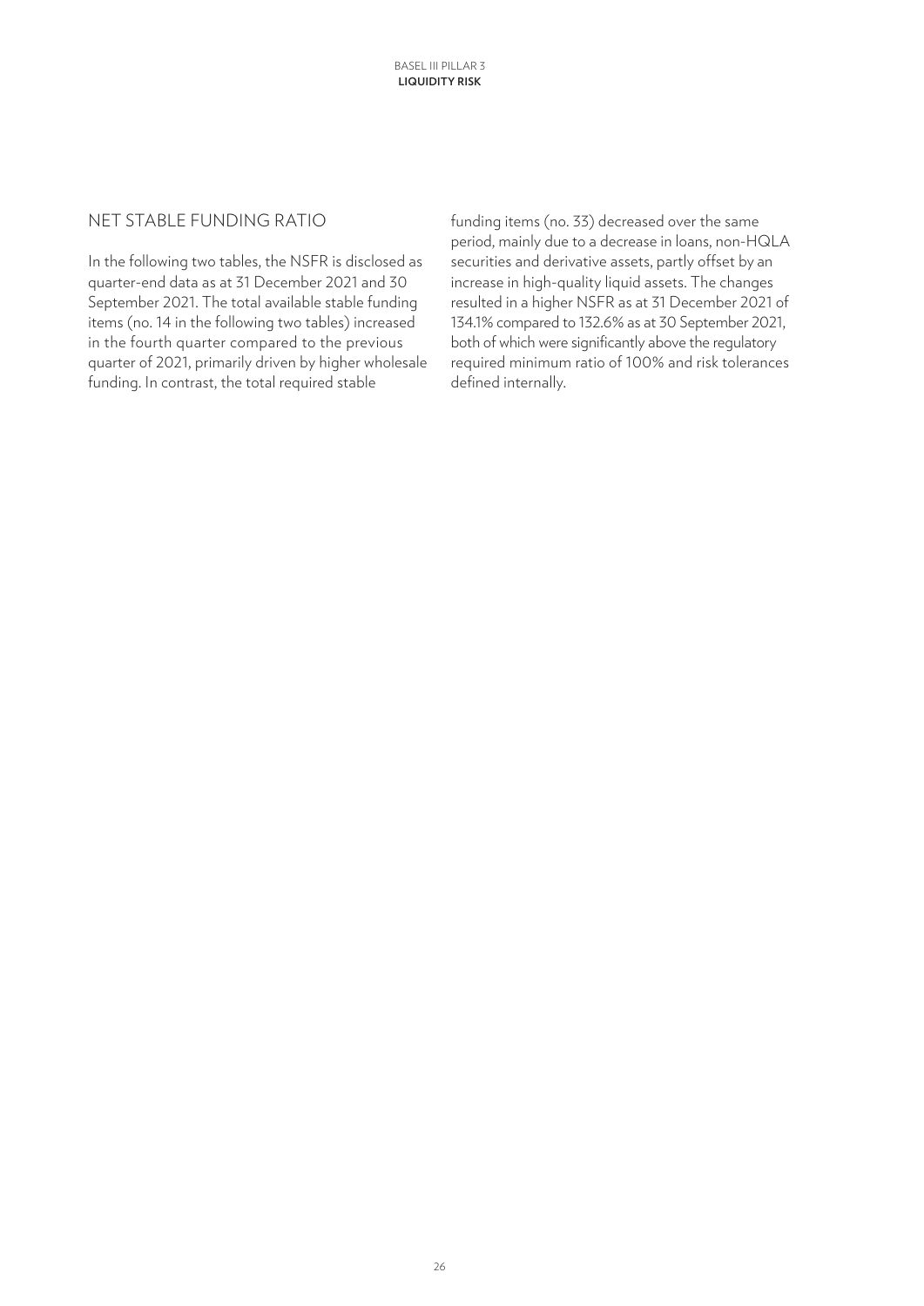## NET STABLE FUNDING RATIO

In the following two tables, the NSFR is disclosed as quarter-end data as at 31 December 2021 and 30 September 2021. The total available stable funding items (no. 14 in the following two tables) increased in the fourth quarter compared to the previous quarter of 2021, primarily driven by higher wholesale funding. In contrast, the total required stable funding items (no. 33) decreased over the same period, mainly due to a decrease in loans, non-HQLA securities and derivative assets, partly offset by an increase in high-quality liquid assets. The changes resulted in a higher NSFR as at 31 December 2021 of 134.1% compared to 132.6% as at 30 September 2021, both of which were significantly above the regulatory required minimum ratio of 100% and risk tolerances defined internally.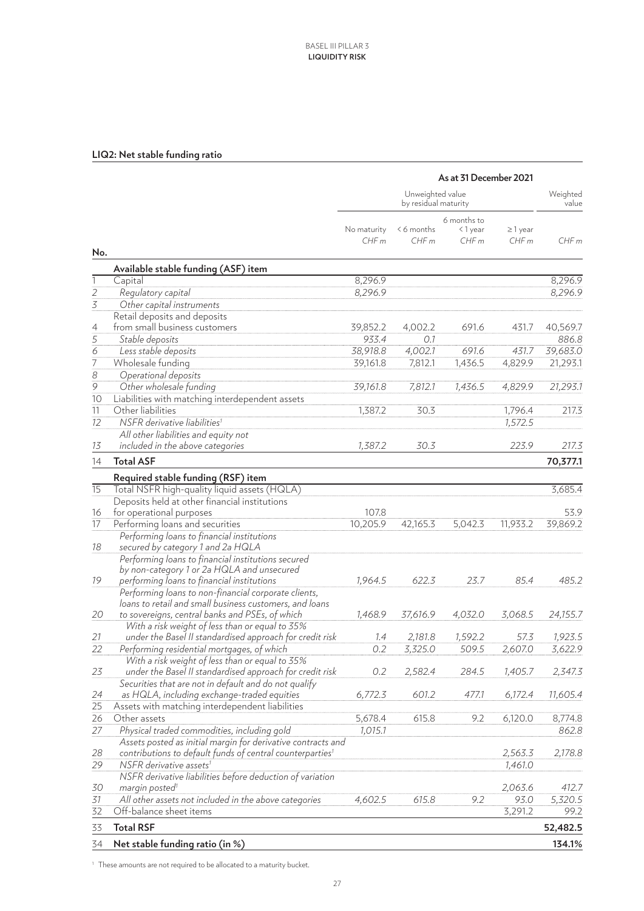## LIQ2: Net stable funding ratio

| No. | | As at 31 December 2021 | | | | |
|---|---|---|---|---|---|---|
| | | Unweighted value by residual maturity | | | | Weighted value |
| | | No maturity CHF m | < 6 months CHF m | 6 months to < 1 year CHF m | ≥ 1 year CHF m | CHF m |
| | **Available stable funding (ASF) item** | | | | | |
| 1 | Capital | 8,296.9 | | | | 8,296.9 |
| 2 | *Regulatory capital* | *8,296.9* | | | | *8,296.9* |
| 3 | *Other capital instruments* | | | | | |
| 4 | Retail deposits and deposits from small business customers | 39,852.2 | 4,002.2 | 691.6 | 431.7 | 40,569.7 |
| 5 | *Stable deposits* | *933.4* | *0.1* | | | *886.8* |
| 6 | *Less stable deposits* | *38,918.8* | *4,002.1* | *691.6* | *431.7* | *39,683.0* |
| 7 | Wholesale funding | 39,161.8 | 7,812.1 | 1,436.5 | 4,829.9 | 21,293.1 |
| 8 | *Operational deposits* | | | | | |
| 9 | *Other wholesale funding* | *39,161.8* | *7,812.1* | *1,436.5* | *4,829.9* | *21,293.1* |
| 10 | Liabilities with matching interdependent assets | | | | | |
| 11 | Other liabilities | 1,387.2 | 30.3 | | 1,796.4 | 217.3 |
| 12 | *NSFR derivative liabilities*[1] | | | | *1,572.5* | |
| 13 | *All other liabilities and equity not included in the above categories* | *1,387.2* | *30.3* | | *223.9* | *217.3* |
| 14 | **Total ASF** | | | | | **70,377.1** |
| | **Required stable funding (RSF) item** | | | | | |
| 15 | Total NSFR high-quality liquid assets (HQLA) | | | | | 3,685.4 |
| 16 | Deposits held at other financial institutions for operational purposes | 107.8 | | | | 53.9 |
| 17 | Performing loans and securities | 10,205.9 | 42,165.3 | 5,042.3 | 11,933.2 | 39,869.2 |
| 18 | *Performing loans to financial institutions secured by category 1 and 2a HQLA* | | | | | |
| 19 | *Performing loans to financial institutions secured by non-category 1 or 2a HQLA and unsecured performing loans to financial institutions* | *1,964.5* | *622.3* | *23.7* | *85.4* | *485.2* |
| 20 | *Performing loans to non-financial corporate clients, loans to retail and small business customers, and loans to sovereigns, central banks and PSEs, of which* | *1,468.9* | *37,616.9* | *4,032.0* | *3,068.5* | *24,155.7* |
| 21 | *With a risk weight of less than or equal to 35% under the Basel II standardised approach for credit risk* | *1.4* | *2,181.8* | *1,592.2* | *57.3* | *1,923.5* |
| 22 | *Performing residential mortgages, of which* | *0.2* | *3,325.0* | *509.5* | *2,607.0* | *3,622.9* |
| 23 | *With a risk weight of less than or equal to 35% under the Basel II standardised approach for credit risk* | *0.2* | *2,582.4* | *284.5* | *1,405.7* | *2,347.3* |
| 24 | *Securities that are not in default and do not qualify as HQLA, including exchange-traded equities* | *6,772.3* | *601.2* | *477.1* | *6,172.4* | *11,605.4* |
| 25 | Assets with matching interdependent liabilities | | | | | |
| 26 | Other assets | 5,678.4 | 615.8 | 9.2 | 6,120.0 | 8,774.8 |
| 27 | *Physical traded commodities, including gold* | *1,015.1* | | | | *862.8* |
| 28 | *Assets posted as initial margin for derivative contracts and contributions to default funds of central counterparties*[1] | | | | *2,563.3* | *2,178.8* |
| 29 | *NSFR derivative assets*[1] | | | | *1,461.0* | |
| 30 | *NSFR derivative liabilities before deduction of variation margin posted*[1] | | | | *2,063.6* | *412.7* |
| 31 | *All other assets not included in the above categories* | *4,602.5* | *615.8* | *9.2* | *93.0* | *5,320.5* |
| 32 | Off-balance sheet items | | | | 3,291.2 | 99.2 |
| 33 | **Total RSF** | | | | | **52,482.5** |
| 34 | **Net stable funding ratio (in %)** | | | | | **134.1%** |

[1] These amounts are not required to be allocated to a maturity bucket.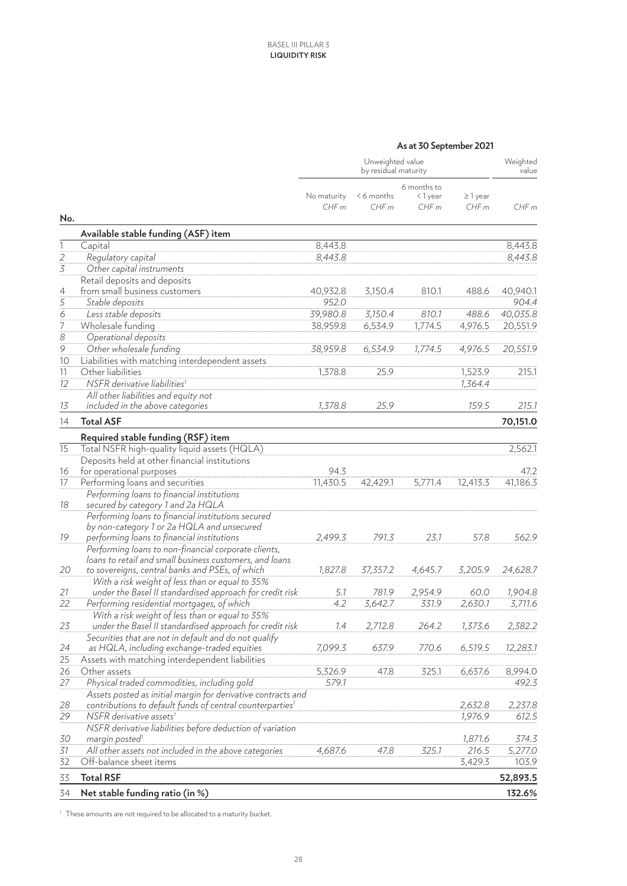| No. | | As at 30 September 2021 | | | | |
|---|---|---|---|---|---|---|
| | | Unweighted value by residual maturity | | | | Weighted value |
| | | No maturity CHF m | < 6 months CHF m | 6 months to < 1 year CHF m | ≥ 1 year CHF m | CHF m |
| | **Available stable funding (ASF) item** | | | | | |
| 1 | Capital | 8,443.8 | | | | 8,443.8 |
| *2* | *Regulatory capital* | *8,443.8* | | | | *8,443.8* |
| *3* | *Other capital instruments* | | | | | |
| 4 | Retail deposits and deposits from small business customers | 40,932.8 | 3,150.4 | 810.1 | 488.6 | 40,940.1 |
| *5* | *Stable deposits* | *952.0* | | | | *904.4* |
| *6* | *Less stable deposits* | *39,980.8* | *3,150.4* | *810.1* | *488.6* | *40,035.8* |
| 7 | Wholesale funding | 38,959.8 | 6,534.9 | 1,774.5 | 4,976.5 | 20,551.9 |
| *8* | *Operational deposits* | | | | | |
| *9* | *Other wholesale funding* | *38,959.8* | *6,534.9* | *1,774.5* | *4,976.5* | *20,551.9* |
| 10 | Liabilities with matching interdependent assets | | | | | |
| 11 | Other liabilities | 1,378.8 | 25.9 | | 1,523.9 | 215.1 |
| *12* | *NSFR derivative liabilities*[1] | | | | *1,364.4* | |
| *13* | *All other liabilities and equity not included in the above categories* | *1,378.8* | *25.9* | | *159.5* | *215.1* |
| 14 | **Total ASF** | | | | | **70,151.0** |
| | **Required stable funding (RSF) item** | | | | | |
| 15 | Total NSFR high-quality liquid assets (HQLA) | | | | | 2,562.1 |
| 16 | Deposits held at other financial institutions for operational purposes | 94.3 | | | | 47.2 |
| 17 | Performing loans and securities | 11,430.5 | 42,429.1 | 5,771.4 | 12,413.3 | 41,186.3 |
| *18* | *Performing loans to financial institutions secured by category 1 and 2a HQLA* | | | | | |
| *19* | *Performing loans to financial institutions secured by non-category 1 or 2a HQLA and unsecured performing loans to financial institutions* | *2,499.3* | *791.3* | *23.1* | *57.8* | *562.9* |
| *20* | *Performing loans to non-financial corporate clients, loans to retail and small business customers, and loans to sovereigns, central banks and PSEs, of which* | *1,827.8* | *37,357.2* | *4,645.7* | *3,205.9* | *24,628.7* |
| *21* | *With a risk weight of less than or equal to 35% under the Basel II standardised approach for credit risk* | *5.1* | *781.9* | *2,954.9* | *60.0* | *1,904.8* |
| *22* | *Performing residential mortgages, of which* | *4.2* | *3,642.7* | *331.9* | *2,630.1* | *3,711.6* |
| *23* | *With a risk weight of less than or equal to 35% under the Basel II standardised approach for credit risk* | *1.4* | *2,712.8* | *264.2* | *1,373.6* | *2,382.2* |
| *24* | *Securities that are not in default and do not qualify as HQLA, including exchange-traded equities* | *7,099.3* | *637.9* | *770.6* | *6,519.5* | *12,283.1* |
| 25 | Assets with matching interdependent liabilities | | | | | |
| 26 | Other assets | 5,326.9 | 47.8 | 325.1 | 6,637.6 | 8,994.0 |
| *27* | *Physical traded commodities, including gold* | *579.1* | | | | *492.3* |
| *28* | *Assets posted as initial margin for derivative contracts and contributions to default funds of central counterparties*[1] | | | | *2,632.8* | *2,237.8* |
| *29* | *NSFR derivative assets*[1] | | | | *1,976.9* | *612.5* |
| *30* | *NSFR derivative liabilities before deduction of variation margin posted*[1] | | | | *1,871.6* | *374.3* |
| *31* | *All other assets not included in the above categories* | *4,687.6* | *47.8* | *325.1* | *216.5* | *5,277.0* |
| 32 | Off-balance sheet items | | | | 3,429.3 | 103.9 |
| 33 | **Total RSF** | | | | | **52,893.5** |
| 34 | **Net stable funding ratio (in %)** | | | | | **132.6%** |

[1] These amounts are not required to be allocated to a maturity bucket.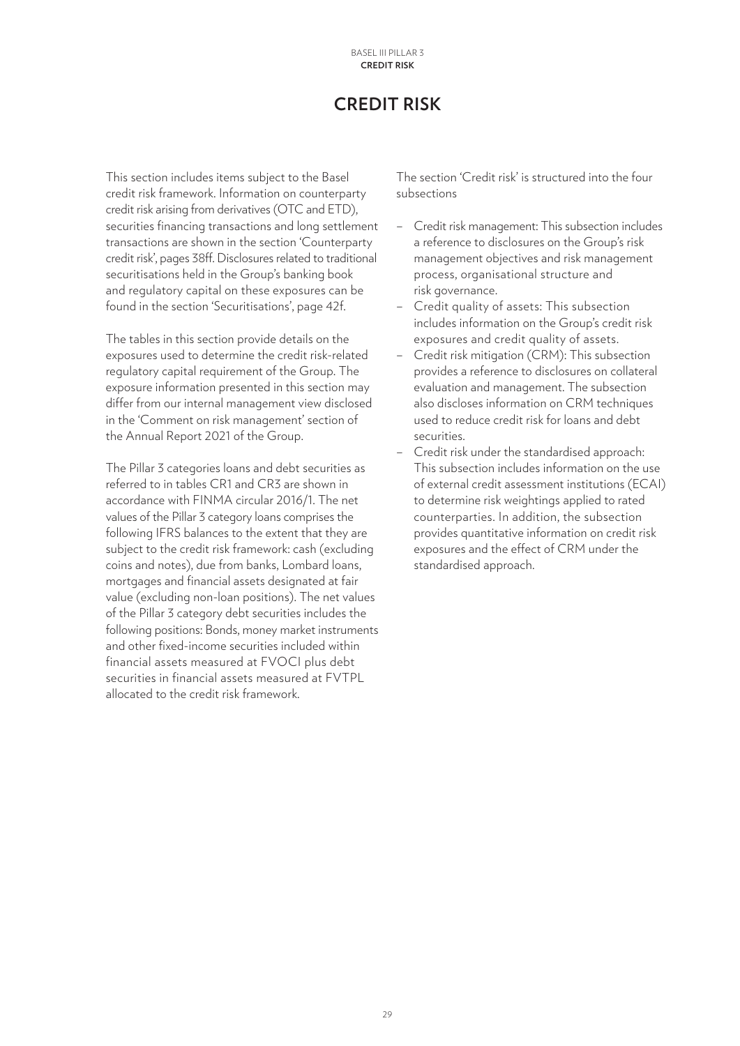# CREDIT RISK

This section includes items subject to the Basel credit risk framework. Information on counterparty credit risk arising from derivatives (OTC and ETD), securities financing transactions and long settlement transactions are shown in the section 'Counterparty credit risk', pages 38ff. Disclosures related to traditional securitisations held in the Group's banking book and regulatory capital on these exposures can be found in the section 'Securitisations', page 42f.

The tables in this section provide details on the exposures used to determine the credit risk-related regulatory capital requirement of the Group. The exposure information presented in this section may differ from our internal management view disclosed in the 'Comment on risk management' section of the Annual Report 2021 of the Group.

The Pillar 3 categories loans and debt securities as referred to in tables CR1 and CR3 are shown in accordance with FINMA circular 2016/1. The net values of the Pillar 3 category loans comprises the following IFRS balances to the extent that they are subject to the credit risk framework: cash (excluding coins and notes), due from banks, Lombard loans, mortgages and financial assets designated at fair value (excluding non-loan positions). The net values of the Pillar 3 category debt securities includes the following positions: Bonds, money market instruments and other fixed-income securities included within financial assets measured at FVOCI plus debt securities in financial assets measured at FVTPL allocated to the credit risk framework.

The section 'Credit risk' is structured into the four subsections

- Credit risk management: This subsection includes a reference to disclosures on the Group's risk management objectives and risk management process, organisational structure and risk governance.
- Credit quality of assets: This subsection includes information on the Group's credit risk exposures and credit quality of assets.
- Credit risk mitigation (CRM): This subsection provides a reference to disclosures on collateral evaluation and management. The subsection also discloses information on CRM techniques used to reduce credit risk for loans and debt securities.
- Credit risk under the standardised approach: This subsection includes information on the use of external credit assessment institutions (ECAI) to determine risk weightings applied to rated counterparties. In addition, the subsection provides quantitative information on credit risk exposures and the effect of CRM under the standardised approach.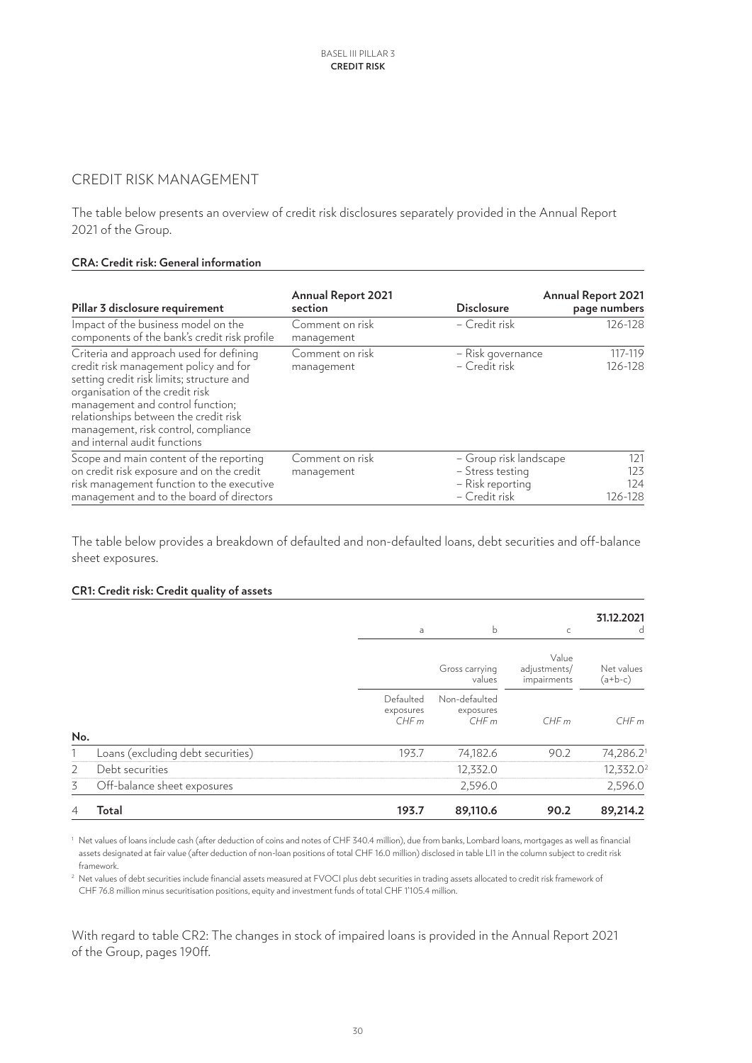## CREDIT RISK MANAGEMENT

The table below presents an overview of credit risk disclosures separately provided in the Annual Report 2021 of the Group.

**CRA: Credit risk: General information**

| Pillar 3 disclosure requirement | Annual Report 2021 section | Disclosure | Annual Report 2021 page numbers |
|---|---|---|---|
| Impact of the business model on the components of the bank's credit risk profile | Comment on risk management | – Credit risk | 126-128 |
| Criteria and approach used for defining credit risk management policy and for setting credit risk limits; structure and organisation of the credit risk management and control function; relationships between the credit risk management, risk control, compliance and internal audit functions | Comment on risk management | – Risk governance<br>– Credit risk | 117-119<br>126-128 |
| Scope and main content of the reporting on credit risk exposure and on the credit risk management function to the executive management and to the board of directors | Comment on risk management | – Group risk landscape<br>– Stress testing<br>– Risk reporting<br>– Credit risk | 121<br>123<br>124<br>126-128 |

The table below provides a breakdown of defaulted and non-defaulted loans, debt securities and off-balance sheet exposures.

**CR1: Credit risk: Credit quality of assets**

| | | a | b | c | 31.12.2021<br>d |
|---|---|---|---|---|---|
| | | Gross carrying values | | Value adjustments/ impairments | Net values (a+b-c) |
| | | Defaulted exposures *CHF m* | Non-defaulted exposures *CHF m* | *CHF m* | *CHF m* |
| **No.** | | | | | |
| 1 | Loans (excluding debt securities) | 193.7 | 74,182.6 | 90.2 | 74,286.2[1] |
| 2 | Debt securities | | 12,332.0 | | 12,332.0[2] |
| 3 | Off-balance sheet exposures | | 2,596.0 | | 2,596.0 |
| 4 | **Total** | **193.7** | **89,110.6** | **90.2** | **89,214.2** |

[1] Net values of loans include cash (after deduction of coins and notes of CHF 340.4 million), due from banks, Lombard loans, mortgages as well as financial assets designated at fair value (after deduction of non-loan positions of total CHF 16.0 million) disclosed in table LI1 in the column subject to credit risk framework.

[2] Net values of debt securities include financial assets measured at FVOCI plus debt securities in trading assets allocated to credit risk framework of CHF 76.8 million minus securitisation positions, equity and investment funds of total CHF 1'105.4 million.

With regard to table CR2: The changes in stock of impaired loans is provided in the Annual Report 2021 of the Group, pages 190ff.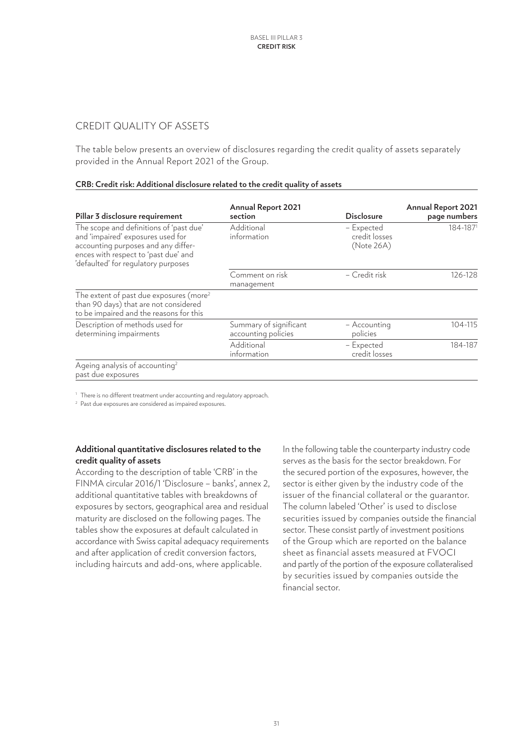## CREDIT QUALITY OF ASSETS

The table below presents an overview of disclosures regarding the credit quality of assets separately provided in the Annual Report 2021 of the Group.

**CRB: Credit risk: Additional disclosure related to the credit quality of assets**

| Pillar 3 disclosure requirement | Annual Report 2021 section | Disclosure | Annual Report 2021 page numbers |
|---|---|---|---|
| The scope and definitions of 'past due' and 'impaired' exposures used for accounting purposes and any differences with respect to 'past due' and 'defaulted' for regulatory purposes | Additional information | – Expected credit losses (Note 26A) | 184-187[1] |
| | Comment on risk management | – Credit risk | 126-128 |
| The extent of past due exposures (more[2] than 90 days) that are not considered to be impaired and the reasons for this | | | |
| Description of methods used for determining impairments | Summary of significant accounting policies | – Accounting policies | 104-115 |
| | Additional information | – Expected credit losses | 184-187 |
| Ageing analysis of accounting[2] past due exposures | | | |

[1] There is no different treatment under accounting and regulatory approach.

[2] Past due exposures are considered as impaired exposures.

**Additional quantitative disclosures related to the credit quality of assets**

According to the description of table 'CRB' in the FINMA circular 2016/1 'Disclosure – banks', annex 2, additional quantitative tables with breakdowns of exposures by sectors, geographical area and residual maturity are disclosed on the following pages. The tables show the exposures at default calculated in accordance with Swiss capital adequacy requirements and after application of credit conversion factors, including haircuts and add-ons, where applicable.

In the following table the counterparty industry code serves as the basis for the sector breakdown. For the secured portion of the exposures, however, the sector is either given by the industry code of the issuer of the financial collateral or the guarantor. The column labeled 'Other' is used to disclose securities issued by companies outside the financial sector. These consist partly of investment positions of the Group which are reported on the balance sheet as financial assets measured at FVOCI and partly of the portion of the exposure collateralised by securities issued by companies outside the financial sector.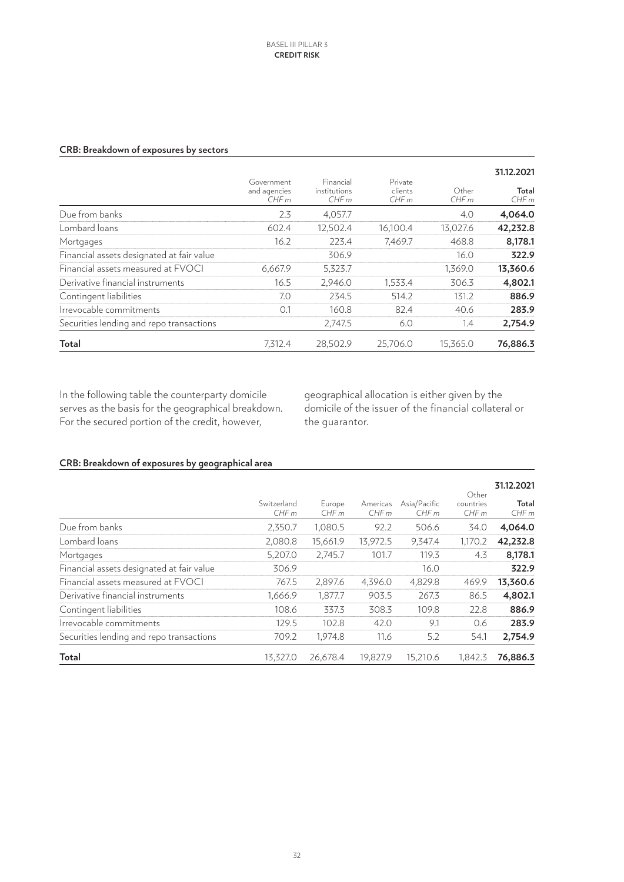**CRB: Breakdown of exposures by sectors**

| | Government and agencies CHF m | Financial institutions CHF m | Private clients CHF m | Other CHF m | 31.12.2021 Total CHF m |
|---|---|---|---|---|---|
| Due from banks | 2.3 | 4,057.7 | | 4.0 | **4,064.0** |
| Lombard loans | 602.4 | 12,502.4 | 16,100.4 | 13,027.6 | **42,232.8** |
| Mortgages | 16.2 | 223.4 | 7,469.7 | 468.8 | **8,178.1** |
| Financial assets designated at fair value | | 306.9 | | 16.0 | **322.9** |
| Financial assets measured at FVOCI | 6,667.9 | 5,323.7 | | 1,369.0 | **13,360.6** |
| Derivative financial instruments | 16.5 | 2,946.0 | 1,533.4 | 306.3 | **4,802.1** |
| Contingent liabilities | 7.0 | 234.5 | 514.2 | 131.2 | **886.9** |
| Irrevocable commitments | 0.1 | 160.8 | 82.4 | 40.6 | **283.9** |
| Securities lending and repo transactions | | 2,747.5 | 6.0 | 1.4 | **2,754.9** |
| **Total** | 7,312.4 | 28,502.9 | 25,706.0 | 15,365.0 | **76,886.3** |

In the following table the counterparty domicile serves as the basis for the geographical breakdown. For the secured portion of the credit, however, geographical allocation is either given by the domicile of the issuer of the financial collateral or the guarantor.

**CRB: Breakdown of exposures by geographical area**

| | Switzerland CHF m | Europe CHF m | Americas CHF m | Asia/Pacific CHF m | Other countries CHF m | 31.12.2021 Total CHF m |
|---|---|---|---|---|---|---|
| Due from banks | 2,350.7 | 1,080.5 | 92.2 | 506.6 | 34.0 | **4,064.0** |
| Lombard loans | 2,080.8 | 15,661.9 | 13,972.5 | 9,347.4 | 1,170.2 | **42,232.8** |
| Mortgages | 5,207.0 | 2,745.7 | 101.7 | 119.3 | 4.3 | **8,178.1** |
| Financial assets designated at fair value | 306.9 | | | 16.0 | | **322.9** |
| Financial assets measured at FVOCI | 767.5 | 2,897.6 | 4,396.0 | 4,829.8 | 469.9 | **13,360.6** |
| Derivative financial instruments | 1,666.9 | 1,877.7 | 903.5 | 267.3 | 86.5 | **4,802.1** |
| Contingent liabilities | 108.6 | 337.3 | 308.3 | 109.8 | 22.8 | **886.9** |
| Irrevocable commitments | 129.5 | 102.8 | 42.0 | 9.1 | 0.6 | **283.9** |
| Securities lending and repo transactions | 709.2 | 1,974.8 | 11.6 | 5.2 | 54.1 | **2,754.9** |
| **Total** | 13,327.0 | 26,678.4 | 19,827.9 | 15,210.6 | 1,842.3 | **76,886.3** |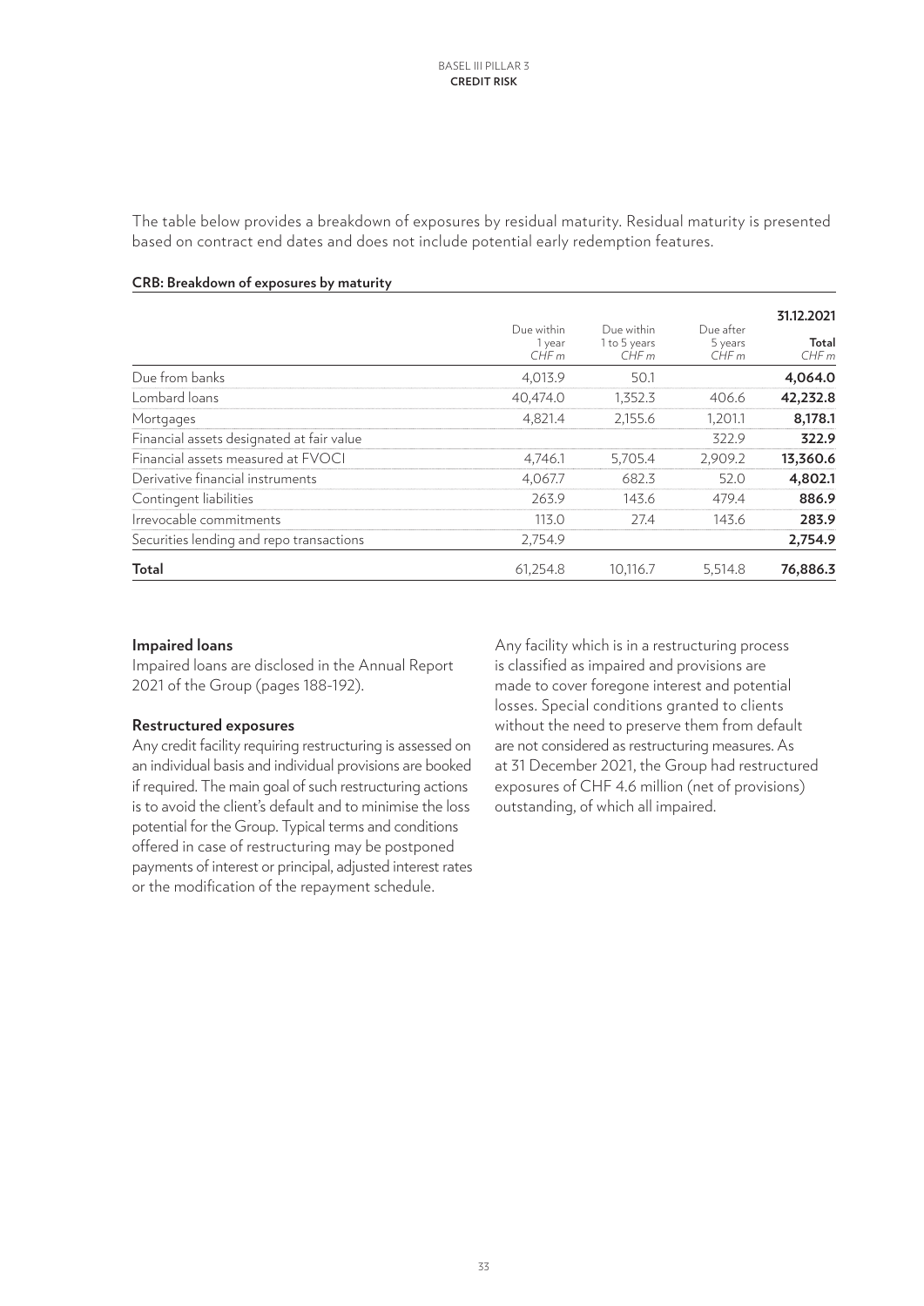The table below provides a breakdown of exposures by residual maturity. Residual maturity is presented based on contract end dates and does not include potential early redemption features.

**CRB: Breakdown of exposures by maturity**

| | Due within 1 year *CHF m* | Due within 1 to 5 years *CHF m* | Due after 5 years *CHF m* | **31.12.2021** **Total** *CHF m* |
|---|---|---|---|---|
| Due from banks | 4,013.9 | 50.1 | | **4,064.0** |
| Lombard loans | 40,474.0 | 1,352.3 | 406.6 | **42,232.8** |
| Mortgages | 4,821.4 | 2,155.6 | 1,201.1 | **8,178.1** |
| Financial assets designated at fair value | | | 322.9 | **322.9** |
| Financial assets measured at FVOCI | 4,746.1 | 5,705.4 | 2,909.2 | **13,360.6** |
| Derivative financial instruments | 4,067.7 | 682.3 | 52.0 | **4,802.1** |
| Contingent liabilities | 263.9 | 143.6 | 479.4 | **886.9** |
| Irrevocable commitments | 113.0 | 27.4 | 143.6 | **283.9** |
| Securities lending and repo transactions | 2,754.9 | | | **2,754.9** |
| **Total** | 61,254.8 | 10,116.7 | 5,514.8 | **76,886.3** |

**Impaired loans**

Impaired loans are disclosed in the Annual Report 2021 of the Group (pages 188-192).

**Restructured exposures**

Any credit facility requiring restructuring is assessed on an individual basis and individual provisions are booked if required. The main goal of such restructuring actions is to avoid the client's default and to minimise the loss potential for the Group. Typical terms and conditions offered in case of restructuring may be postponed payments of interest or principal, adjusted interest rates or the modification of the repayment schedule.

Any facility which is in a restructuring process is classified as impaired and provisions are made to cover foregone interest and potential losses. Special conditions granted to clients without the need to preserve them from default are not considered as restructuring measures. As at 31 December 2021, the Group had restructured exposures of CHF 4.6 million (net of provisions) outstanding, of which all impaired.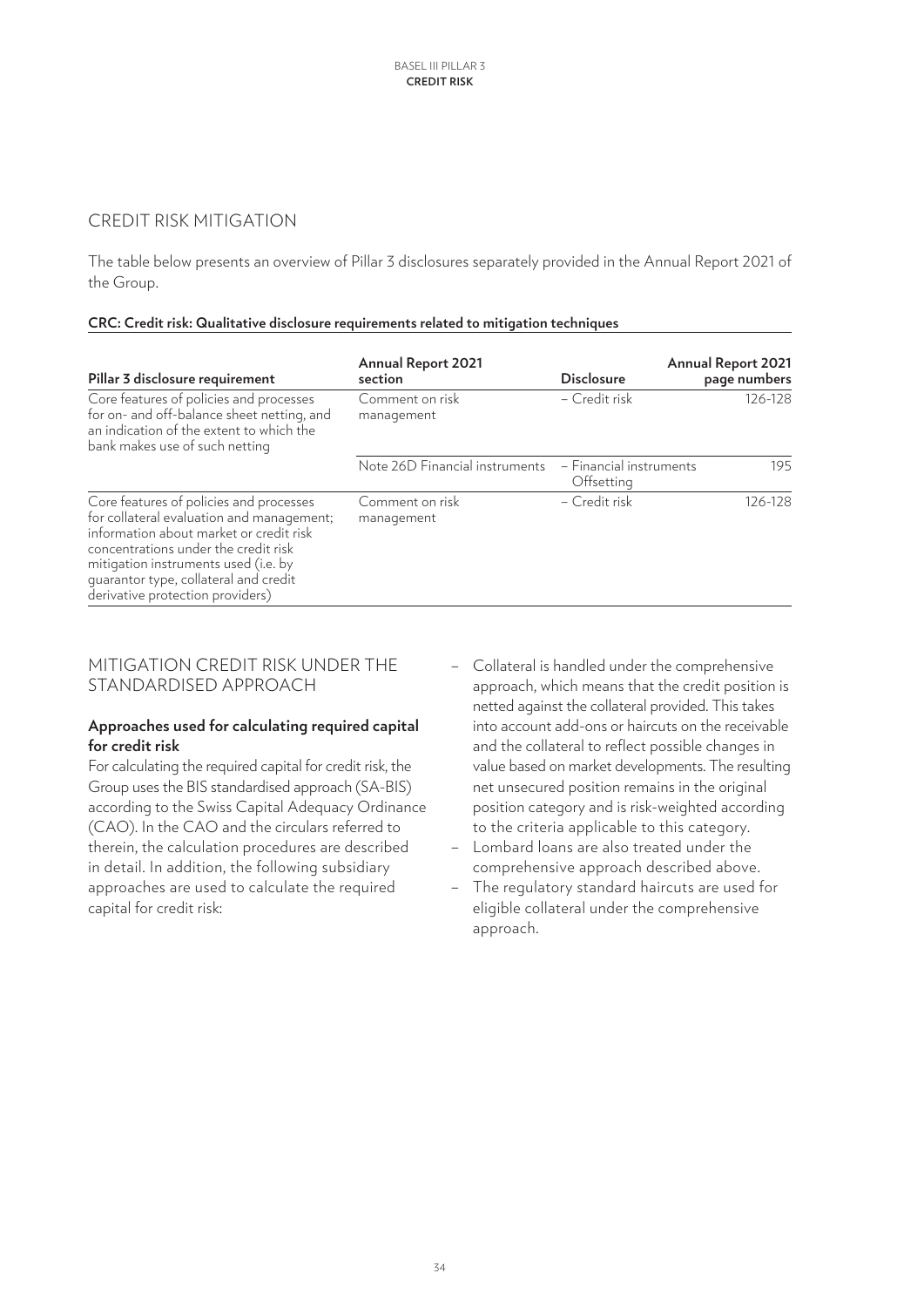## CREDIT RISK MITIGATION

The table below presents an overview of Pillar 3 disclosures separately provided in the Annual Report 2021 of the Group.

**CRC: Credit risk: Qualitative disclosure requirements related to mitigation techniques**

| Pillar 3 disclosure requirement | Annual Report 2021 section | Disclosure | Annual Report 2021 page numbers |
|---|---|---|---|
| Core features of policies and processes for on- and off-balance sheet netting, and an indication of the extent to which the bank makes use of such netting | Comment on risk management | – Credit risk | 126-128 |
| | Note 26D Financial instruments | – Financial instruments Offsetting | 195 |
| Core features of policies and processes for collateral evaluation and management; information about market or credit risk concentrations under the credit risk mitigation instruments used (i.e. by guarantor type, collateral and credit derivative protection providers) | Comment on risk management | – Credit risk | 126-128 |

## MITIGATION CREDIT RISK UNDER THE STANDARDISED APPROACH

**Approaches used for calculating required capital for credit risk**

For calculating the required capital for credit risk, the Group uses the BIS standardised approach (SA-BIS) according to the Swiss Capital Adequacy Ordinance (CAO). In the CAO and the circulars referred to therein, the calculation procedures are described in detail. In addition, the following subsidiary approaches are used to calculate the required capital for credit risk:

- Collateral is handled under the comprehensive approach, which means that the credit position is netted against the collateral provided. This takes into account add-ons or haircuts on the receivable and the collateral to reflect possible changes in value based on market developments. The resulting net unsecured position remains in the original position category and is risk-weighted according to the criteria applicable to this category.
- Lombard loans are also treated under the comprehensive approach described above.
- The regulatory standard haircuts are used for eligible collateral under the comprehensive approach.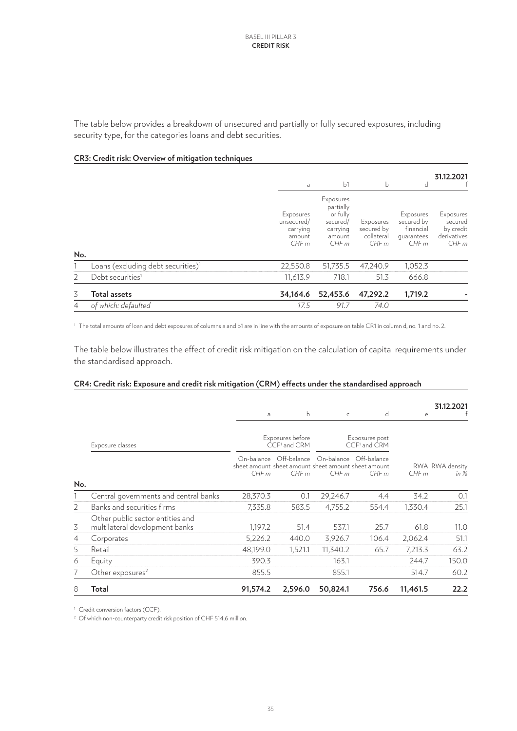The table below provides a breakdown of unsecured and partially or fully secured exposures, including security type, for the categories loans and debt securities.

**CR3: Credit risk: Overview of mitigation techniques**

| | | a | b1 | b | d | 31.12.2021<br>f |
|---|---|---|---|---|---|---|
| | | Exposures unsecured/ carrying amount *CHF m* | Exposures partially or fully secured/ carrying amount *CHF m* | Exposures secured by collateral *CHF m* | Exposures secured by financial guarantees *CHF m* | Exposures secured by credit derivatives *CHF m* |
| **No.** | | | | | | |
| 1 | Loans (excluding debt securities)[1] | 22,550.8 | 51,735.5 | 47,240.9 | 1,052.3 | |
| 2 | Debt securities[1] | 11,613.9 | 718.1 | 51.3 | 666.8 | |
| 3 | **Total assets** | **34,164.6** | **52,453.6** | **47,292.2** | **1,719.2** | **-** |
| 4 | *of which: defaulted* | *17.5* | *91.7* | *74.0* | | |

[1] The total amounts of loan and debt exposures of columns a and b1 are in line with the amounts of exposure on table CR1 in column d, no. 1 and no. 2.

The table below illustrates the effect of credit risk mitigation on the calculation of capital requirements under the standardised approach.

**CR4: Credit risk: Exposure and credit risk mitigation (CRM) effects under the standardised approach**

| | | a | b | c | d | e | 31.12.2021<br>f |
|---|---|---|---|---|---|---|---|
| | Exposure classes | Exposures before CCF[1] and CRM | | Exposures post CCF[1] and CRM | | | |
| | | On-balance sheet amount *CHF m* | Off-balance sheet amount *CHF m* | On-balance sheet amount *CHF m* | Off-balance sheet amount *CHF m* | RWA *CHF m* | RWA density *in %* |
| **No.** | | | | | | | |
| 1 | Central governments and central banks | 28,370.3 | 0.1 | 29,246.7 | 4.4 | 34.2 | 0.1 |
| 2 | Banks and securities firms | 7,335.8 | 583.5 | 4,755.2 | 554.4 | 1,330.4 | 25.1 |
| 3 | Other public sector entities and multilateral development banks | 1,197.2 | 51.4 | 537.1 | 25.7 | 61.8 | 11.0 |
| 4 | Corporates | 5,226.2 | 440.0 | 3,926.7 | 106.4 | 2,062.4 | 51.1 |
| 5 | Retail | 48,199.0 | 1,521.1 | 11,340.2 | 65.7 | 7,213.3 | 63.2 |
| 6 | Equity | 390.3 | | 163.1 | | 244.7 | 150.0 |
| 7 | Other exposures[2] | 855.5 | | 855.1 | | 514.7 | 60.2 |
| 8 | **Total** | **91,574.2** | **2,596.0** | **50,824.1** | **756.6** | **11,461.5** | **22.2** |

[1] Credit conversion factors (CCF).
[2] Of which non-counterparty credit risk position of CHF 514.6 million.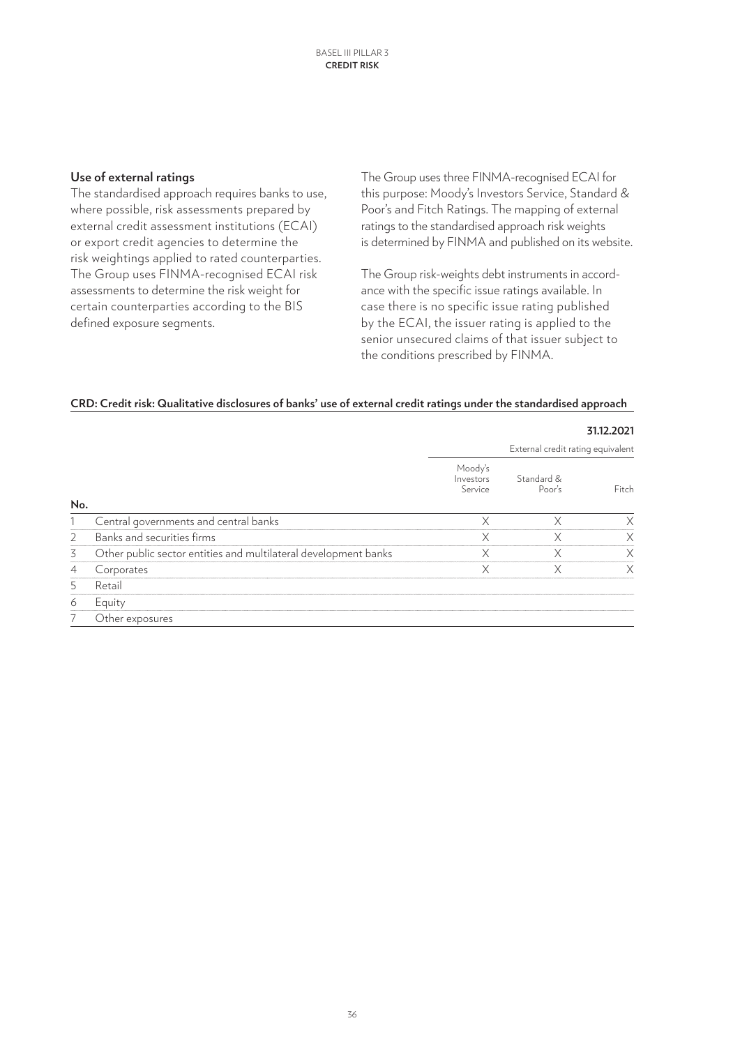### Use of external ratings

The standardised approach requires banks to use, where possible, risk assessments prepared by external credit assessment institutions (ECAI) or export credit agencies to determine the risk weightings applied to rated counterparties. The Group uses FINMA-recognised ECAI risk assessments to determine the risk weight for certain counterparties according to the BIS defined exposure segments.

The Group uses three FINMA-recognised ECAI for this purpose: Moody's Investors Service, Standard & Poor's and Fitch Ratings. The mapping of external ratings to the standardised approach risk weights is determined by FINMA and published on its website.

The Group risk-weights debt instruments in accordance with the specific issue ratings available. In case there is no specific issue rating published by the ECAI, the issuer rating is applied to the senior unsecured claims of that issuer subject to the conditions prescribed by FINMA.

**CRD: Credit risk: Qualitative disclosures of banks' use of external credit ratings under the standardised approach**

| | | | | **31.12.2021** |
|---|---|---|---|---|
| | | External credit rating equivalent | | |
| **No.** | | Moody's Investors Service | Standard & Poor's | Fitch |
| 1 | Central governments and central banks | X | X | X |
| 2 | Banks and securities firms | X | X | X |
| 3 | Other public sector entities and multilateral development banks | X | X | X |
| 4 | Corporates | X | X | X |
| 5 | Retail | | | |
| 6 | Equity | | | |
| 7 | Other exposures | | | |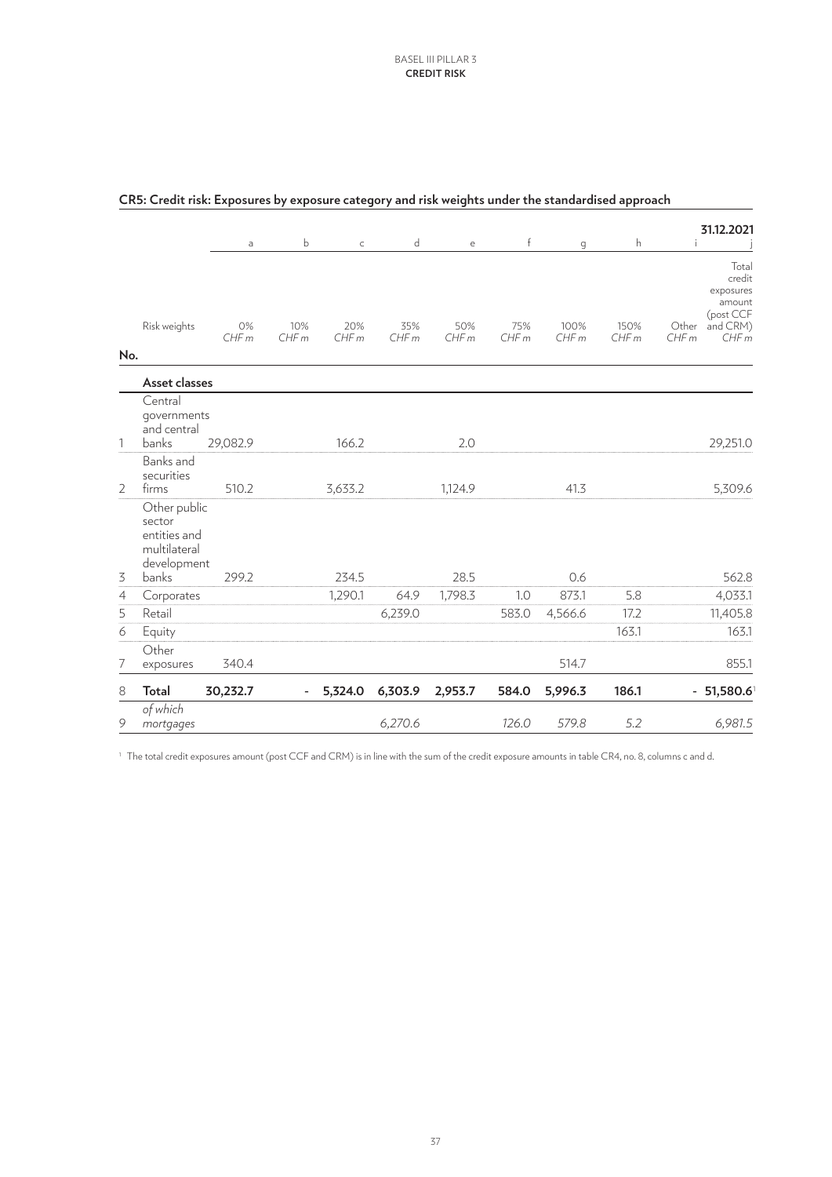## CR5: Credit risk: Exposures by exposure category and risk weights under the standardised approach

| | | a | b | c | d | e | f | g | h | i | 31.12.2021<br>j |
|---|---|---|---|---|---|---|---|---|---|---|---|
| No. | Risk weights | 0%<br>*CHF m* | 10%<br>*CHF m* | 20%<br>*CHF m* | 35%<br>*CHF m* | 50%<br>*CHF m* | 75%<br>*CHF m* | 100%<br>*CHF m* | 150%<br>*CHF m* | Other<br>*CHF m* | Total credit exposures amount (post CCF and CRM)<br>*CHF m* |
| | **Asset classes** | | | | | | | | | | |
| 1 | Central governments and central banks | 29,082.9 | | 166.2 | | 2.0 | | | | | 29,251.0 |
| 2 | Banks and securities firms | 510.2 | | 3,633.2 | | 1,124.9 | | 41.3 | | | 5,309.6 |
| 3 | Other public sector entities and multilateral development banks | 299.2 | | 234.5 | | 28.5 | | 0.6 | | | 562.8 |
| 4 | Corporates | | | 1,290.1 | 64.9 | 1,798.3 | 1.0 | 873.1 | 5.8 | | 4,033.1 |
| 5 | Retail | | | | 6,239.0 | | 583.0 | 4,566.6 | 17.2 | | 11,405.8 |
| 6 | Equity | | | | | | | | 163.1 | | 163.1 |
| 7 | Other exposures | 340.4 | | | | | | 514.7 | | | 855.1 |
| 8 | **Total** | **30,232.7** | **-** | **5,324.0** | **6,303.9** | **2,953.7** | **584.0** | **5,996.3** | **186.1** | **-** | **51,580.6**[1] |
| 9 | *of which mortgages* | | | | *6,270.6* | | *126.0* | *579.8* | *5.2* | | *6,981.5* |

[1] The total credit exposures amount (post CCF and CRM) is in line with the sum of the credit exposure amounts in table CR4, no. 8, columns c and d.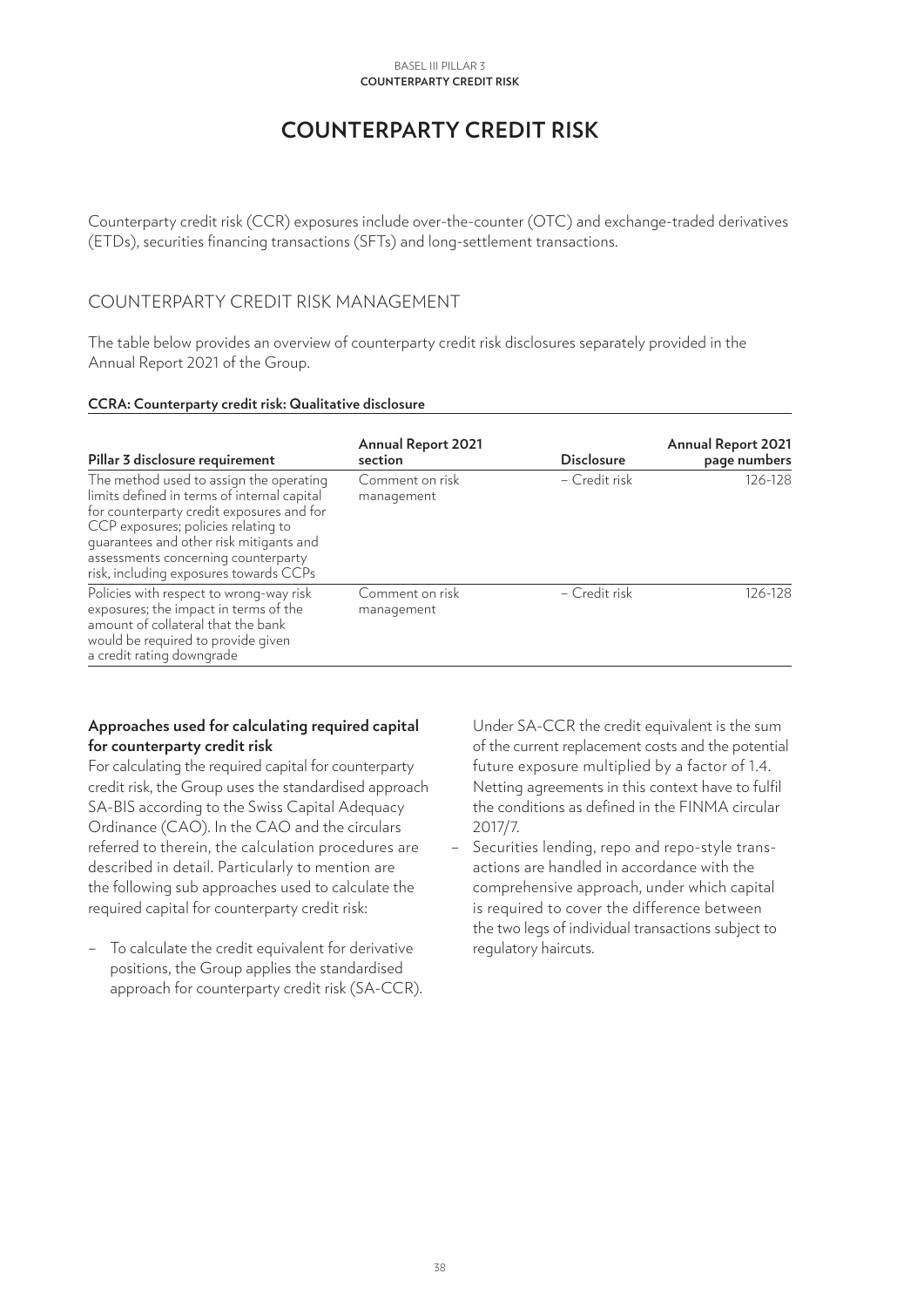# COUNTERPARTY CREDIT RISK

Counterparty credit risk (CCR) exposures include over-the-counter (OTC) and exchange-traded derivatives (ETDs), securities financing transactions (SFTs) and long-settlement transactions.

## COUNTERPARTY CREDIT RISK MANAGEMENT

The table below provides an overview of counterparty credit risk disclosures separately provided in the Annual Report 2021 of the Group.

**CCRA: Counterparty credit risk: Qualitative disclosure**

| Pillar 3 disclosure requirement | Annual Report 2021 section | Disclosure | Annual Report 2021 page numbers |
|---|---|---|---|
| The method used to assign the operating limits defined in terms of internal capital for counterparty credit exposures and for CCP exposures; policies relating to guarantees and other risk mitigants and assessments concerning counterparty risk, including exposures towards CCPs | Comment on risk management | – Credit risk | 126-128 |
| Policies with respect to wrong-way risk exposures; the impact in terms of the amount of collateral that the bank would be required to provide given a credit rating downgrade | Comment on risk management | – Credit risk | 126-128 |

**Approaches used for calculating required capital for counterparty credit risk**

For calculating the required capital for counterparty credit risk, the Group uses the standardised approach SA-BIS according to the Swiss Capital Adequacy Ordinance (CAO). In the CAO and the circulars referred to therein, the calculation procedures are described in detail. Particularly to mention are the following sub approaches used to calculate the required capital for counterparty credit risk:

- To calculate the credit equivalent for derivative positions, the Group applies the standardised approach for counterparty credit risk (SA-CCR). Under SA-CCR the credit equivalent is the sum of the current replacement costs and the potential future exposure multiplied by a factor of 1.4. Netting agreements in this context have to fulfil the conditions as defined in the FINMA circular 2017/7.
- Securities lending, repo and repo-style transactions are handled in accordance with the comprehensive approach, under which capital is required to cover the difference between the two legs of individual transactions subject to regulatory haircuts.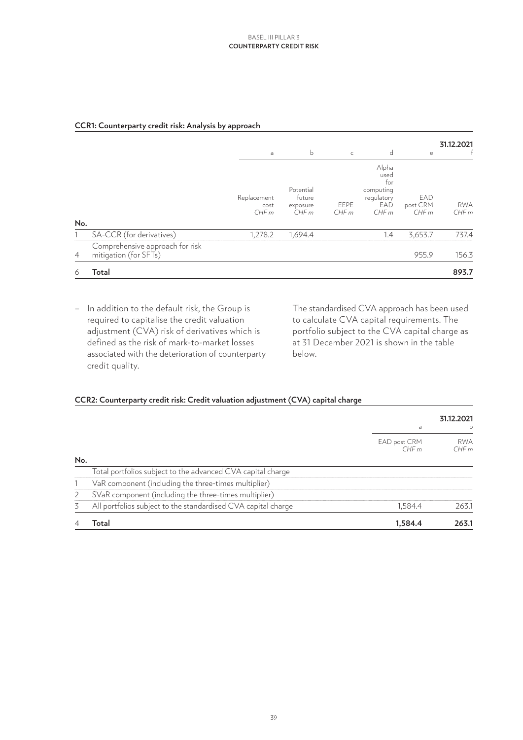**CCR1: Counterparty credit risk: Analysis by approach**

| No. | | a | b | c | d | e | 31.12.2021 f |
|---|---|---|---|---|---|---|---|
| | | Replacement cost CHF m | Potential future exposure CHF m | EEPE CHF m | Alpha used for computing regulatory EAD CHF m | EAD post CRM CHF m | RWA CHF m |
| 1 | SA-CCR (for derivatives) | 1,278.2 | 1,694.4 | | 1.4 | 3,653.7 | 737.4 |
| 4 | Comprehensive approach for risk mitigation (for SFTs) | | | | | 955.9 | 156.3 |
| 6 | **Total** | | | | | | **893.7** |

– In addition to the default risk, the Group is required to capitalise the credit valuation adjustment (CVA) risk of derivatives which is defined as the risk of mark-to-market losses associated with the deterioration of counterparty credit quality.

The standardised CVA approach has been used to calculate CVA capital requirements. The portfolio subject to the CVA capital charge as at 31 December 2021 is shown in the table below.

**CCR2: Counterparty credit risk: Credit valuation adjustment (CVA) capital charge**

| No. | | a | 31.12.2021 b |
|---|---|---|---|
| | | EAD post CRM CHF m | RWA CHF m |
| | Total portfolios subject to the advanced CVA capital charge | | |
| 1 | VaR component (including the three-times multiplier) | | |
| 2 | SVaR component (including the three-times multiplier) | | |
| 3 | All portfolios subject to the standardised CVA capital charge | 1,584.4 | 263.1 |
| 4 | **Total** | **1,584.4** | **263.1** |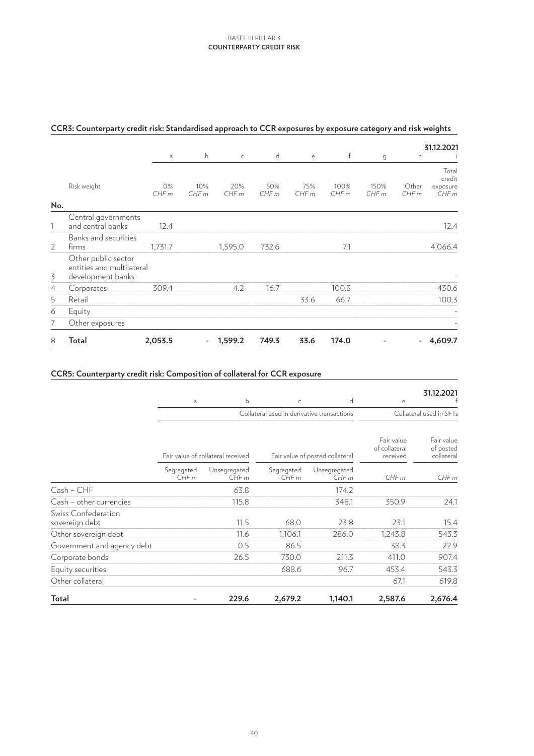## CCR3: Counterparty credit risk: Standardised approach to CCR exposures by exposure category and risk weights

| | | a | b | c | d | e | f | g | h | 31.12.2021 i |
|---|---|---|---|---|---|---|---|---|---|---|
| | Risk weight | 0% CHF m | 10% CHF m | 20% CHF m | 50% CHF m | 75% CHF m | 100% CHF m | 150% CHF m | Other CHF m | Total credit exposure CHF m |
| No. | | | | | | | | | | |
| 1 | Central governments and central banks | 12.4 | | | | | | | | 12.4 |
| 2 | Banks and securities firms | 1,731.7 | | 1,595.0 | 732.6 | | 7.1 | | | 4,066.4 |
| 3 | Other public sector entities and multilateral development banks | | | | | | | | | - |
| 4 | Corporates | 309.4 | | 4.2 | 16.7 | | 100.3 | | | 430.6 |
| 5 | Retail | | | | | 33.6 | 66.7 | | | 100.3 |
| 6 | Equity | | | | | | | | | - |
| 7 | Other exposures | | | | | | | | | - |
| 8 | **Total** | **2,053.5** | **-** | **1,599.2** | **749.3** | **33.6** | **174.0** | **-** | **-** | **4,609.7** |

## CCR5: Counterparty credit risk: Composition of collateral for CCR exposure

| | a | b | c | d | e | 31.12.2021 f |
|---|---|---|---|---|---|---|
| | Collateral used in derivative transactions | | | | Collateral used in SFTs | |
| | Fair value of collateral received | | Fair value of posted collateral | | Fair value of collateral received | Fair value of posted collateral |
| | Segregated CHF m | Unsegregated CHF m | Segregated CHF m | Unsegregated CHF m | CHF m | CHF m |
| Cash – CHF | | 63.8 | | 174.2 | | |
| Cash – other currencies | | 115.8 | | 348.1 | 350.9 | 24.1 |
| Swiss Confederation sovereign debt | | 11.5 | 68.0 | 23.8 | 23.1 | 15.4 |
| Other sovereign debt | | 11.6 | 1,106.1 | 286.0 | 1,243.8 | 543.3 |
| Government and agency debt | | 0.5 | 86.5 | | 38.3 | 22.9 |
| Corporate bonds | | 26.5 | 730.0 | 211.3 | 411.0 | 907.4 |
| Equity securities | | | 688.6 | 96.7 | 453.4 | 543.3 |
| Other collateral | | | | | 67.1 | 619.8 |
| **Total** | **-** | **229.6** | **2,679.2** | **1,140.1** | **2,587.6** | **2,676.4** |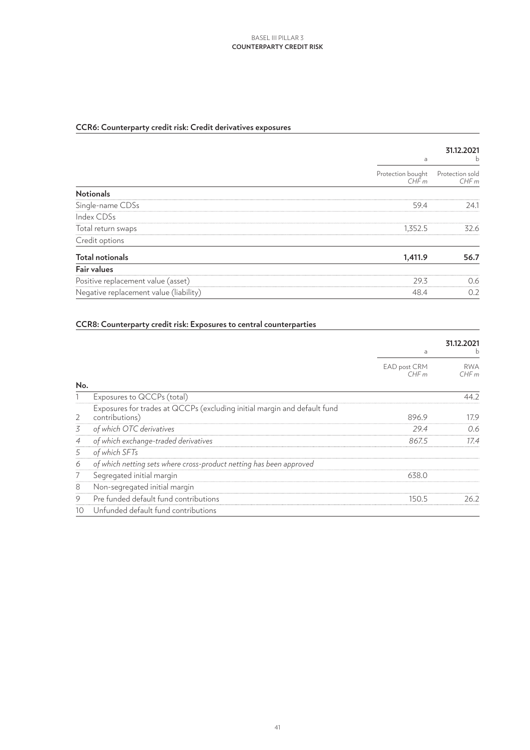## CCR6: Counterparty credit risk: Credit derivatives exposures

| | | 31.12.2021 |
|---|---|---|
| | a | b |
| | Protection bought CHF m | Protection sold CHF m |
| **Notionals** | | |
| Single-name CDSs | 59.4 | 24.1 |
| Index CDSs | | |
| Total return swaps | 1,352.5 | 32.6 |
| Credit options | | |
| **Total notionals** | **1,411.9** | **56.7** |
| **Fair values** | | |
| Positive replacement value (asset) | 29.3 | 0.6 |
| Negative replacement value (liability) | 48.4 | 0.2 |

## CCR8: Counterparty credit risk: Exposures to central counterparties

| | | | 31.12.2021 |
|---|---|---|---|
| | | a | b |
| No. | | EAD post CRM CHF m | RWA CHF m |
| 1 | Exposures to QCCPs (total) | | 44.2 |
| 2 | Exposures for trades at QCCPs (excluding initial margin and default fund contributions) | 896.9 | 17.9 |
| *3* | *of which OTC derivatives* | *29.4* | *0.6* |
| *4* | *of which exchange-traded derivatives* | *867.5* | *17.4* |
| *5* | *of which SFTs* | | |
| *6* | *of which netting sets where cross-product netting has been approved* | | |
| 7 | Segregated initial margin | 638.0 | |
| 8 | Non-segregated initial margin | | |
| 9 | Pre funded default fund contributions | 150.5 | 26.2 |
| 10 | Unfunded default fund contributions | | |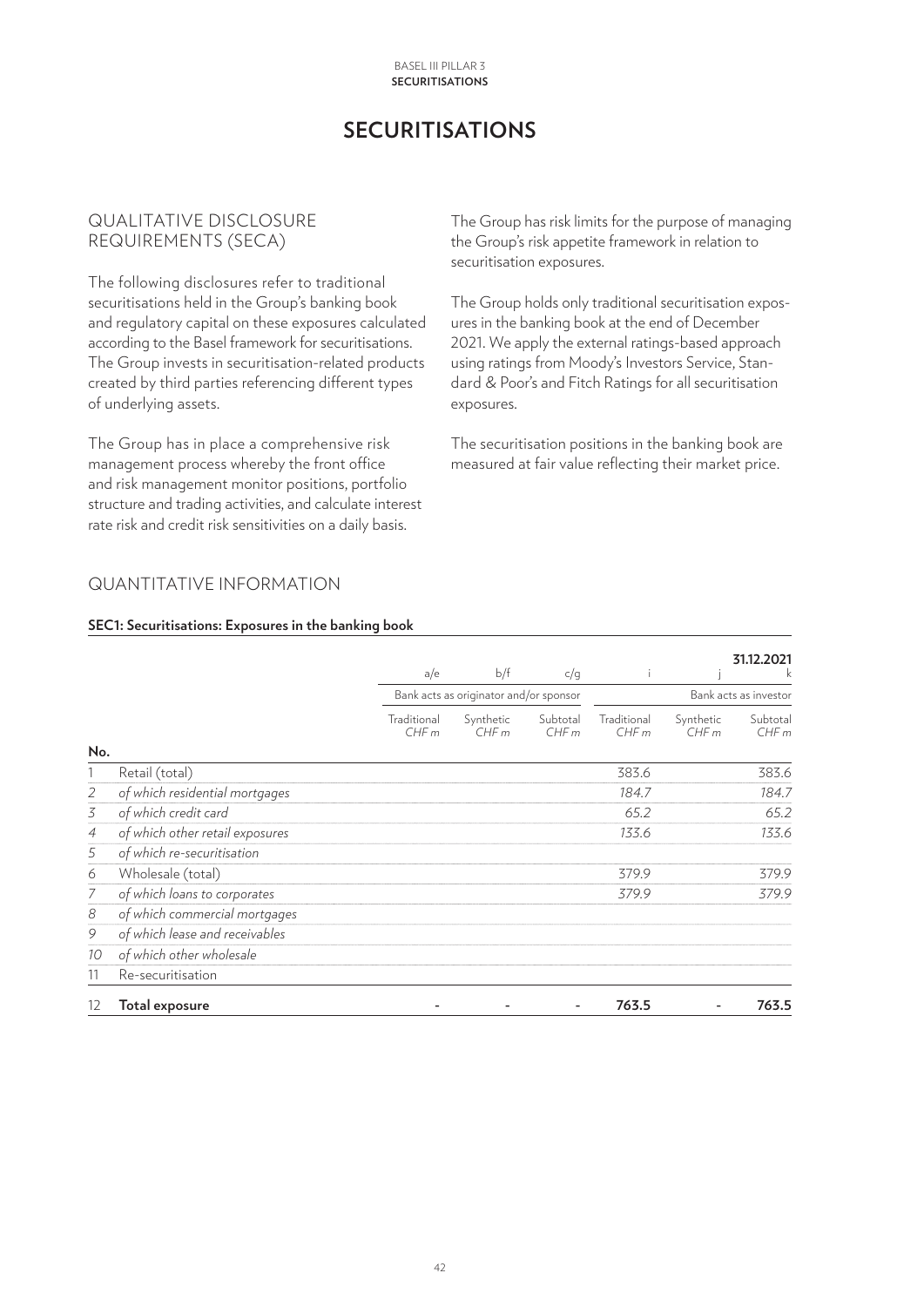# SECURITISATIONS

## QUALITATIVE DISCLOSURE REQUIREMENTS (SECA)

The following disclosures refer to traditional securitisations held in the Group's banking book and regulatory capital on these exposures calculated according to the Basel framework for securitisations. The Group invests in securitisation-related products created by third parties referencing different types of underlying assets.

The Group has in place a comprehensive risk management process whereby the front office and risk management monitor positions, portfolio structure and trading activities, and calculate interest rate risk and credit risk sensitivities on a daily basis.

The Group has risk limits for the purpose of managing the Group's risk appetite framework in relation to securitisation exposures.

The Group holds only traditional securitisation exposures in the banking book at the end of December 2021. We apply the external ratings-based approach using ratings from Moody's Investors Service, Standard & Poor's and Fitch Ratings for all securitisation exposures.

The securitisation positions in the banking book are measured at fair value reflecting their market price.

## QUANTITATIVE INFORMATION

**SEC1: Securitisations: Exposures in the banking book**

| | | a/e | b/f | c/g | i | j | **31.12.2021** k |
|---|---|---|---|---|---|---|---|
| | | Bank acts as originator and/or sponsor | | | Bank acts as investor | | |
| | | Traditional *CHF m* | Synthetic *CHF m* | Subtotal *CHF m* | Traditional *CHF m* | Synthetic *CHF m* | Subtotal *CHF m* |
| **No.** | | | | | | | |
| 1 | Retail (total) | | | | 383.6 | | 383.6 |
| *2* | *of which residential mortgages* | | | | *184.7* | | *184.7* |
| *3* | *of which credit card* | | | | *65.2* | | *65.2* |
| *4* | *of which other retail exposures* | | | | *133.6* | | *133.6* |
| *5* | *of which re-securitisation* | | | | | | |
| 6 | Wholesale (total) | | | | 379.9 | | 379.9 |
| *7* | *of which loans to corporates* | | | | *379.9* | | *379.9* |
| *8* | *of which commercial mortgages* | | | | | | |
| *9* | *of which lease and receivables* | | | | | | |
| *10* | *of which other wholesale* | | | | | | |
| 11 | Re-securitisation | | | | | | |
| 12 | **Total exposure** | - | - | - | **763.5** | - | **763.5** |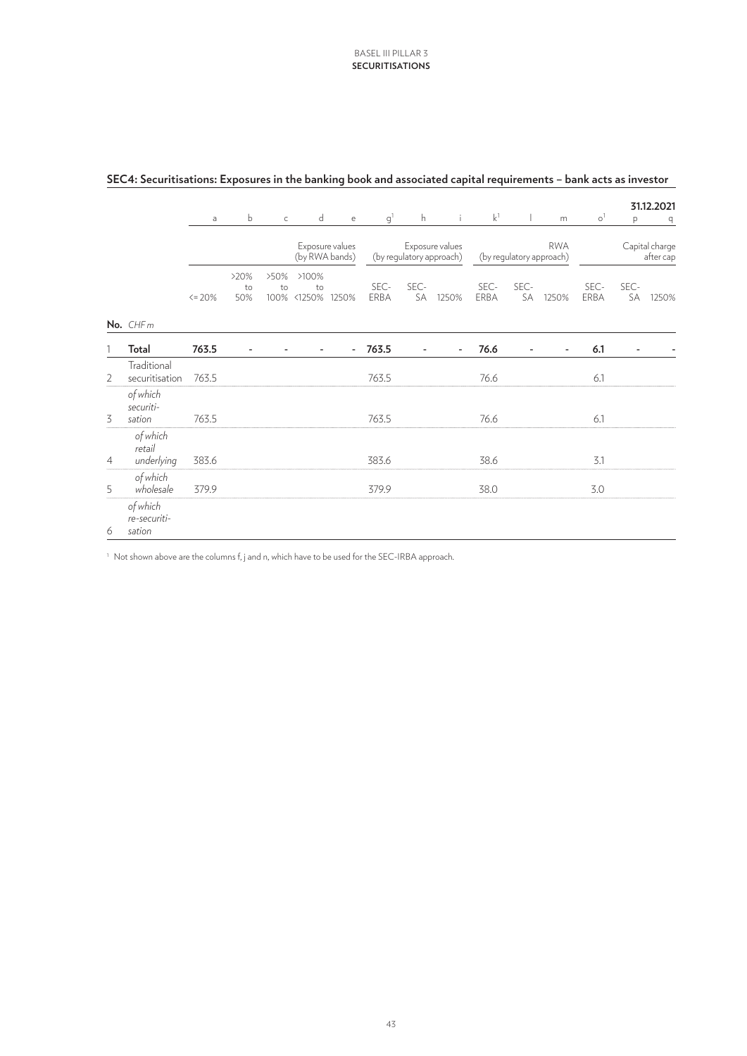## SEC4: Securitisations: Exposures in the banking book and associated capital requirements – bank acts as investor

31.12.2021

| | | a | b | c | d | e | g[1] | h | i | k[1] | l | m | o[1] | p | q |
|---|---|---|---|---|---|---|---|---|---|---|---|---|---|---|---|
| | | | | | Exposure values (by RWA bands) | | Exposure values (by regulatory approach) | | | RWA (by regulatory approach) | | | Capital charge after cap | | |
| | | <= 20% | >20% to 50% | >50% to 100% | >100% to <1250% | 1250% | SEC-ERBA | SEC-SA | 1250% | SEC-ERBA | SEC-SA | 1250% | SEC-ERBA | SEC-SA | 1250% |
| **No.** | *CHF m* | | | | | | | | | | | | | | |
| 1 | **Total** | **763.5** | - | - | - | - | **763.5** | - | - | **76.6** | - | - | **6.1** | - | - |
| 2 | Traditional securitisation | 763.5 | | | | | 763.5 | | | 76.6 | | | 6.1 | | |
| 3 | *of which securitisation* | 763.5 | | | | | 763.5 | | | 76.6 | | | 6.1 | | |
| 4 | *of which retail underlying* | 383.6 | | | | | 383.6 | | | 38.6 | | | 3.1 | | |
| 5 | *of which wholesale* | 379.9 | | | | | 379.9 | | | 38.0 | | | 3.0 | | |
| 6 | *of which re-securitisation* | | | | | | | | | | | | | | |

[1] Not shown above are the columns f, j and n, which have to be used for the SEC-IRBA approach.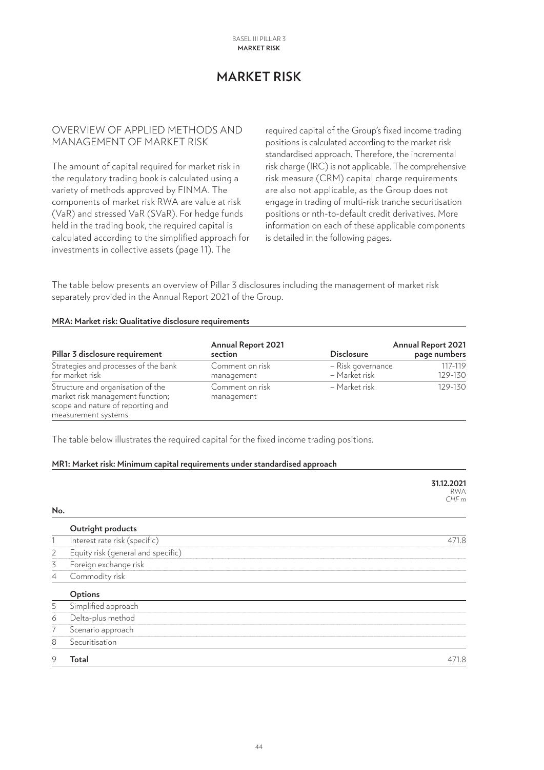# MARKET RISK

## OVERVIEW OF APPLIED METHODS AND MANAGEMENT OF MARKET RISK

The amount of capital required for market risk in the regulatory trading book is calculated using a variety of methods approved by FINMA. The components of market risk RWA are value at risk (VaR) and stressed VaR (SVaR). For hedge funds held in the trading book, the required capital is calculated according to the simplified approach for investments in collective assets (page 11). The required capital of the Group's fixed income trading positions is calculated according to the market risk standardised approach. Therefore, the incremental risk charge (IRC) is not applicable. The comprehensive risk measure (CRM) capital charge requirements are also not applicable, as the Group does not engage in trading of multi-risk tranche securitisation positions or nth-to-default credit derivatives. More information on each of these applicable components is detailed in the following pages.

The table below presents an overview of Pillar 3 disclosures including the management of market risk separately provided in the Annual Report 2021 of the Group.

**MRA: Market risk: Qualitative disclosure requirements**

| Pillar 3 disclosure requirement | Annual Report 2021 section | Disclosure | Annual Report 2021 page numbers |
|---|---|---|---|
| Strategies and processes of the bank for market risk | Comment on risk management | – Risk governance<br>– Market risk | 117-119<br>129-130 |
| Structure and organisation of the market risk management function; scope and nature of reporting and measurement systems | Comment on risk management | – Market risk | 129-130 |

The table below illustrates the required capital for the fixed income trading positions.

**MR1: Market risk: Minimum capital requirements under standardised approach**

| No. | | 31.12.2021<br>RWA<br>*CHF m* |
|---|---|---|
| | **Outright products** | |
| 1 | Interest rate risk (specific) | 471.8 |
| 2 | Equity risk (general and specific) | |
| 3 | Foreign exchange risk | |
| 4 | Commodity risk | |
| | **Options** | |
| 5 | Simplified approach | |
| 6 | Delta-plus method | |
| 7 | Scenario approach | |
| 8 | Securitisation | |
| 9 | **Total** | 471.8 |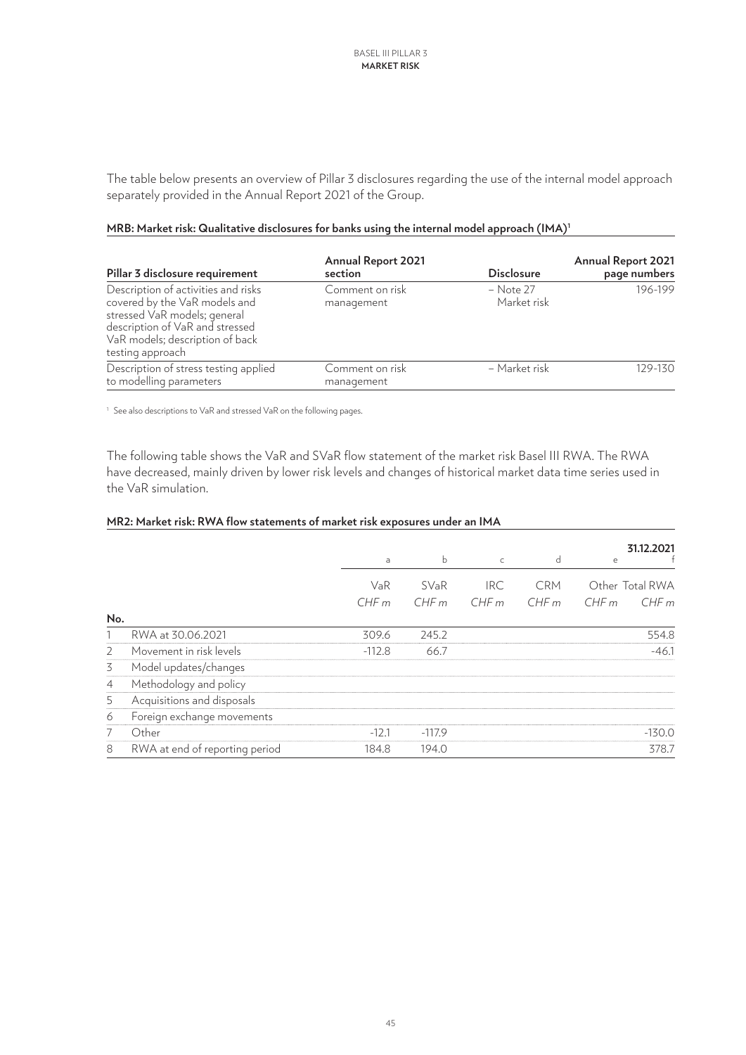The table below presents an overview of Pillar 3 disclosures regarding the use of the internal model approach separately provided in the Annual Report 2021 of the Group.

**MRB: Market risk: Qualitative disclosures for banks using the internal model approach (IMA)[1]**

| Pillar 3 disclosure requirement | Annual Report 2021 section | Disclosure | Annual Report 2021 page numbers |
|---|---|---|---|
| Description of activities and risks covered by the VaR models and stressed VaR models; general description of VaR and stressed VaR models; description of back testing approach | Comment on risk management | – Note 27 Market risk | 196-199 |
| Description of stress testing applied to modelling parameters | Comment on risk management | – Market risk | 129-130 |

[1] See also descriptions to VaR and stressed VaR on the following pages.

The following table shows the VaR and SVaR flow statement of the market risk Basel III RWA. The RWA have decreased, mainly driven by lower risk levels and changes of historical market data time series used in the VaR simulation.

**MR2: Market risk: RWA flow statements of market risk exposures under an IMA**

| | | | | | | | 31.12.2021 |
|---|---|---|---|---|---|---|---|
| | | a | b | c | d | e | f |
| | | VaR | SVaR | IRC | CRM | Other | Total RWA |
| | | *CHF m* | *CHF m* | *CHF m* | *CHF m* | *CHF m* | *CHF m* |
| **No.** | | | | | | | |
| 1 | RWA at 30.06.2021 | 309.6 | 245.2 | | | | 554.8 |
| 2 | Movement in risk levels | -112.8 | 66.7 | | | | -46.1 |
| 3 | Model updates/changes | | | | | | |
| 4 | Methodology and policy | | | | | | |
| 5 | Acquisitions and disposals | | | | | | |
| 6 | Foreign exchange movements | | | | | | |
| 7 | Other | -12.1 | -117.9 | | | | -130.0 |
| 8 | RWA at end of reporting period | 184.8 | 194.0 | | | | 378.7 |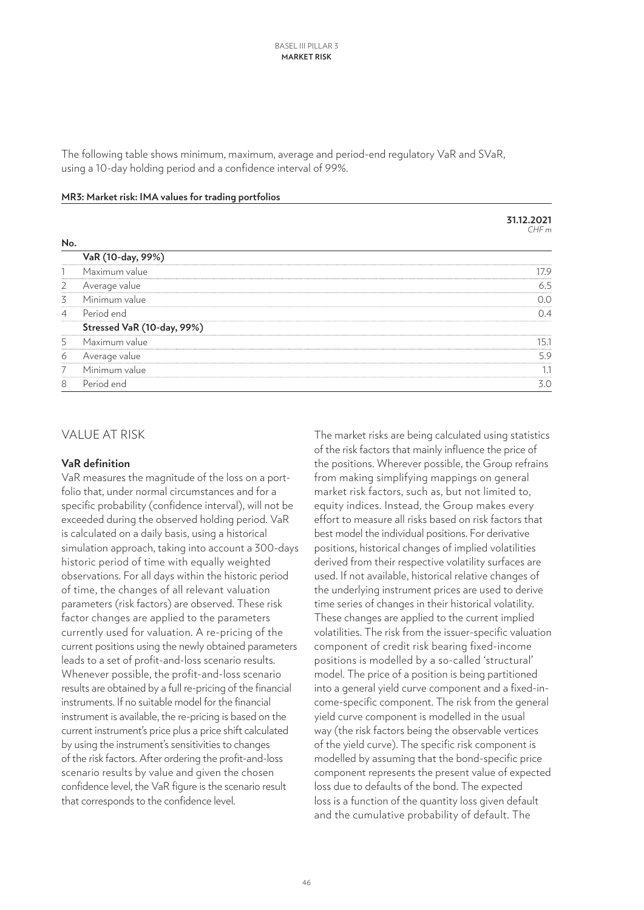The following table shows minimum, maximum, average and period-end regulatory VaR and SVaR, using a 10-day holding period and a confidence interval of 99%.

**MR3: Market risk: IMA values for trading portfolios**

| No. | | **31.12.2021** *CHF m* |
|---|---|---|
| | **VaR (10-day, 99%)** | |
| 1 | Maximum value | 17.9 |
| 2 | Average value | 6.5 |
| 3 | Minimum value | 0.0 |
| 4 | Period end | 0.4 |
| | **Stressed VaR (10-day, 99%)** | |
| 5 | Maximum value | 15.1 |
| 6 | Average value | 5.9 |
| 7 | Minimum value | 1.1 |
| 8 | Period end | 3.0 |

## VALUE AT RISK

**VaR definition**

VaR measures the magnitude of the loss on a portfolio that, under normal circumstances and for a specific probability (confidence interval), will not be exceeded during the observed holding period. VaR is calculated on a daily basis, using a historical simulation approach, taking into account a 300-days historic period of time with equally weighted observations. For all days within the historic period of time, the changes of all relevant valuation parameters (risk factors) are observed. These risk factor changes are applied to the parameters currently used for valuation. A re-pricing of the current positions using the newly obtained parameters leads to a set of profit-and-loss scenario results. Whenever possible, the profit-and-loss scenario results are obtained by a full re-pricing of the financial instruments. If no suitable model for the financial instrument is available, the re-pricing is based on the current instrument's price plus a price shift calculated by using the instrument's sensitivities to changes of the risk factors. After ordering the profit-and-loss scenario results by value and given the chosen confidence level, the VaR figure is the scenario result that corresponds to the confidence level.

The market risks are being calculated using statistics of the risk factors that mainly influence the price of the positions. Wherever possible, the Group refrains from making simplifying mappings on general market risk factors, such as, but not limited to, equity indices. Instead, the Group makes every effort to measure all risks based on risk factors that best model the individual positions. For derivative positions, historical changes of implied volatilities derived from their respective volatility surfaces are used. If not available, historical relative changes of the underlying instrument prices are used to derive time series of changes in their historical volatility. These changes are applied to the current implied volatilities. The risk from the issuer-specific valuation component of credit risk bearing fixed-income positions is modelled by a so-called 'structural' model. The price of a position is being partitioned into a general yield curve component and a fixed-income-specific component. The risk from the general yield curve component is modelled in the usual way (the risk factors being the observable vertices of the yield curve). The specific risk component is modelled by assuming that the bond-specific price component represents the present value of expected loss due to defaults of the bond. The expected loss is a function of the quantity loss given default and the cumulative probability of default. The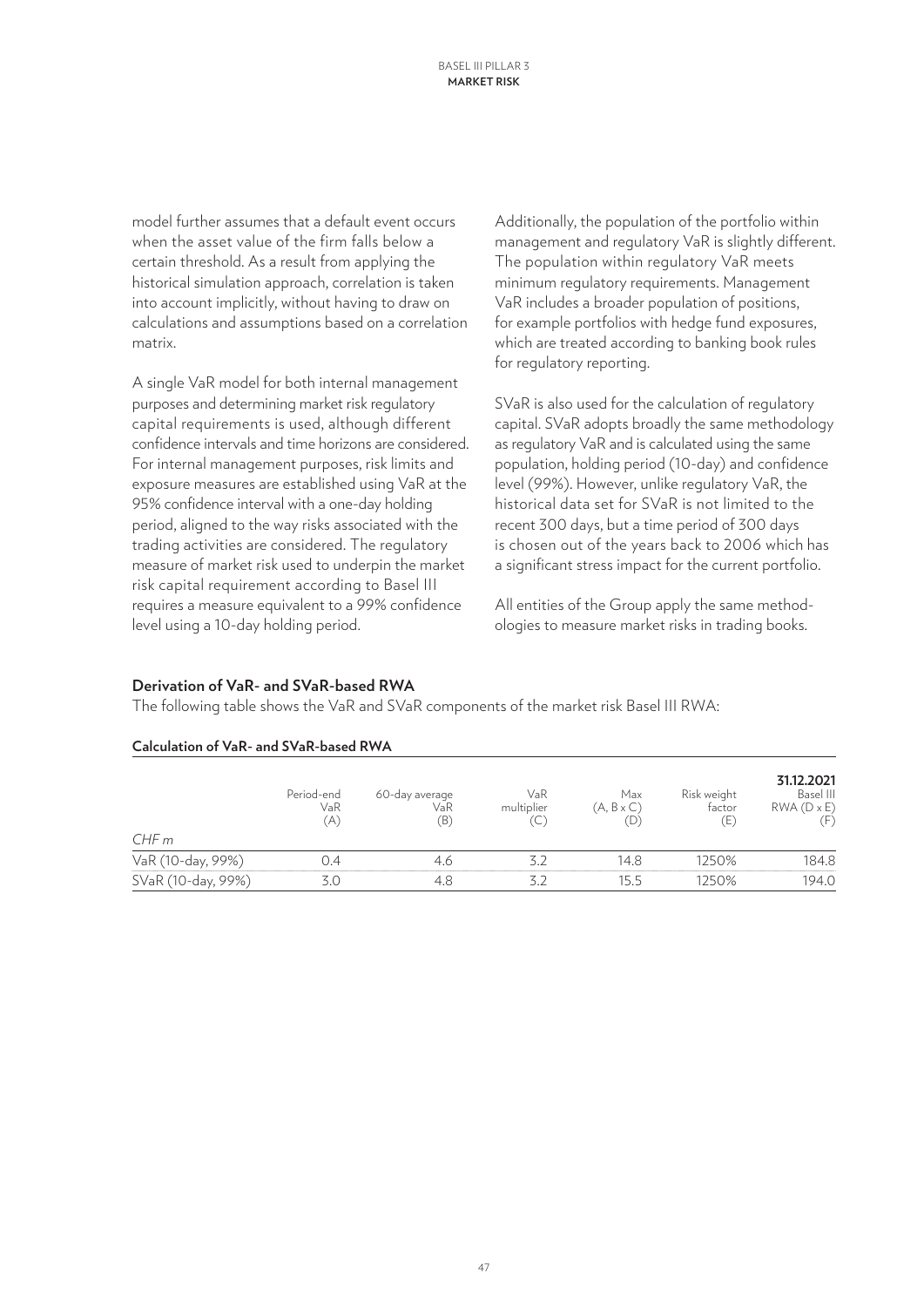model further assumes that a default event occurs when the asset value of the firm falls below a certain threshold. As a result from applying the historical simulation approach, correlation is taken into account implicitly, without having to draw on calculations and assumptions based on a correlation matrix.

A single VaR model for both internal management purposes and determining market risk regulatory capital requirements is used, although different confidence intervals and time horizons are considered. For internal management purposes, risk limits and exposure measures are established using VaR at the 95% confidence interval with a one-day holding period, aligned to the way risks associated with the trading activities are considered. The regulatory measure of market risk used to underpin the market risk capital requirement according to Basel III requires a measure equivalent to a 99% confidence level using a 10-day holding period.

Additionally, the population of the portfolio within management and regulatory VaR is slightly different. The population within regulatory VaR meets minimum regulatory requirements. Management VaR includes a broader population of positions, for example portfolios with hedge fund exposures, which are treated according to banking book rules for regulatory reporting.

SVaR is also used for the calculation of regulatory capital. SVaR adopts broadly the same methodology as regulatory VaR and is calculated using the same population, holding period (10-day) and confidence level (99%). However, unlike regulatory VaR, the historical data set for SVaR is not limited to the recent 300 days, but a time period of 300 days is chosen out of the years back to 2006 which has a significant stress impact for the current portfolio.

All entities of the Group apply the same methodologies to measure market risks in trading books.

### Derivation of VaR- and SVaR-based RWA

The following table shows the VaR and SVaR components of the market risk Basel III RWA:

**Calculation of VaR- and SVaR-based RWA**

| *CHF m* | Period-end VaR (A) | 60-day average VaR (B) | VaR multiplier (C) | Max (A, B x C) (D) | Risk weight factor (E) | **31.12.2021** Basel III RWA (D x E) (F) |
|---|---|---|---|---|---|---|
| VaR (10-day, 99%) | 0.4 | 4.6 | 3.2 | 14.8 | 1250% | 184.8 |
| SVaR (10-day, 99%) | 3.0 | 4.8 | 3.2 | 15.5 | 1250% | 194.0 |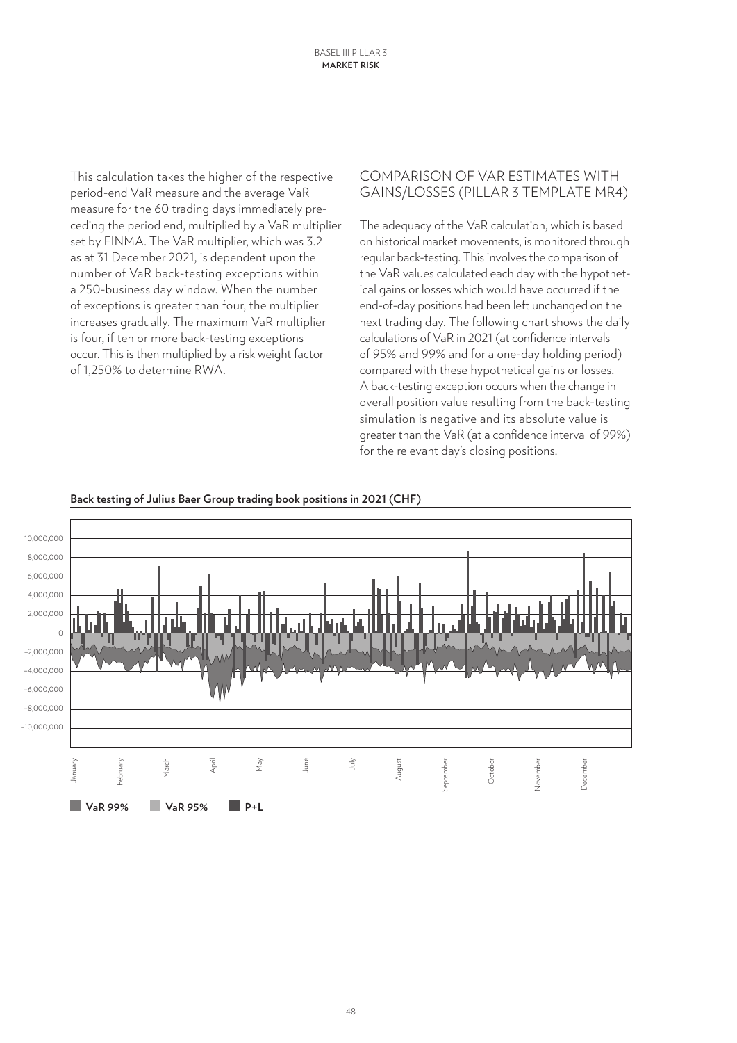This calculation takes the higher of the respective period-end VaR measure and the average VaR measure for the 60 trading days immediately preceding the period end, multiplied by a VaR multiplier set by FINMA. The VaR multiplier, which was 3.2 as at 31 December 2021, is dependent upon the number of VaR back-testing exceptions within a 250-business day window. When the number of exceptions is greater than four, the multiplier increases gradually. The maximum VaR multiplier is four, if ten or more back-testing exceptions occur. This is then multiplied by a risk weight factor of 1,250% to determine RWA.

## COMPARISON OF VAR ESTIMATES WITH GAINS/LOSSES (PILLAR 3 TEMPLATE MR4)

The adequacy of the VaR calculation, which is based on historical market movements, is monitored through regular back-testing. This involves the comparison of the VaR values calculated each day with the hypothetical gains or losses which would have occurred if the end-of-day positions had been left unchanged on the next trading day. The following chart shows the daily calculations of VaR in 2021 (at confidence intervals of 95% and 99% and for a one-day holding period) compared with these hypothetical gains or losses. A back-testing exception occurs when the change in overall position value resulting from the back-testing simulation is negative and its absolute value is greater than the VaR (at a confidence interval of 99%) for the relevant day's closing positions.

**Back testing of Julius Baer Group trading book positions in 2021 (CHF)**

10,000,000
8,000,000
6,000,000
4,000,000
2,000,000
0
–2,000,000
–4,000,000
–6,000,000
–8,000,000
–10,000,000

January February March April May June July August September October November December

VaR 99% VaR 95% P+L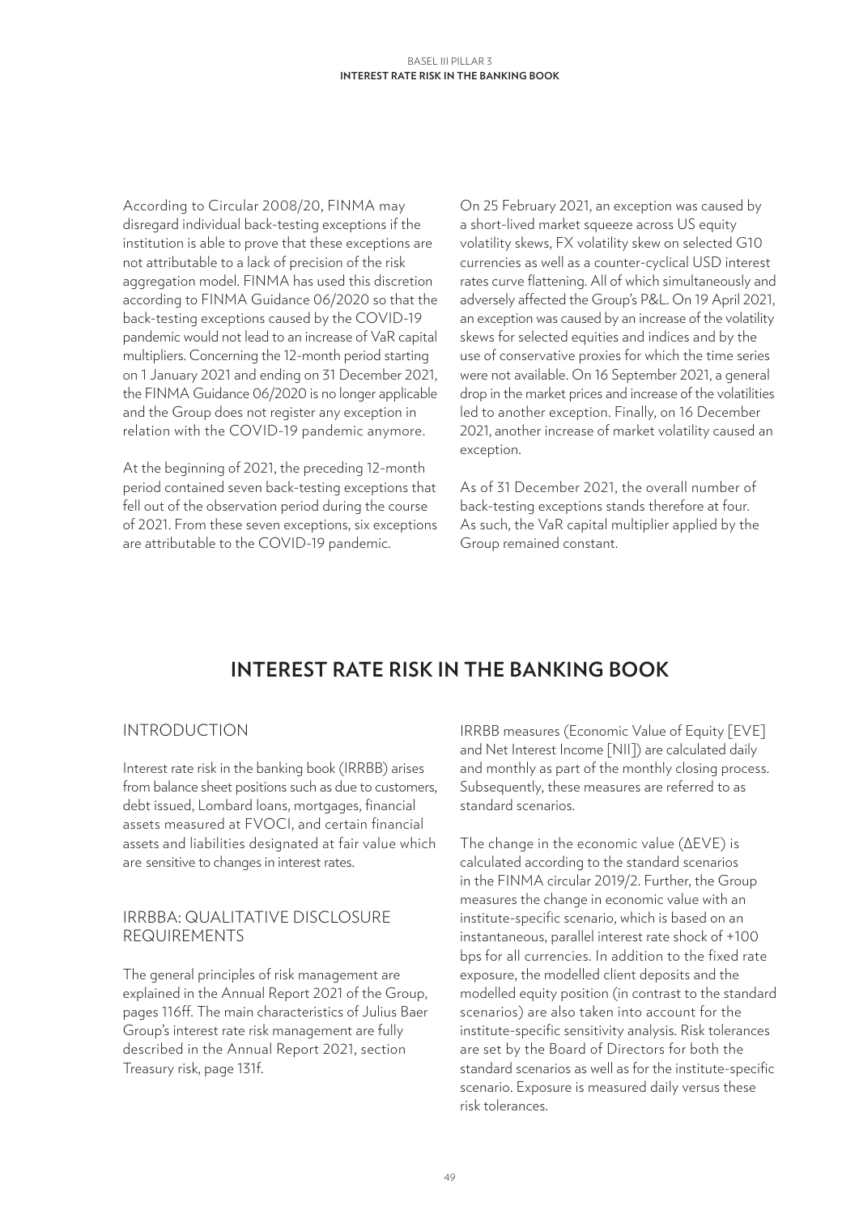According to Circular 2008/20, FINMA may disregard individual back-testing exceptions if the institution is able to prove that these exceptions are not attributable to a lack of precision of the risk aggregation model. FINMA has used this discretion according to FINMA Guidance 06/2020 so that the back-testing exceptions caused by the COVID-19 pandemic would not lead to an increase of VaR capital multipliers. Concerning the 12-month period starting on 1 January 2021 and ending on 31 December 2021, the FINMA Guidance 06/2020 is no longer applicable and the Group does not register any exception in relation with the COVID-19 pandemic anymore.

At the beginning of 2021, the preceding 12-month period contained seven back-testing exceptions that fell out of the observation period during the course of 2021. From these seven exceptions, six exceptions are attributable to the COVID-19 pandemic.

On 25 February 2021, an exception was caused by a short-lived market squeeze across US equity volatility skews, FX volatility skew on selected G10 currencies as well as a counter-cyclical USD interest rates curve flattening. All of which simultaneously and adversely affected the Group's P&L. On 19 April 2021, an exception was caused by an increase of the volatility skews for selected equities and indices and by the use of conservative proxies for which the time series were not available. On 16 September 2021, a general drop in the market prices and increase of the volatilities led to another exception. Finally, on 16 December 2021, another increase of market volatility caused an exception.

As of 31 December 2021, the overall number of back-testing exceptions stands therefore at four. As such, the VaR capital multiplier applied by the Group remained constant.

# INTEREST RATE RISK IN THE BANKING BOOK

## INTRODUCTION

Interest rate risk in the banking book (IRRBB) arises from balance sheet positions such as due to customers, debt issued, Lombard loans, mortgages, financial assets measured at FVOCI, and certain financial assets and liabilities designated at fair value which are sensitive to changes in interest rates.

## IRRBBA: QUALITATIVE DISCLOSURE REQUIREMENTS

The general principles of risk management are explained in the Annual Report 2021 of the Group, pages 116ff. The main characteristics of Julius Baer Group's interest rate risk management are fully described in the Annual Report 2021, section Treasury risk, page 131f.

IRRBB measures (Economic Value of Equity [EVE] and Net Interest Income [NII]) are calculated daily and monthly as part of the monthly closing process. Subsequently, these measures are referred to as standard scenarios.

The change in the economic value ($\Delta$EVE) is calculated according to the standard scenarios in the FINMA circular 2019/2. Further, the Group measures the change in economic value with an institute-specific scenario, which is based on an instantaneous, parallel interest rate shock of +100 bps for all currencies. In addition to the fixed rate exposure, the modelled client deposits and the modelled equity position (in contrast to the standard scenarios) are also taken into account for the institute-specific sensitivity analysis. Risk tolerances are set by the Board of Directors for both the standard scenarios as well as for the institute-specific scenario. Exposure is measured daily versus these risk tolerances.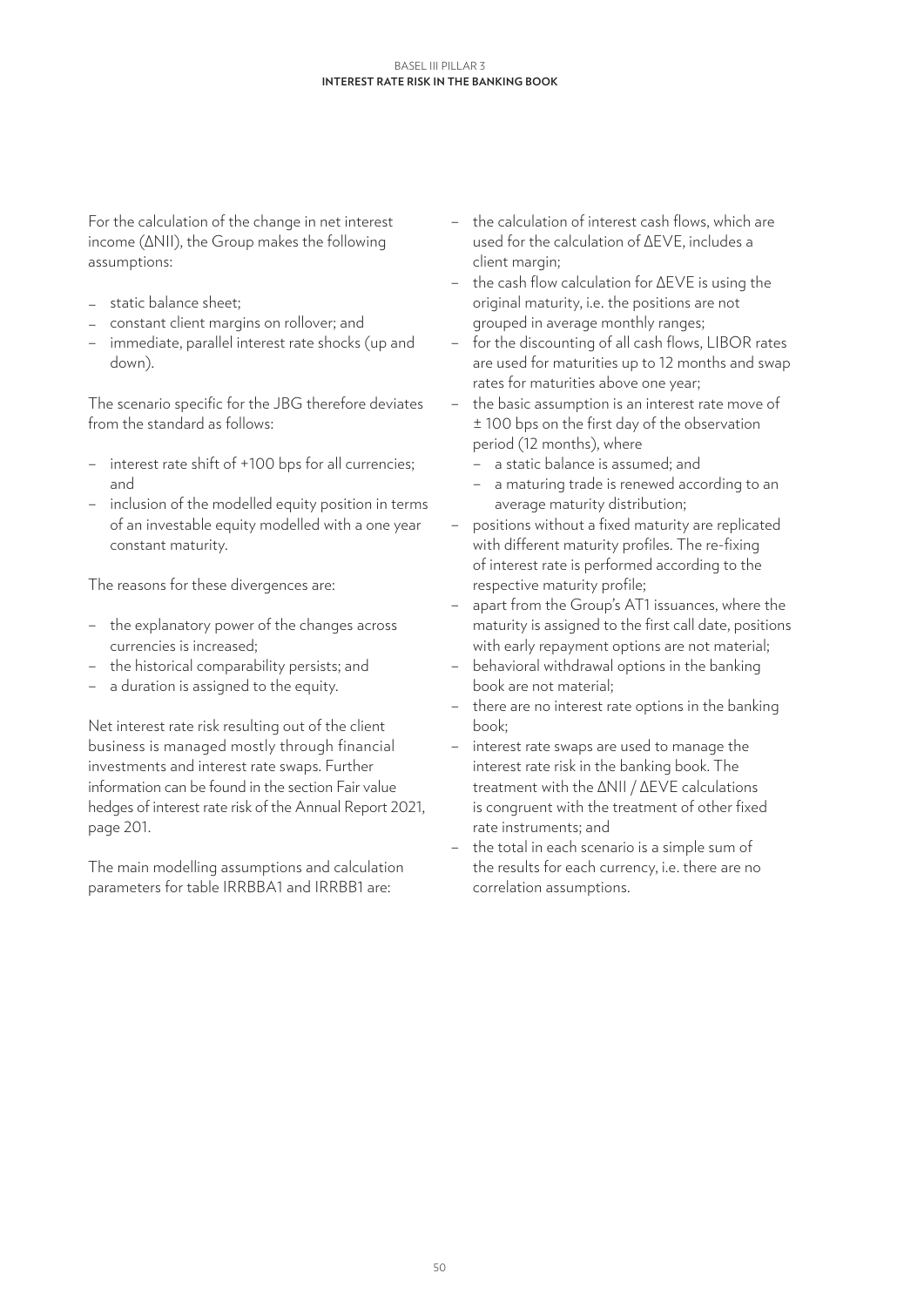For the calculation of the change in net interest income (ΔNII), the Group makes the following assumptions:

- static balance sheet;
- constant client margins on rollover; and
- immediate, parallel interest rate shocks (up and down).

The scenario specific for the JBG therefore deviates from the standard as follows:

- interest rate shift of +100 bps for all currencies; and
- inclusion of the modelled equity position in terms of an investable equity modelled with a one year constant maturity.

The reasons for these divergences are:

- the explanatory power of the changes across currencies is increased;
- the historical comparability persists; and
- a duration is assigned to the equity.

Net interest rate risk resulting out of the client business is managed mostly through financial investments and interest rate swaps. Further information can be found in the section Fair value hedges of interest rate risk of the Annual Report 2021, page 201.

The main modelling assumptions and calculation parameters for table IRRBBA1 and IRRBB1 are:

- the calculation of interest cash flows, which are used for the calculation of ΔEVE, includes a client margin;
- the cash flow calculation for ΔEVE is using the original maturity, i.e. the positions are not grouped in average monthly ranges;
- for the discounting of all cash flows, LIBOR rates are used for maturities up to 12 months and swap rates for maturities above one year;
- the basic assumption is an interest rate move of ± 100 bps on the first day of the observation period (12 months), where
  - a static balance is assumed; and
  - a maturing trade is renewed according to an average maturity distribution;
- positions without a fixed maturity are replicated with different maturity profiles. The re-fixing of interest rate is performed according to the respective maturity profile;
- apart from the Group's AT1 issuances, where the maturity is assigned to the first call date, positions with early repayment options are not material;
- behavioral withdrawal options in the banking book are not material;
- there are no interest rate options in the banking book;
- interest rate swaps are used to manage the interest rate risk in the banking book. The treatment with the ΔNII / ΔEVE calculations is congruent with the treatment of other fixed rate instruments; and
- the total in each scenario is a simple sum of the results for each currency, i.e. there are no correlation assumptions.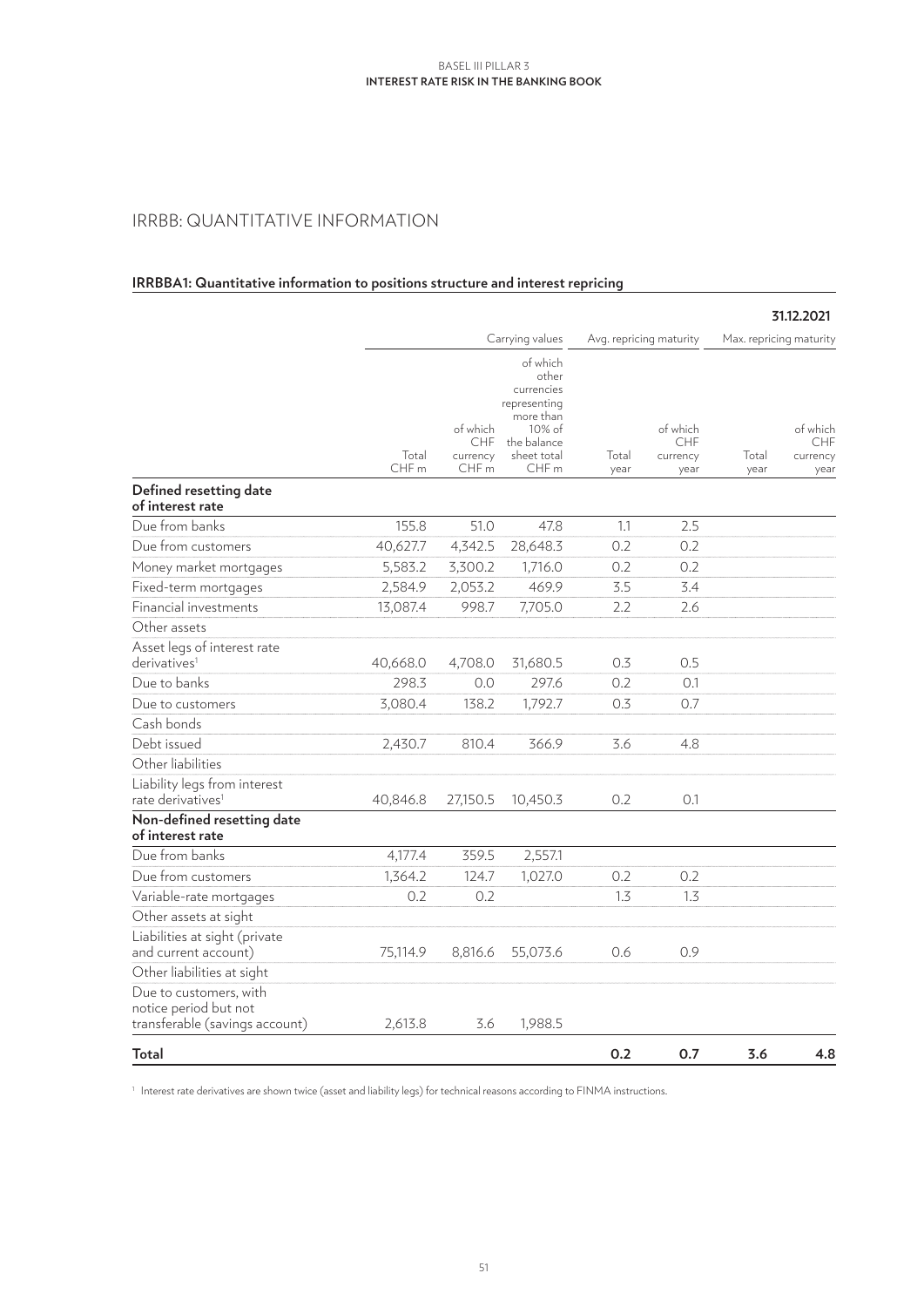## IRRBB: QUANTITATIVE INFORMATION

### IRRBBA1: Quantitative information to positions structure and interest repricing

**31.12.2021**

| | Carrying values | | | Avg. repricing maturity | | Max. repricing maturity | |
|---|---|---|---|---|---|---|---|
| | Total CHF m | of which CHF currency CHF m | of which other currencies representing more than 10% of the balance sheet total CHF m | Total year | of which CHF currency year | Total year | of which CHF currency year |
| **Defined resetting date of interest rate** | | | | | | | |
| Due from banks | 155.8 | 51.0 | 47.8 | 1.1 | 2.5 | | |
| Due from customers | 40,627.7 | 4,342.5 | 28,648.3 | 0.2 | 0.2 | | |
| Money market mortgages | 5,583.2 | 3,300.2 | 1,716.0 | 0.2 | 0.2 | | |
| Fixed-term mortgages | 2,584.9 | 2,053.2 | 469.9 | 3.5 | 3.4 | | |
| Financial investments | 13,087.4 | 998.7 | 7,705.0 | 2.2 | 2.6 | | |
| Other assets | | | | | | | |
| Asset legs of interest rate derivatives[1] | 40,668.0 | 4,708.0 | 31,680.5 | 0.3 | 0.5 | | |
| Due to banks | 298.3 | 0.0 | 297.6 | 0.2 | 0.1 | | |
| Due to customers | 3,080.4 | 138.2 | 1,792.7 | 0.3 | 0.7 | | |
| Cash bonds | | | | | | | |
| Debt issued | 2,430.7 | 810.4 | 366.9 | 3.6 | 4.8 | | |
| Other liabilities | | | | | | | |
| Liability legs from interest rate derivatives[1] | 40,846.8 | 27,150.5 | 10,450.3 | 0.2 | 0.1 | | |
| **Non-defined resetting date of interest rate** | | | | | | | |
| Due from banks | 4,177.4 | 359.5 | 2,557.1 | | | | |
| Due from customers | 1,364.2 | 124.7 | 1,027.0 | 0.2 | 0.2 | | |
| Variable-rate mortgages | 0.2 | 0.2 | | 1.3 | 1.3 | | |
| Other assets at sight | | | | | | | |
| Liabilities at sight (private and current account) | 75,114.9 | 8,816.6 | 55,073.6 | 0.6 | 0.9 | | |
| Other liabilities at sight | | | | | | | |
| Due to customers, with notice period but not transferable (savings account) | 2,613.8 | 3.6 | 1,988.5 | | | | |
| **Total** | | | | **0.2** | **0.7** | **3.6** | **4.8** |

[1] Interest rate derivatives are shown twice (asset and liability legs) for technical reasons according to FINMA instructions.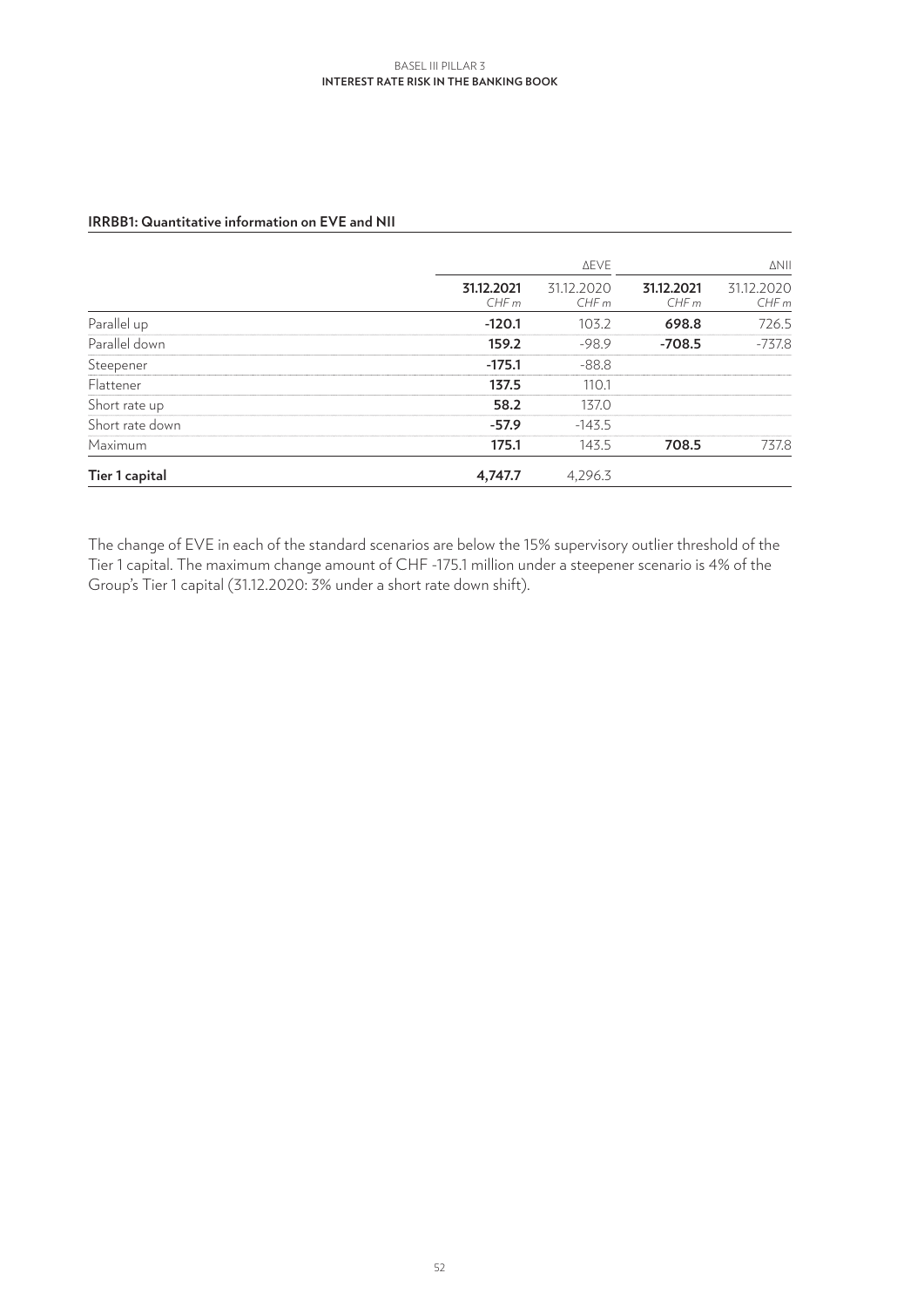#### IRRBB1: Quantitative information on EVE and NII

| | ΔEVE | | ΔNII | |
|---|---|---|---|---|
| | **31.12.2021** *CHF m* | 31.12.2020 *CHF m* | **31.12.2021** *CHF m* | 31.12.2020 *CHF m* |
| Parallel up | **-120.1** | 103.2 | **698.8** | 726.5 |
| Parallel down | **159.2** | -98.9 | **-708.5** | -737.8 |
| Steepener | **-175.1** | -88.8 | | |
| Flattener | **137.5** | 110.1 | | |
| Short rate up | **58.2** | 137.0 | | |
| Short rate down | **-57.9** | -143.5 | | |
| Maximum | **175.1** | 143.5 | **708.5** | 737.8 |
| **Tier 1 capital** | **4,747.7** | 4,296.3 | | |

The change of EVE in each of the standard scenarios are below the 15% supervisory outlier threshold of the Tier 1 capital. The maximum change amount of CHF -175.1 million under a steepener scenario is 4% of the Group's Tier 1 capital (31.12.2020: 3% under a short rate down shift).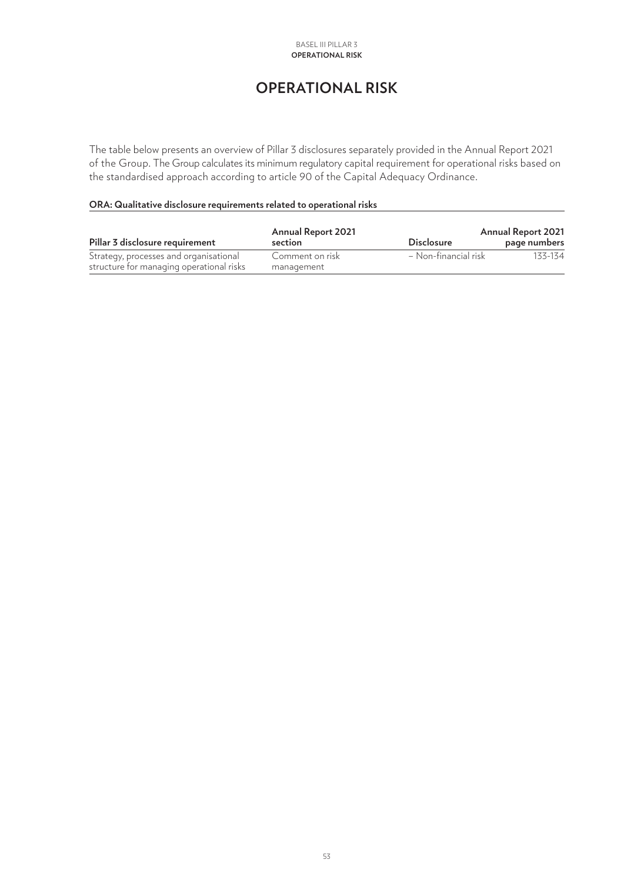# OPERATIONAL RISK

The table below presents an overview of Pillar 3 disclosures separately provided in the Annual Report 2021 of the Group. The Group calculates its minimum regulatory capital requirement for operational risks based on the standardised approach according to article 90 of the Capital Adequacy Ordinance.

**ORA: Qualitative disclosure requirements related to operational risks**

| Pillar 3 disclosure requirement | Annual Report 2021 section | Disclosure | Annual Report 2021 page numbers |
|---|---|---|---|
| Strategy, processes and organisational structure for managing operational risks | Comment on risk management | – Non-financial risk | 133-134 |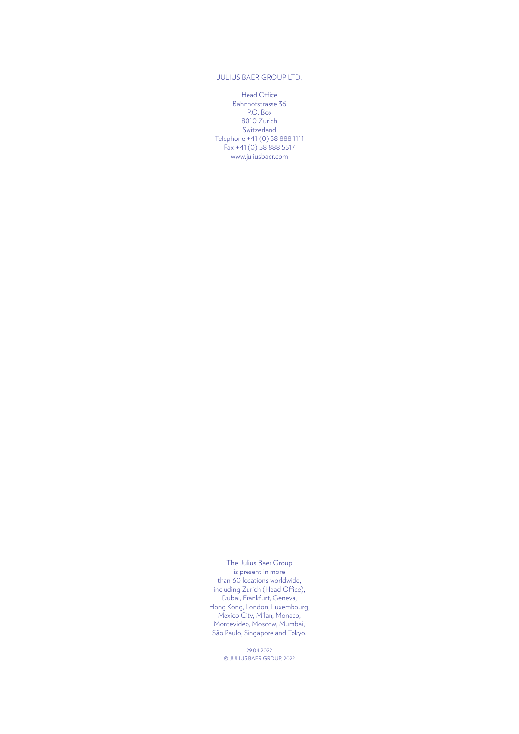JULIUS BAER GROUP LTD.

Head Office
Bahnhofstrasse 36
P.O. Box
8010 Zurich
Switzerland
Telephone +41 (0) 58 888 1111
Fax +41 (0) 58 888 5517
www.juliusbaer.com

The Julius Baer Group
is present in more
than 60 locations worldwide,
including Zurich (Head Office),
Dubai, Frankfurt, Geneva,
Hong Kong, London, Luxembourg,
Mexico City, Milan, Monaco,
Montevideo, Moscow, Mumbai,
São Paulo, Singapore and Tokyo.

29.04.2022
© JULIUS BAER GROUP, 2022